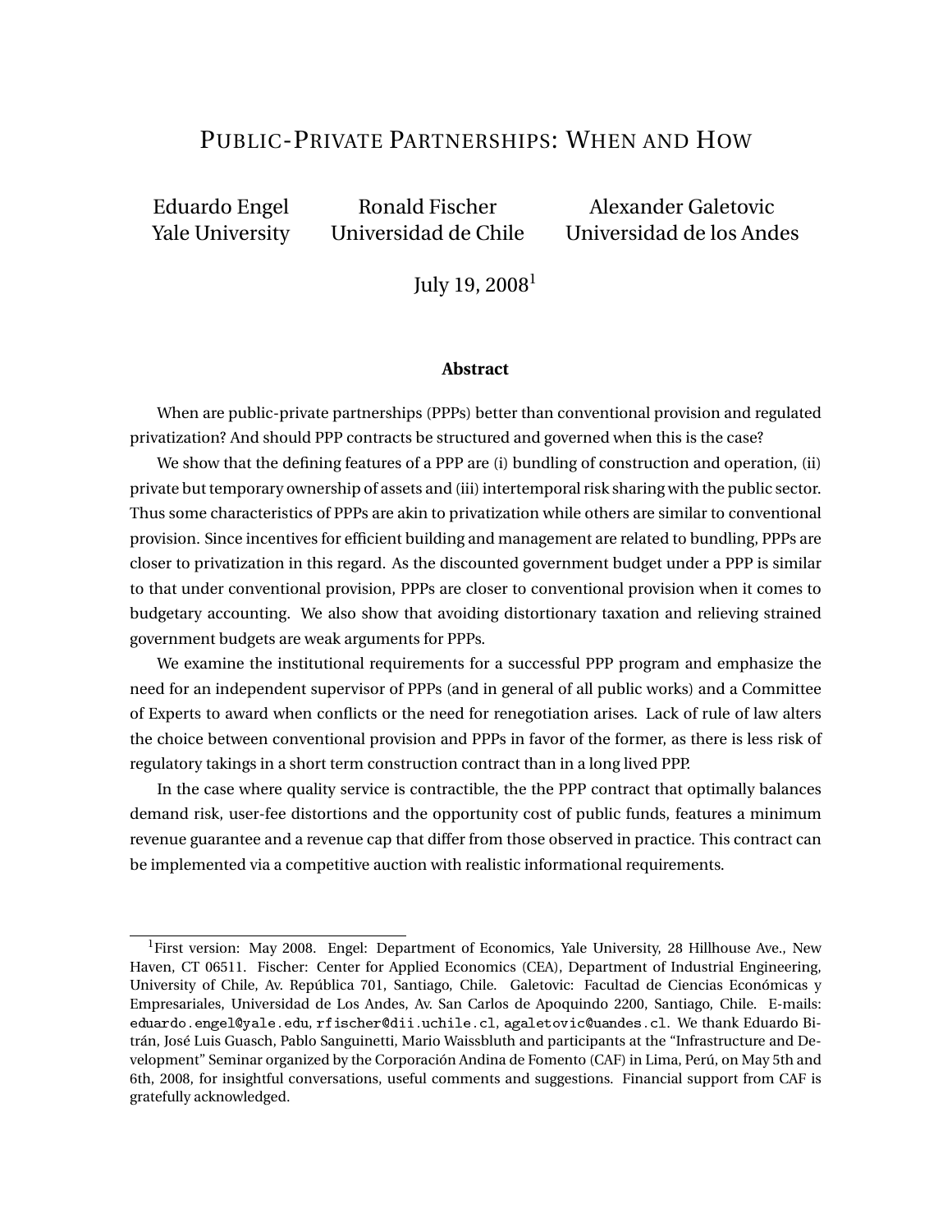# Public-Private Partnerships: When and How

Eduardo Engel
Yale University

Ronald Fischer
Universidad de Chile

Alexander Galetovic
Universidad de los Andes

July 19, 2008[1]

**Abstract**

When are public-private partnerships (PPPs) better than conventional provision and regulated privatization? And should PPP contracts be structured and governed when this is the case?

We show that the defining features of a PPP are (i) bundling of construction and operation, (ii) private but temporary ownership of assets and (iii) intertemporal risk sharing with the public sector. Thus some characteristics of PPPs are akin to privatization while others are similar to conventional provision. Since incentives for efficient building and management are related to bundling, PPPs are closer to privatization in this regard. As the discounted government budget under a PPP is similar to that under conventional provision, PPPs are closer to conventional provision when it comes to budgetary accounting. We also show that avoiding distortionary taxation and relieving strained government budgets are weak arguments for PPPs.

We examine the institutional requirements for a successful PPP program and emphasize the need for an independent supervisor of PPPs (and in general of all public works) and a Committee of Experts to award when conflicts or the need for renegotiation arises. Lack of rule of law alters the choice between conventional provision and PPPs in favor of the former, as there is less risk of regulatory takings in a short term construction contract than in a long lived PPP.

In the case where quality service is contractible, the the PPP contract that optimally balances demand risk, user-fee distortions and the opportunity cost of public funds, features a minimum revenue guarantee and a revenue cap that differ from those observed in practice. This contract can be implemented via a competitive auction with realistic informational requirements.

---

[1] First version: May 2008. Engel: Department of Economics, Yale University, 28 Hillhouse Ave., New Haven, CT 06511. Fischer: Center for Applied Economics (CEA), Department of Industrial Engineering, University of Chile, Av. República 701, Santiago, Chile. Galetovic: Facultad de Ciencias Económicas y Empresariales, Universidad de Los Andes, Av. San Carlos de Apoquindo 2200, Santiago, Chile. E-mails: eduardo.engel@yale.edu, rfischer@dii.uchile.cl, agaletovic@uandes.cl. We thank Eduardo Bitrán, José Luis Guasch, Pablo Sanguinetti, Mario Waissbluth and participants at the "Infrastructure and Development" Seminar organized by the Corporación Andina de Fomento (CAF) in Lima, Perú, on May 5th and 6th, 2008, for insightful conversations, useful comments and suggestions. Financial support from CAF is gratefully acknowledged.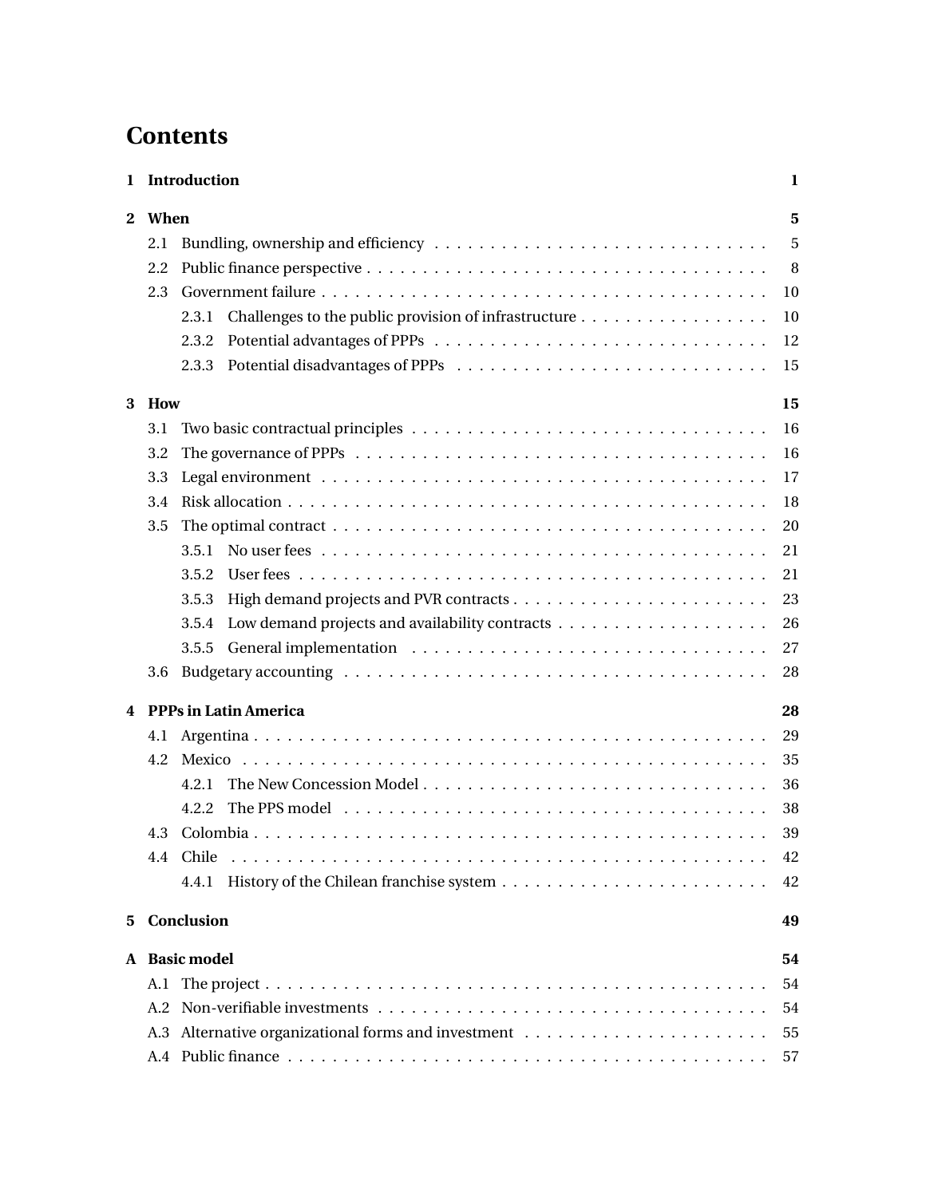# Contents

**1 Introduction** **1**

**2 When** **5**

2.1 Bundling, ownership and efficiency . . . . . 5

2.2 Public finance perspective . . . . . 8

2.3 Government failure . . . . . 10

2.3.1 Challenges to the public provision of infrastructure . . . . . 10

2.3.2 Potential advantages of PPPs . . . . . 12

2.3.3 Potential disadvantages of PPPs . . . . . 15

**3 How** **15**

3.1 Two basic contractual principles . . . . . 16

3.2 The governance of PPPs . . . . . 16

3.3 Legal environment . . . . . 17

3.4 Risk allocation . . . . . 18

3.5 The optimal contract . . . . . 20

3.5.1 No user fees . . . . . 21

3.5.2 User fees . . . . . 21

3.5.3 High demand projects and PVR contracts . . . . . 23

3.5.4 Low demand projects and availability contracts . . . . . 26

3.5.5 General implementation . . . . . 27

3.6 Budgetary accounting . . . . . 28

**4 PPPs in Latin America** **28**

4.1 Argentina . . . . . 29

4.2 Mexico . . . . . 35

4.2.1 The New Concession Model . . . . . 36

4.2.2 The PPS model . . . . . 38

4.3 Colombia . . . . . 39

4.4 Chile . . . . . 42

4.4.1 History of the Chilean franchise system . . . . . 42

**5 Conclusion** **49**

**A Basic model** **54**

A.1 The project . . . . . 54

A.2 Non-verifiable investments . . . . . 54

A.3 Alternative organizational forms and investment . . . . . 55

A.4 Public finance . . . . . 57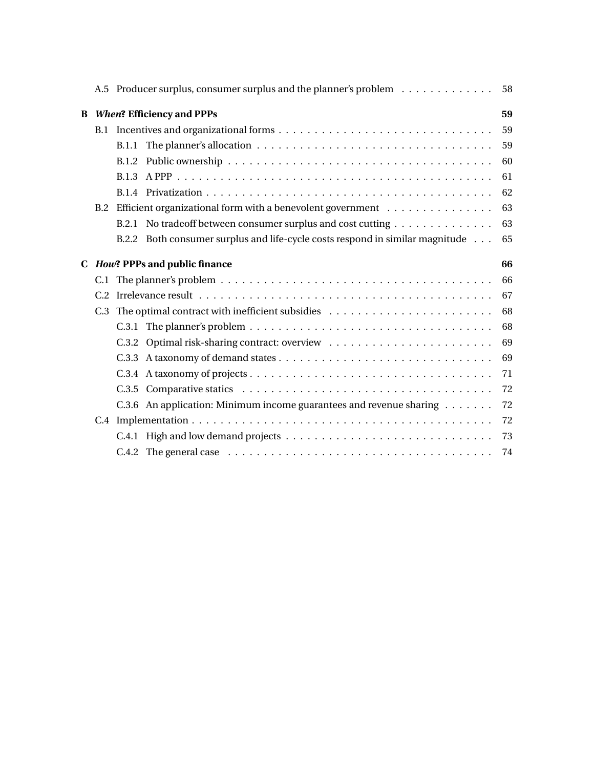A.5 Producer surplus, consumer surplus and the planner's problem . . . . . . . . . . . . . 58

**B *When*? Efficiency and PPPs** **59**

B.1 Incentives and organizational forms . . . . . . . . . . . . . . . . . . . . . . . . . . . . . . 59

B.1.1 The planner's allocation . . . . . . . . . . . . . . . . . . . . . . . . . . . . . . . . . 59

B.1.2 Public ownership . . . . . . . . . . . . . . . . . . . . . . . . . . . . . . . . . . . . . 60

B.1.3 A PPP . . . . . . . . . . . . . . . . . . . . . . . . . . . . . . . . . . . . . . . . . . . . 61

B.1.4 Privatization . . . . . . . . . . . . . . . . . . . . . . . . . . . . . . . . . . . . . . . . 62

B.2 Efficient organizational form with a benevolent government . . . . . . . . . . . . . . . 63

B.2.1 No tradeoff between consumer surplus and cost cutting . . . . . . . . . . . . . . 63

B.2.2 Both consumer surplus and life-cycle costs respond in similar magnitude . . . 65

**C *How*? PPPs and public finance** **66**

C.1 The planner's problem . . . . . . . . . . . . . . . . . . . . . . . . . . . . . . . . . . . . . 66

C.2 Irrelevance result . . . . . . . . . . . . . . . . . . . . . . . . . . . . . . . . . . . . . . . . 67

C.3 The optimal contract with inefficient subsidies . . . . . . . . . . . . . . . . . . . . . . . 68

C.3.1 The planner's problem . . . . . . . . . . . . . . . . . . . . . . . . . . . . . . . . . . 68

C.3.2 Optimal risk-sharing contract: overview . . . . . . . . . . . . . . . . . . . . . . . 69

C.3.3 A taxonomy of demand states . . . . . . . . . . . . . . . . . . . . . . . . . . . . . 69

C.3.4 A taxonomy of projects . . . . . . . . . . . . . . . . . . . . . . . . . . . . . . . . . . 71

C.3.5 Comparative statics . . . . . . . . . . . . . . . . . . . . . . . . . . . . . . . . . . . 72

C.3.6 An application: Minimum income guarantees and revenue sharing . . . . . . . 72

C.4 Implementation . . . . . . . . . . . . . . . . . . . . . . . . . . . . . . . . . . . . . . . . . 72

C.4.1 High and low demand projects . . . . . . . . . . . . . . . . . . . . . . . . . . . . . 73

C.4.2 The general case . . . . . . . . . . . . . . . . . . . . . . . . . . . . . . . . . . . . . 74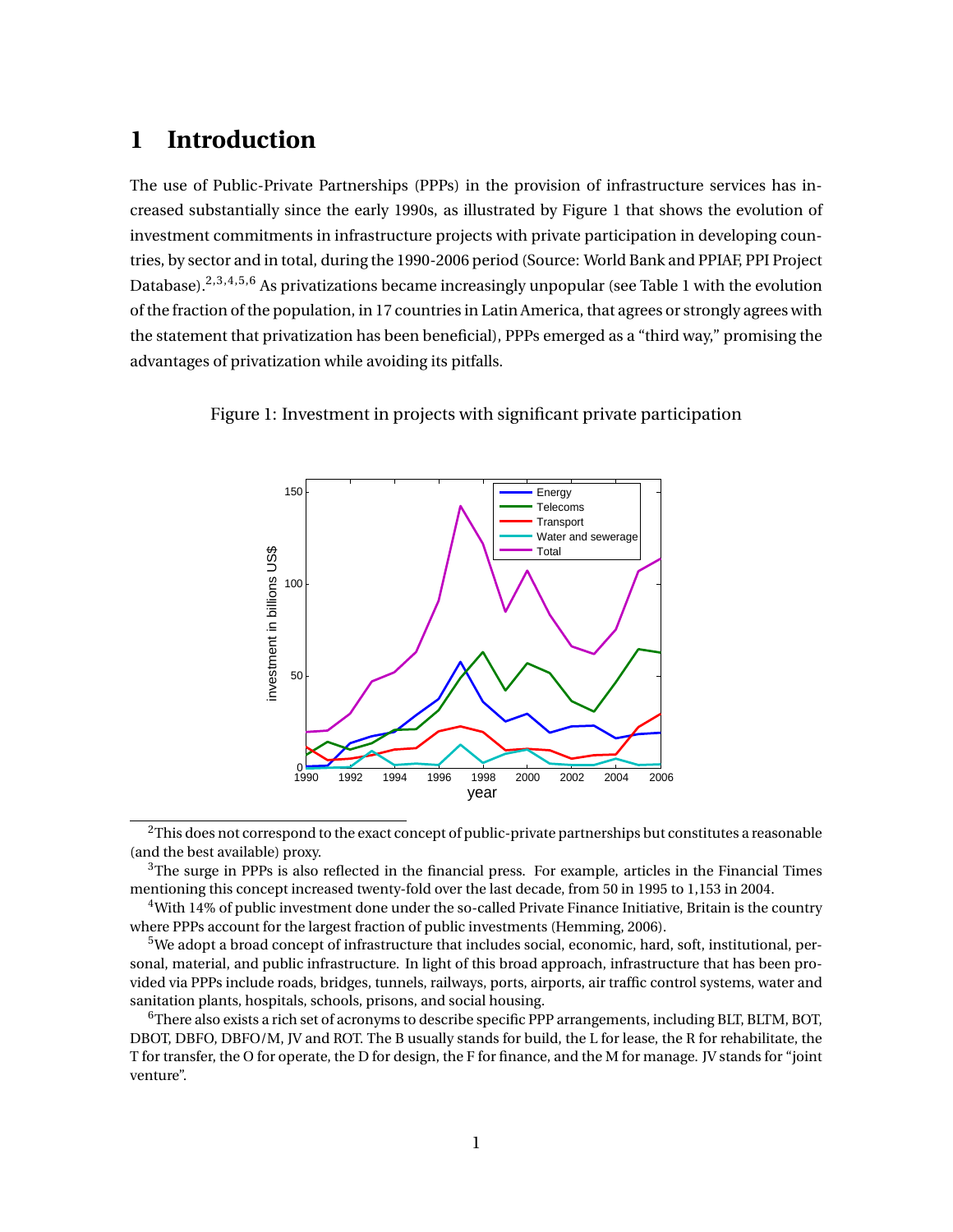# 1 Introduction

The use of Public-Private Partnerships (PPPs) in the provision of infrastructure services has increased substantially since the early 1990s, as illustrated by Figure 1 that shows the evolution of investment commitments in infrastructure projects with private participation in developing countries, by sector and in total, during the 1990-2006 period (Source: World Bank and PPIAF, PPI Project Database).[2,3,4,5,6] As privatizations became increasingly unpopular (see Table 1 with the evolution of the fraction of the population, in 17 countries in Latin America, that agrees or strongly agrees with the statement that privatization has been beneficial), PPPs emerged as a "third way," promising the advantages of privatization while avoiding its pitfalls.

Figure 1: Investment in projects with significant private participation

[2]This does not correspond to the exact concept of public-private partnerships but constitutes a reasonable (and the best available) proxy.

[3]The surge in PPPs is also reflected in the financial press. For example, articles in the Financial Times mentioning this concept increased twenty-fold over the last decade, from 50 in 1995 to 1,153 in 2004.

[4]With 14% of public investment done under the so-called Private Finance Initiative, Britain is the country where PPPs account for the largest fraction of public investments (Hemming, 2006).

[5]We adopt a broad concept of infrastructure that includes social, economic, hard, soft, institutional, personal, material, and public infrastructure. In light of this broad approach, infrastructure that has been provided via PPPs include roads, bridges, tunnels, railways, ports, airports, air traffic control systems, water and sanitation plants, hospitals, schools, prisons, and social housing.

[6]There also exists a rich set of acronyms to describe specific PPP arrangements, including BLT, BLTM, BOT, DBOT, DBFO, DBFO/M, JV and ROT. The B usually stands for build, the L for lease, the R for rehabilitate, the T for transfer, the O for operate, the D for design, the F for finance, and the M for manage. JV stands for "joint venture".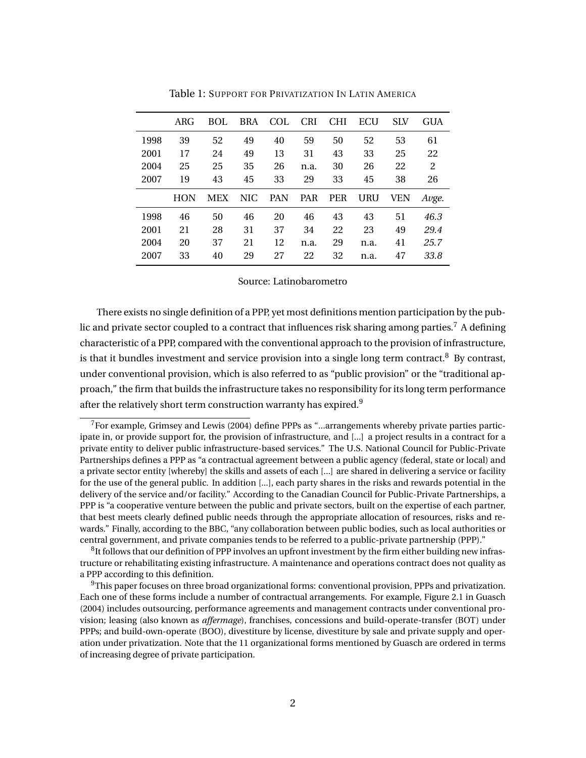Table 1: SUPPORT FOR PRIVATIZATION IN LATIN AMERICA

| | ARG | BOL | BRA | COL | CRI | CHI | ECU | SLV | GUA |
|---|---|---|---|---|---|---|---|---|---|
| 1998 | 39 | 52 | 49 | 40 | 59 | 50 | 52 | 53 | 61 |
| 2001 | 17 | 24 | 49 | 13 | 31 | 43 | 33 | 25 | 22 |
| 2004 | 25 | 25 | 35 | 26 | n.a. | 30 | 26 | 22 | 2 |
| 2007 | 19 | 43 | 45 | 33 | 29 | 33 | 45 | 38 | 26 |
| | **HON** | **MEX** | **NIC** | **PAN** | **PAR** | **PER** | **URU** | **VEN** | ***Avge.*** |
| 1998 | 46 | 50 | 46 | 20 | 46 | 43 | 43 | 51 | *46.3* |
| 2001 | 21 | 28 | 31 | 37 | 34 | 22 | 23 | 49 | *29.4* |
| 2004 | 20 | 37 | 21 | 12 | n.a. | 29 | n.a. | 41 | *25.7* |
| 2007 | 33 | 40 | 29 | 27 | 22 | 32 | n.a. | 47 | *33.8* |

Source: Latinobarometro

There exists no single definition of a PPP, yet most definitions mention participation by the public and private sector coupled to a contract that influences risk sharing among parties.[7] A defining characteristic of a PPP, compared with the conventional approach to the provision of infrastructure, is that it bundles investment and service provision into a single long term contract.[8] By contrast, under conventional provision, which is also referred to as "public provision" or the "traditional approach," the firm that builds the infrastructure takes no responsibility for its long term performance after the relatively short term construction warranty has expired.[9]

[7] For example, Grimsey and Lewis (2004) define PPPs as "...arrangements whereby private parties participate in, or provide support for, the provision of infrastructure, and [...] a project results in a contract for a private entity to deliver public infrastructure-based services." The U.S. National Council for Public-Private Partnerships defines a PPP as "a contractual agreement between a public agency (federal, state or local) and a private sector entity [whereby] the skills and assets of each [...] are shared in delivering a service or facility for the use of the general public. In addition [...], each party shares in the risks and rewards potential in the delivery of the service and/or facility." According to the Canadian Council for Public-Private Partnerships, a PPP is "a cooperative venture between the public and private sectors, built on the expertise of each partner, that best meets clearly defined public needs through the appropriate allocation of resources, risks and rewards." Finally, according to the BBC, "any collaboration between public bodies, such as local authorities or central government, and private companies tends to be referred to a public-private partnership (PPP)."

[8] It follows that our definition of PPP involves an upfront investment by the firm either building new infrastructure or rehabilitating existing infrastructure. A maintenance and operations contract does not quality as a PPP according to this definition.

[9] This paper focuses on three broad organizational forms: conventional provision, PPPs and privatization. Each one of these forms include a number of contractual arrangements. For example, Figure 2.1 in Guasch (2004) includes outsourcing, performance agreements and management contracts under conventional provision; leasing (also known as *affermage*), franchises, concessions and build-operate-transfer (BOT) under PPPs; and build-own-operate (BOO), divestiture by license, divestiture by sale and private supply and operation under privatization. Note that the 11 organizational forms mentioned by Guasch are ordered in terms of increasing degree of private participation.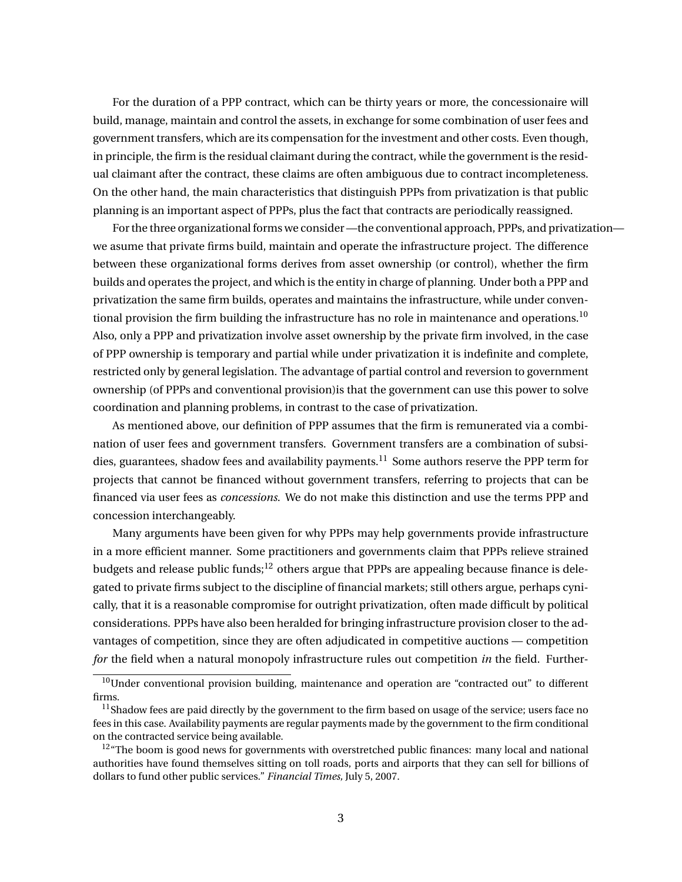For the duration of a PPP contract, which can be thirty years or more, the concessionaire will build, manage, maintain and control the assets, in exchange for some combination of user fees and government transfers, which are its compensation for the investment and other costs. Even though, in principle, the firm is the residual claimant during the contract, while the government is the residual claimant after the contract, these claims are often ambiguous due to contract incompleteness. On the other hand, the main characteristics that distinguish PPPs from privatization is that public planning is an important aspect of PPPs, plus the fact that contracts are periodically reassigned.

For the three organizational forms we consider —the conventional approach, PPPs, and privatization— we asume that private firms build, maintain and operate the infrastructure project. The difference between these organizational forms derives from asset ownership (or control), whether the firm builds and operates the project, and which is the entity in charge of planning. Under both a PPP and privatization the same firm builds, operates and maintains the infrastructure, while under conventional provision the firm building the infrastructure has no role in maintenance and operations.[10] Also, only a PPP and privatization involve asset ownership by the private firm involved, in the case of PPP ownership is temporary and partial while under privatization it is indefinite and complete, restricted only by general legislation. The advantage of partial control and reversion to government ownership (of PPPs and conventional provision)is that the government can use this power to solve coordination and planning problems, in contrast to the case of privatization.

As mentioned above, our definition of PPP assumes that the firm is remunerated via a combination of user fees and government transfers. Government transfers are a combination of subsidies, guarantees, shadow fees and availability payments.[11] Some authors reserve the PPP term for projects that cannot be financed without government transfers, referring to projects that can be financed via user fees as *concessions*. We do not make this distinction and use the terms PPP and concession interchangeably.

Many arguments have been given for why PPPs may help governments provide infrastructure in a more efficient manner. Some practitioners and governments claim that PPPs relieve strained budgets and release public funds;[12] others argue that PPPs are appealing because finance is delegated to private firms subject to the discipline of financial markets; still others argue, perhaps cynically, that it is a reasonable compromise for outright privatization, often made difficult by political considerations. PPPs have also been heralded for bringing infrastructure provision closer to the advantages of competition, since they are often adjudicated in competitive auctions — competition *for* the field when a natural monopoly infrastructure rules out competition *in* the field. Further-

[10] Under conventional provision building, maintenance and operation are "contracted out" to different firms.

[11] Shadow fees are paid directly by the government to the firm based on usage of the service; users face no fees in this case. Availability payments are regular payments made by the government to the firm conditional on the contracted service being available.

[12] "The boom is good news for governments with overstretched public finances: many local and national authorities have found themselves sitting on toll roads, ports and airports that they can sell for billions of dollars to fund other public services." *Financial Times,* July 5, 2007.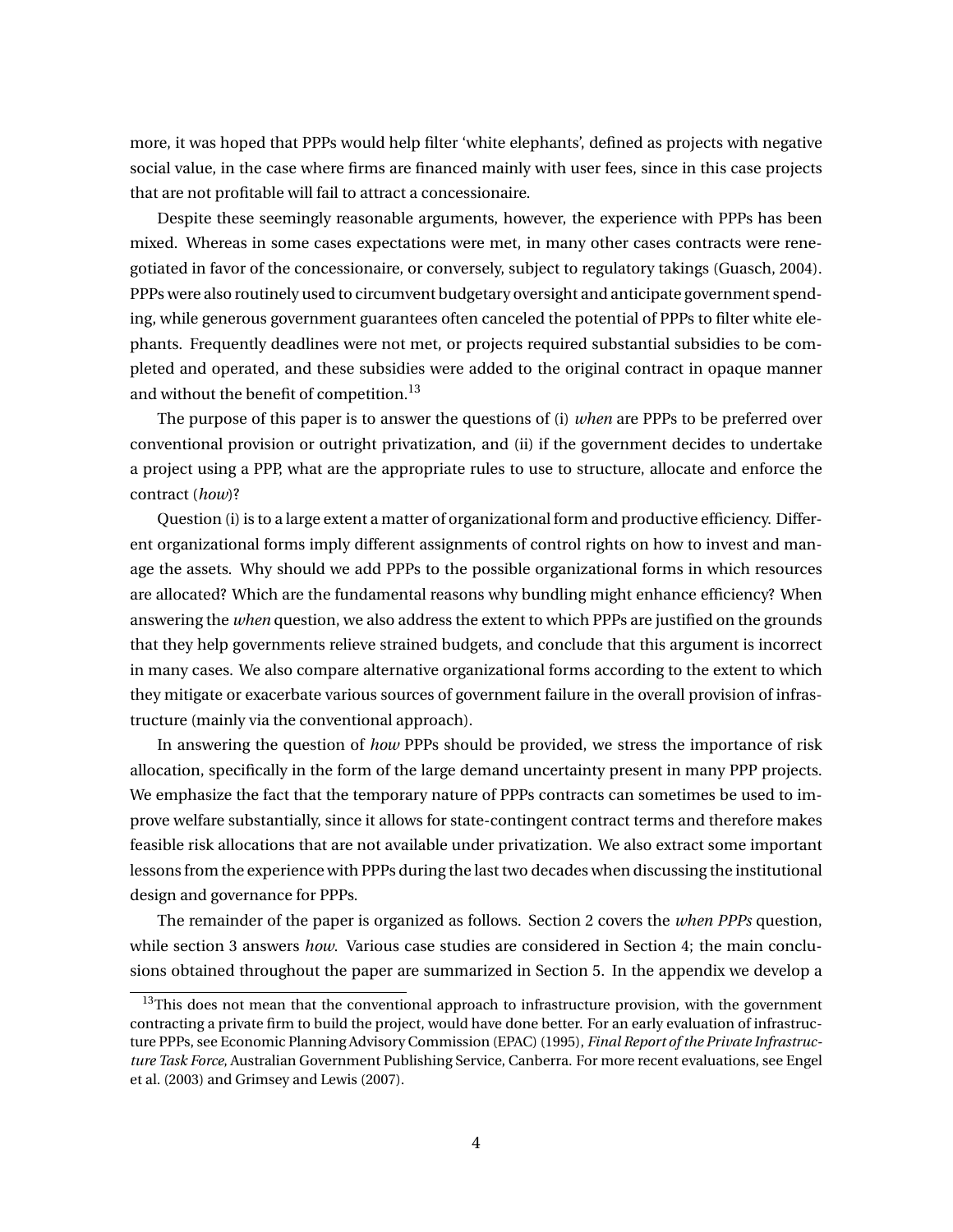more, it was hoped that PPPs would help filter 'white elephants', defined as projects with negative social value, in the case where firms are financed mainly with user fees, since in this case projects that are not profitable will fail to attract a concessionaire.

Despite these seemingly reasonable arguments, however, the experience with PPPs has been mixed. Whereas in some cases expectations were met, in many other cases contracts were renegotiated in favor of the concessionaire, or conversely, subject to regulatory takings (Guasch, 2004). PPPs were also routinely used to circumvent budgetary oversight and anticipate government spending, while generous government guarantees often canceled the potential of PPPs to filter white elephants. Frequently deadlines were not met, or projects required substantial subsidies to be completed and operated, and these subsidies were added to the original contract in opaque manner and without the benefit of competition.[13]

The purpose of this paper is to answer the questions of (i) *when* are PPPs to be preferred over conventional provision or outright privatization, and (ii) if the government decides to undertake a project using a PPP, what are the appropriate rules to use to structure, allocate and enforce the contract (*how*)?

Question (i) is to a large extent a matter of organizational form and productive efficiency. Different organizational forms imply different assignments of control rights on how to invest and manage the assets. Why should we add PPPs to the possible organizational forms in which resources are allocated? Which are the fundamental reasons why bundling might enhance efficiency? When answering the *when* question, we also address the extent to which PPPs are justified on the grounds that they help governments relieve strained budgets, and conclude that this argument is incorrect in many cases. We also compare alternative organizational forms according to the extent to which they mitigate or exacerbate various sources of government failure in the overall provision of infrastructure (mainly via the conventional approach).

In answering the question of *how* PPPs should be provided, we stress the importance of risk allocation, specifically in the form of the large demand uncertainty present in many PPP projects. We emphasize the fact that the temporary nature of PPPs contracts can sometimes be used to improve welfare substantially, since it allows for state-contingent contract terms and therefore makes feasible risk allocations that are not available under privatization. We also extract some important lessons from the experience with PPPs during the last two decades when discussing the institutional design and governance for PPPs.

The remainder of the paper is organized as follows. Section 2 covers the *when PPPs* question, while section 3 answers *how*. Various case studies are considered in Section 4; the main conclusions obtained throughout the paper are summarized in Section 5. In the appendix we develop a

[13] This does not mean that the conventional approach to infrastructure provision, with the government contracting a private firm to build the project, would have done better. For an early evaluation of infrastructure PPPs, see Economic Planning Advisory Commission (EPAC) (1995), *Final Report of the Private Infrastructure Task Force*, Australian Government Publishing Service, Canberra. For more recent evaluations, see Engel et al. (2003) and Grimsey and Lewis (2007).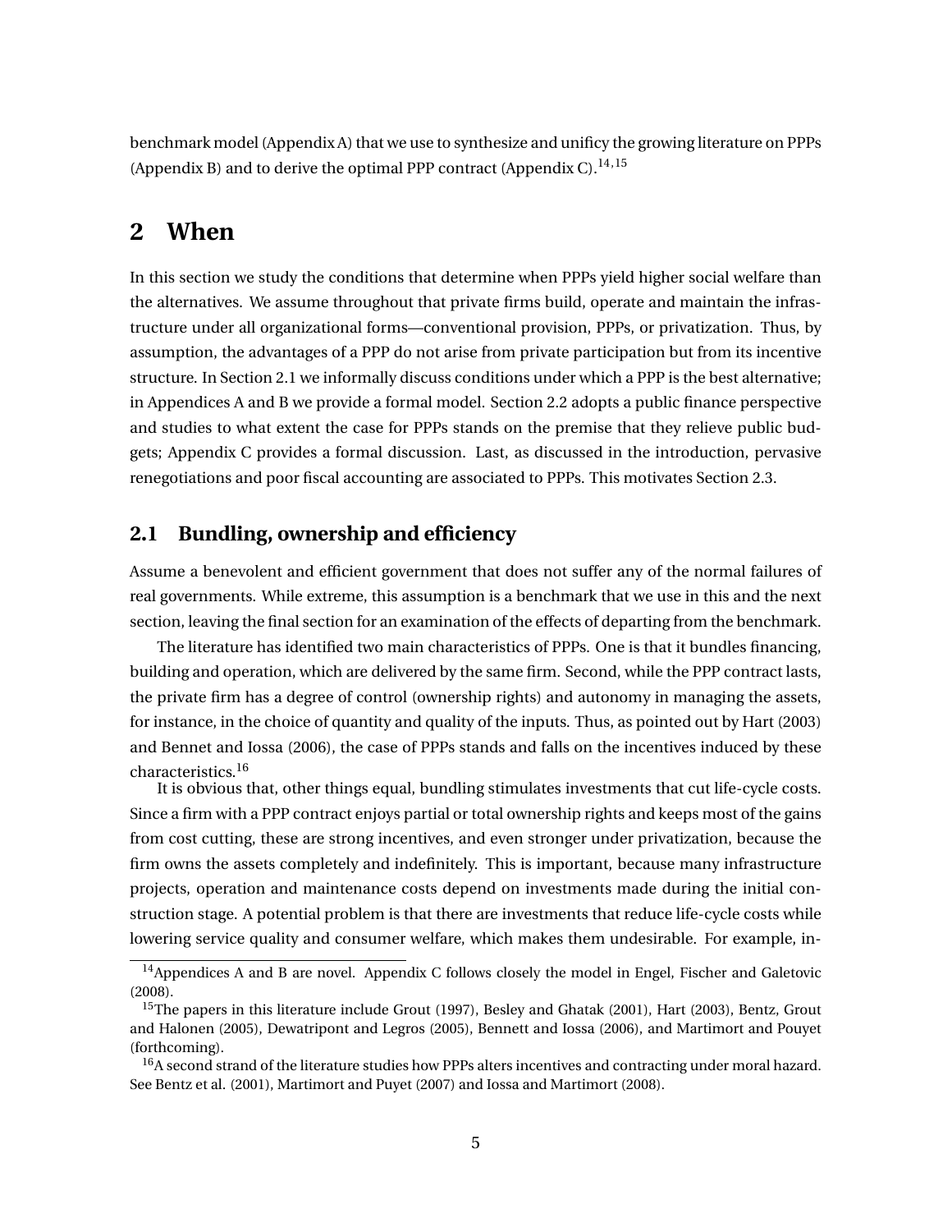benchmark model (Appendix A) that we use to synthesize and unificy the growing literature on PPPs (Appendix B) and to derive the optimal PPP contract (Appendix C).[14,15]

# 2 When

In this section we study the conditions that determine when PPPs yield higher social welfare than the alternatives. We assume throughout that private firms build, operate and maintain the infrastructure under all organizational forms—conventional provision, PPPs, or privatization. Thus, by assumption, the advantages of a PPP do not arise from private participation but from its incentive structure. In Section 2.1 we informally discuss conditions under which a PPP is the best alternative; in Appendices A and B we provide a formal model. Section 2.2 adopts a public finance perspective and studies to what extent the case for PPPs stands on the premise that they relieve public budgets; Appendix C provides a formal discussion. Last, as discussed in the introduction, pervasive renegotiations and poor fiscal accounting are associated to PPPs. This motivates Section 2.3.

## 2.1 Bundling, ownership and efficiency

Assume a benevolent and efficient government that does not suffer any of the normal failures of real governments. While extreme, this assumption is a benchmark that we use in this and the next section, leaving the final section for an examination of the effects of departing from the benchmark.

The literature has identified two main characteristics of PPPs. One is that it bundles financing, building and operation, which are delivered by the same firm. Second, while the PPP contract lasts, the private firm has a degree of control (ownership rights) and autonomy in managing the assets, for instance, in the choice of quantity and quality of the inputs. Thus, as pointed out by Hart (2003) and Bennet and Iossa (2006), the case of PPPs stands and falls on the incentives induced by these characteristics.[16]

It is obvious that, other things equal, bundling stimulates investments that cut life-cycle costs. Since a firm with a PPP contract enjoys partial or total ownership rights and keeps most of the gains from cost cutting, these are strong incentives, and even stronger under privatization, because the firm owns the assets completely and indefinitely. This is important, because many infrastructure projects, operation and maintenance costs depend on investments made during the initial construction stage. A potential problem is that there are investments that reduce life-cycle costs while lowering service quality and consumer welfare, which makes them undesirable. For example, in-

[14] Appendices A and B are novel. Appendix C follows closely the model in Engel, Fischer and Galetovic (2008).

[15] The papers in this literature include Grout (1997), Besley and Ghatak (2001), Hart (2003), Bentz, Grout and Halonen (2005), Dewatripont and Legros (2005), Bennett and Iossa (2006), and Martimort and Pouyet (forthcoming).

[16] A second strand of the literature studies how PPPs alters incentives and contracting under moral hazard. See Bentz et al. (2001), Martimort and Puyet (2007) and Iossa and Martimort (2008).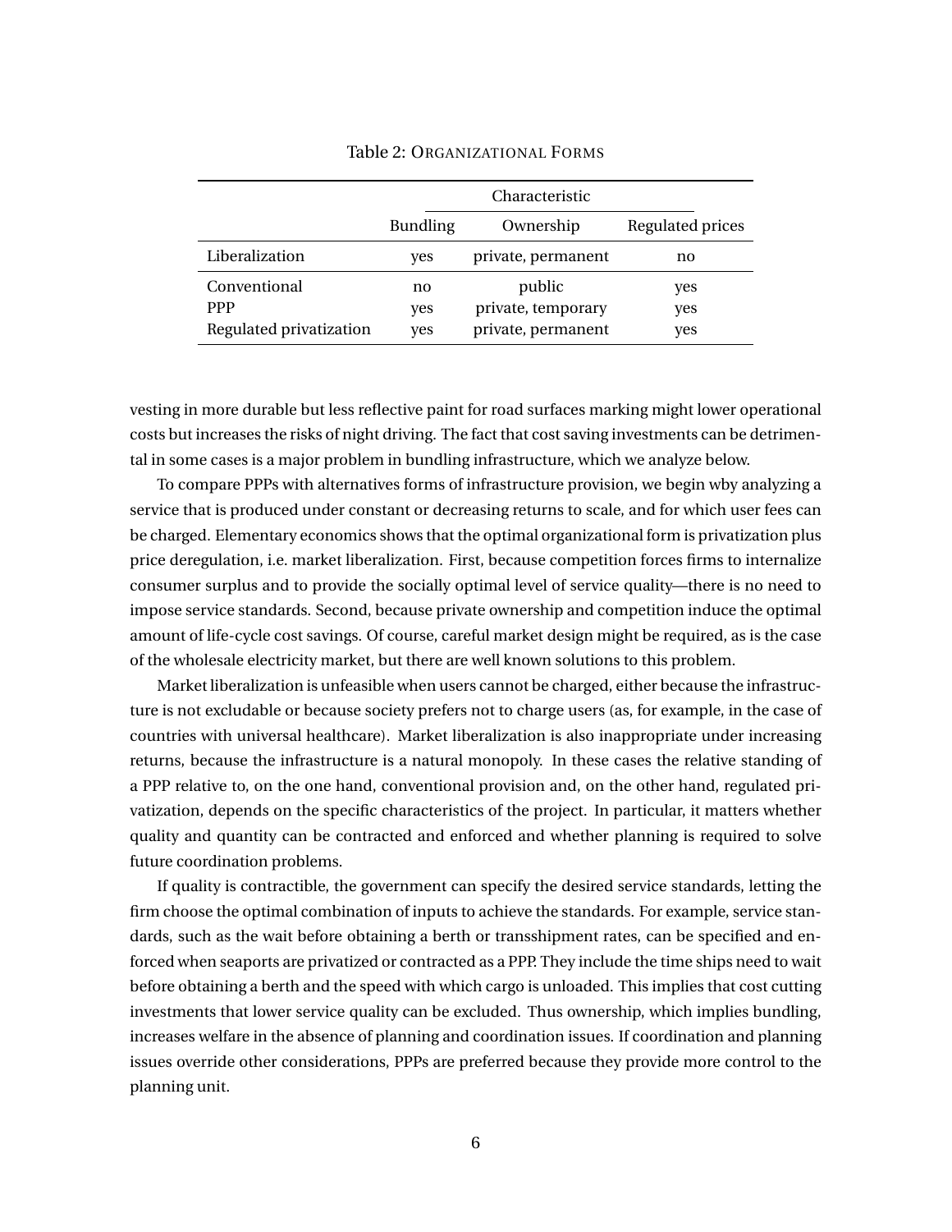Table 2: ORGANIZATIONAL FORMS

| | Characteristic | | |
|---|---|---|---|
| | Bundling | Ownership | Regulated prices |
| Liberalization | yes | private, permanent | no |
| Conventional | no | public | yes |
| PPP | yes | private, temporary | yes |
| Regulated privatization | yes | private, permanent | yes |

vesting in more durable but less reflective paint for road surfaces marking might lower operational costs but increases the risks of night driving. The fact that cost saving investments can be detrimental in some cases is a major problem in bundling infrastructure, which we analyze below.

To compare PPPs with alternatives forms of infrastructure provision, we begin wby analyzing a service that is produced under constant or decreasing returns to scale, and for which user fees can be charged. Elementary economics shows that the optimal organizational form is privatization plus price deregulation, i.e. market liberalization. First, because competition forces firms to internalize consumer surplus and to provide the socially optimal level of service quality—there is no need to impose service standards. Second, because private ownership and competition induce the optimal amount of life-cycle cost savings. Of course, careful market design might be required, as is the case of the wholesale electricity market, but there are well known solutions to this problem.

Market liberalization is unfeasible when users cannot be charged, either because the infrastructure is not excludable or because society prefers not to charge users (as, for example, in the case of countries with universal healthcare). Market liberalization is also inappropriate under increasing returns, because the infrastructure is a natural monopoly. In these cases the relative standing of a PPP relative to, on the one hand, conventional provision and, on the other hand, regulated privatization, depends on the specific characteristics of the project. In particular, it matters whether quality and quantity can be contracted and enforced and whether planning is required to solve future coordination problems.

If quality is contractible, the government can specify the desired service standards, letting the firm choose the optimal combination of inputs to achieve the standards. For example, service standards, such as the wait before obtaining a berth or transshipment rates, can be specified and enforced when seaports are privatized or contracted as a PPP. They include the time ships need to wait before obtaining a berth and the speed with which cargo is unloaded. This implies that cost cutting investments that lower service quality can be excluded. Thus ownership, which implies bundling, increases welfare in the absence of planning and coordination issues. If coordination and planning issues override other considerations, PPPs are preferred because they provide more control to the planning unit.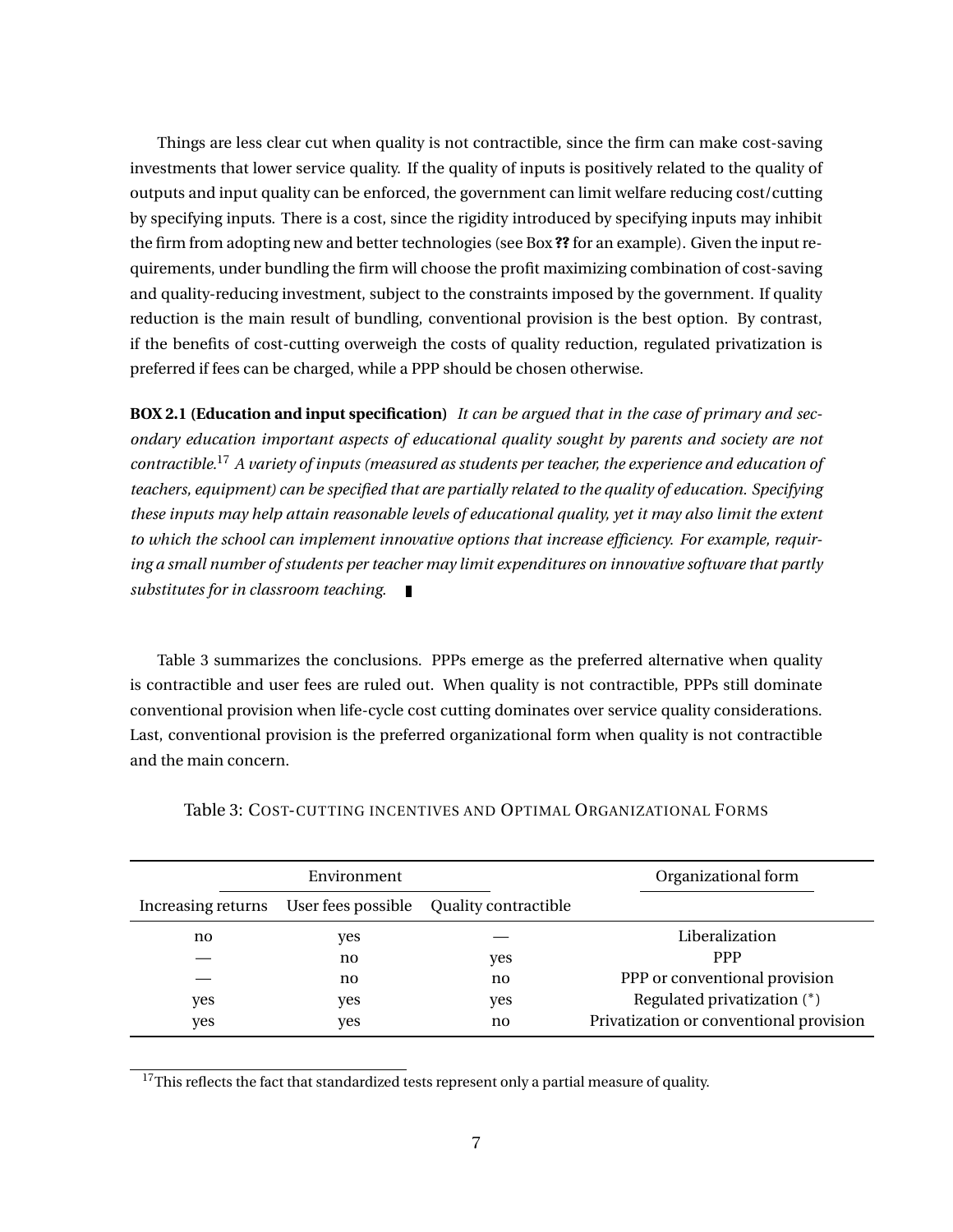Things are less clear cut when quality is not contractible, since the firm can make cost-saving investments that lower service quality. If the quality of inputs is positively related to the quality of outputs and input quality can be enforced, the government can limit welfare reducing cost/cutting by specifying inputs. There is a cost, since the rigidity introduced by specifying inputs may inhibit the firm from adopting new and better technologies (see Box **??** for an example). Given the input requirements, under bundling the firm will choose the profit maximizing combination of cost-saving and quality-reducing investment, subject to the constraints imposed by the government. If quality reduction is the main result of bundling, conventional provision is the best option. By contrast, if the benefits of cost-cutting overweigh the costs of quality reduction, regulated privatization is preferred if fees can be charged, while a PPP should be chosen otherwise.

**BOX 2.1 (Education and input specification)** *It can be argued that in the case of primary and secondary education important aspects of educational quality sought by parents and society are not contractible.*[17] *A variety of inputs (measured as students per teacher, the experience and education of teachers, equipment) can be specified that are partially related to the quality of education. Specifying these inputs may help attain reasonable levels of educational quality, yet it may also limit the extent to which the school can implement innovative options that increase efficiency. For example, requiring a small number of students per teacher may limit expenditures on innovative software that partly substitutes for in classroom teaching.* ∎

Table 3 summarizes the conclusions. PPPs emerge as the preferred alternative when quality is contractible and user fees are ruled out. When quality is not contractible, PPPs still dominate conventional provision when life-cycle cost cutting dominates over service quality considerations. Last, conventional provision is the preferred organizational form when quality is not contractible and the main concern.

Table 3: COST-CUTTING INCENTIVES AND OPTIMAL ORGANIZATIONAL FORMS

| Environment | | | Organizational form |
|---|---|---|---|
| Increasing returns | User fees possible | Quality contractible | |
| no | yes | — | Liberalization |
| — | no | yes | PPP |
| — | no | no | PPP or conventional provision |
| yes | yes | yes | Regulated privatization (*) |
| yes | yes | no | Privatization or conventional provision |

[17] This reflects the fact that standardized tests represent only a partial measure of quality.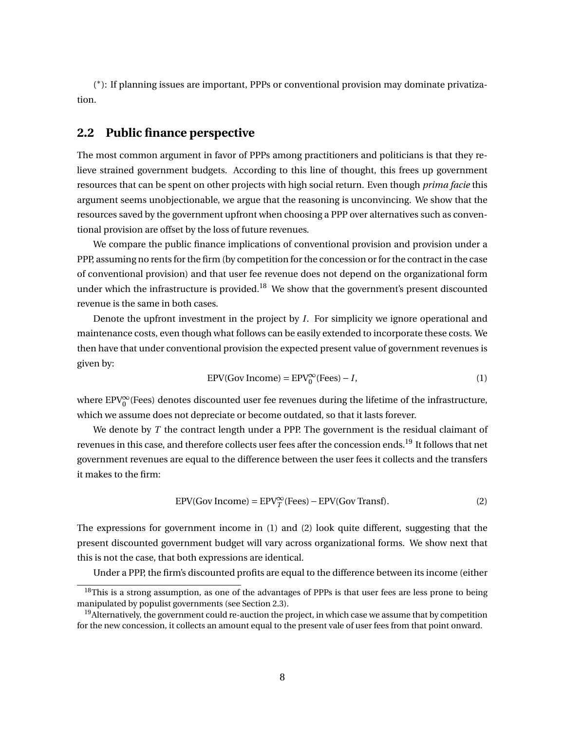(*): If planning issues are important, PPPs or conventional provision may dominate privatization.

## 2.2 Public finance perspective

The most common argument in favor of PPPs among practitioners and politicians is that they relieve strained government budgets. According to this line of thought, this frees up government resources that can be spent on other projects with high social return. Even though *prima facie* this argument seems unobjectionable, we argue that the reasoning is unconvincing. We show that the resources saved by the government upfront when choosing a PPP over alternatives such as conventional provision are offset by the loss of future revenues.

We compare the public finance implications of conventional provision and provision under a PPP, assuming no rents for the firm (by competition for the concession or for the contract in the case of conventional provision) and that user fee revenue does not depend on the organizational form under which the infrastructure is provided.[18] We show that the government's present discounted revenue is the same in both cases.

Denote the upfront investment in the project by $I$. For simplicity we ignore operational and maintenance costs, even though what follows can be easily extended to incorporate these costs. We then have that under conventional provision the expected present value of government revenues is given by:

$$\text{EPV(Gov Income)} = \text{EPV}_0^{\infty}(\text{Fees}) - I, \tag{1}$$

where $\text{EPV}_0^{\infty}(\text{Fees})$ denotes discounted user fee revenues during the lifetime of the infrastructure, which we assume does not depreciate or become outdated, so that it lasts forever.

We denote by $T$ the contract length under a PPP. The government is the residual claimant of revenues in this case, and therefore collects user fees after the concession ends.[19] It follows that net government revenues are equal to the difference between the user fees it collects and the transfers it makes to the firm:

$$\text{EPV(Gov Income)} = \text{EPV}_T^{\infty}(\text{Fees}) - \text{EPV(Gov Transf)}. \tag{2}$$

The expressions for government income in (1) and (2) look quite different, suggesting that the present discounted government budget will vary across organizational forms. We show next that this is not the case, that both expressions are identical.

Under a PPP, the firm's discounted profits are equal to the difference between its income (either

[18] This is a strong assumption, as one of the advantages of PPPs is that user fees are less prone to being manipulated by populist governments (see Section 2.3).

[19] Alternatively, the government could re-auction the project, in which case we assume that by competition for the new concession, it collects an amount equal to the present vale of user fees from that point onward.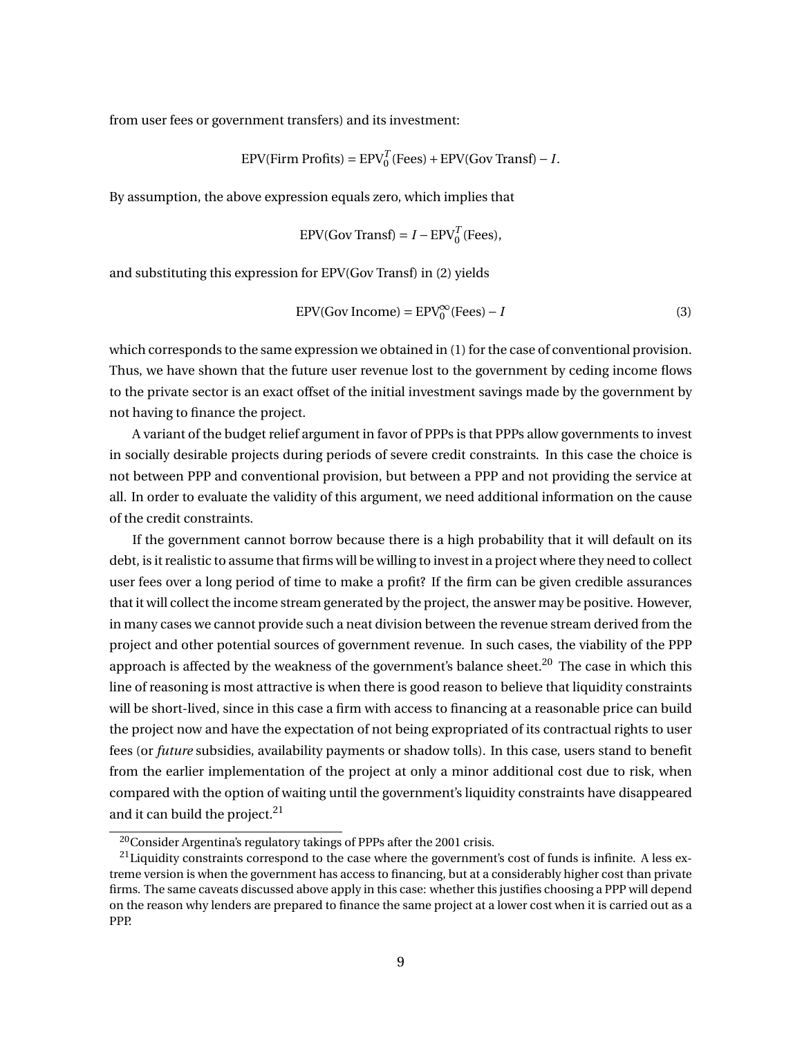from user fees or government transfers) and its investment:

$$\text{EPV(Firm Profits)} = \text{EPV}_0^T(\text{Fees}) + \text{EPV(Gov Transf)} - I.$$

By assumption, the above expression equals zero, which implies that

$$\text{EPV(Gov Transf)} = I - \text{EPV}_0^T(\text{Fees}),$$

and substituting this expression for EPV(Gov Transf) in (2) yields

$$\text{EPV(Gov Income)} = \text{EPV}_0^\infty(\text{Fees}) - I \tag{3}$$

which corresponds to the same expression we obtained in (1) for the case of conventional provision. Thus, we have shown that the future user revenue lost to the government by ceding income flows to the private sector is an exact offset of the initial investment savings made by the government by not having to finance the project.

A variant of the budget relief argument in favor of PPPs is that PPPs allow governments to invest in socially desirable projects during periods of severe credit constraints. In this case the choice is not between PPP and conventional provision, but between a PPP and not providing the service at all. In order to evaluate the validity of this argument, we need additional information on the cause of the credit constraints.

If the government cannot borrow because there is a high probability that it will default on its debt, is it realistic to assume that firms will be willing to invest in a project where they need to collect user fees over a long period of time to make a profit? If the firm can be given credible assurances that it will collect the income stream generated by the project, the answer may be positive. However, in many cases we cannot provide such a neat division between the revenue stream derived from the project and other potential sources of government revenue. In such cases, the viability of the PPP approach is affected by the weakness of the government's balance sheet.[20] The case in which this line of reasoning is most attractive is when there is good reason to believe that liquidity constraints will be short-lived, since in this case a firm with access to financing at a reasonable price can build the project now and have the expectation of not being expropriated of its contractual rights to user fees (or *future* subsidies, availability payments or shadow tolls). In this case, users stand to benefit from the earlier implementation of the project at only a minor additional cost due to risk, when compared with the option of waiting until the government's liquidity constraints have disappeared and it can build the project.[21]

[20] Consider Argentina's regulatory takings of PPPs after the 2001 crisis.

[21] Liquidity constraints correspond to the case where the government's cost of funds is infinite. A less extreme version is when the government has access to financing, but at a considerably higher cost than private firms. The same caveats discussed above apply in this case: whether this justifies choosing a PPP will depend on the reason why lenders are prepared to finance the same project at a lower cost when it is carried out as a PPP.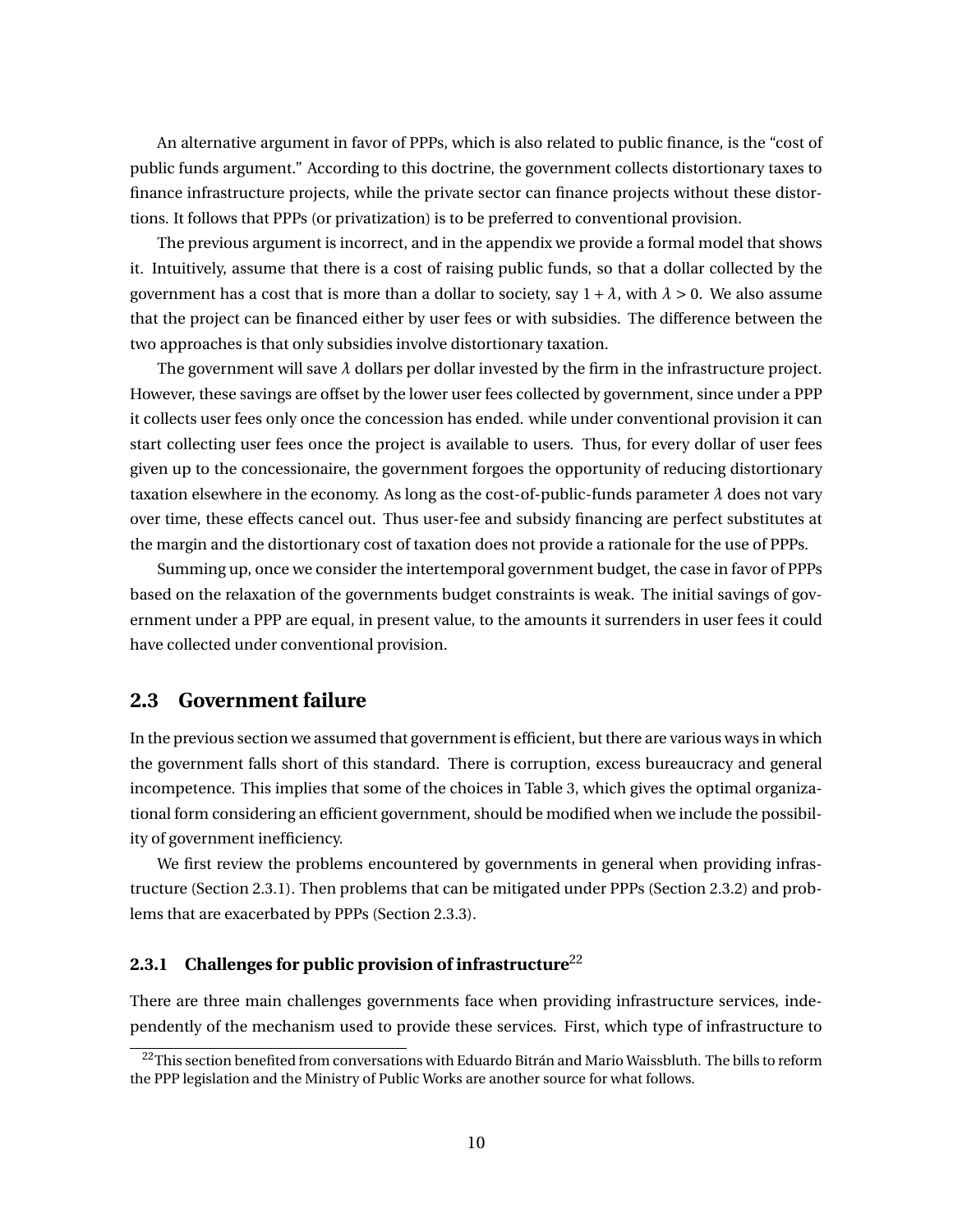An alternative argument in favor of PPPs, which is also related to public finance, is the "cost of public funds argument." According to this doctrine, the government collects distortionary taxes to finance infrastructure projects, while the private sector can finance projects without these distortions. It follows that PPPs (or privatization) is to be preferred to conventional provision.

The previous argument is incorrect, and in the appendix we provide a formal model that shows it. Intuitively, assume that there is a cost of raising public funds, so that a dollar collected by the government has a cost that is more than a dollar to society, say $1+\lambda$, with $\lambda > 0$. We also assume that the project can be financed either by user fees or with subsidies. The difference between the two approaches is that only subsidies involve distortionary taxation.

The government will save $\lambda$ dollars per dollar invested by the firm in the infrastructure project. However, these savings are offset by the lower user fees collected by government, since under a PPP it collects user fees only once the concession has ended. while under conventional provision it can start collecting user fees once the project is available to users. Thus, for every dollar of user fees given up to the concessionaire, the government forgoes the opportunity of reducing distortionary taxation elsewhere in the economy. As long as the cost-of-public-funds parameter $\lambda$ does not vary over time, these effects cancel out. Thus user-fee and subsidy financing are perfect substitutes at the margin and the distortionary cost of taxation does not provide a rationale for the use of PPPs.

Summing up, once we consider the intertemporal government budget, the case in favor of PPPs based on the relaxation of the governments budget constraints is weak. The initial savings of government under a PPP are equal, in present value, to the amounts it surrenders in user fees it could have collected under conventional provision.

## 2.3 Government failure

In the previous section we assumed that government is efficient, but there are various ways in which the government falls short of this standard. There is corruption, excess bureaucracy and general incompetence. This implies that some of the choices in Table 3, which gives the optimal organizational form considering an efficient government, should be modified when we include the possibility of government inefficiency.

We first review the problems encountered by governments in general when providing infrastructure (Section 2.3.1). Then problems that can be mitigated under PPPs (Section 2.3.2) and problems that are exacerbated by PPPs (Section 2.3.3).

### 2.3.1 Challenges for public provision of infrastructure[22]

There are three main challenges governments face when providing infrastructure services, independently of the mechanism used to provide these services. First, which type of infrastructure to

[22] This section benefited from conversations with Eduardo Bitrán and Mario Waissbluth. The bills to reform the PPP legislation and the Ministry of Public Works are another source for what follows.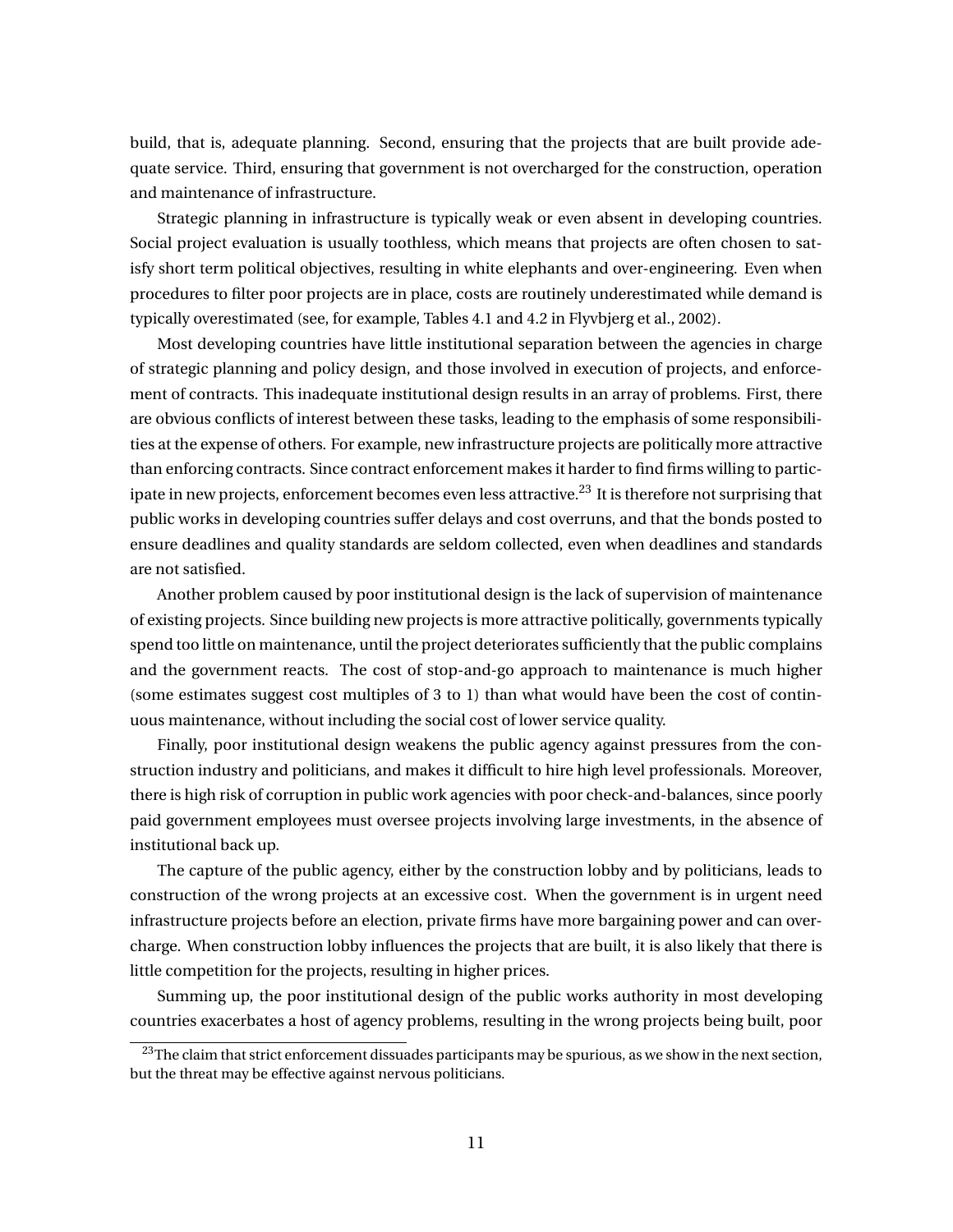build, that is, adequate planning. Second, ensuring that the projects that are built provide adequate service. Third, ensuring that government is not overcharged for the construction, operation and maintenance of infrastructure.

Strategic planning in infrastructure is typically weak or even absent in developing countries. Social project evaluation is usually toothless, which means that projects are often chosen to satisfy short term political objectives, resulting in white elephants and over-engineering. Even when procedures to filter poor projects are in place, costs are routinely underestimated while demand is typically overestimated (see, for example, Tables 4.1 and 4.2 in Flyvbjerg et al., 2002).

Most developing countries have little institutional separation between the agencies in charge of strategic planning and policy design, and those involved in execution of projects, and enforcement of contracts. This inadequate institutional design results in an array of problems. First, there are obvious conflicts of interest between these tasks, leading to the emphasis of some responsibilities at the expense of others. For example, new infrastructure projects are politically more attractive than enforcing contracts. Since contract enforcement makes it harder to find firms willing to participate in new projects, enforcement becomes even less attractive.[23] It is therefore not surprising that public works in developing countries suffer delays and cost overruns, and that the bonds posted to ensure deadlines and quality standards are seldom collected, even when deadlines and standards are not satisfied.

Another problem caused by poor institutional design is the lack of supervision of maintenance of existing projects. Since building new projects is more attractive politically, governments typically spend too little on maintenance, until the project deteriorates sufficiently that the public complains and the government reacts. The cost of stop-and-go approach to maintenance is much higher (some estimates suggest cost multiples of 3 to 1) than what would have been the cost of continuous maintenance, without including the social cost of lower service quality.

Finally, poor institutional design weakens the public agency against pressures from the construction industry and politicians, and makes it difficult to hire high level professionals. Moreover, there is high risk of corruption in public work agencies with poor check-and-balances, since poorly paid government employees must oversee projects involving large investments, in the absence of institutional back up.

The capture of the public agency, either by the construction lobby and by politicians, leads to construction of the wrong projects at an excessive cost. When the government is in urgent need infrastructure projects before an election, private firms have more bargaining power and can overcharge. When construction lobby influences the projects that are built, it is also likely that there is little competition for the projects, resulting in higher prices.

Summing up, the poor institutional design of the public works authority in most developing countries exacerbates a host of agency problems, resulting in the wrong projects being built, poor

[23] The claim that strict enforcement dissuades participants may be spurious, as we show in the next section, but the threat may be effective against nervous politicians.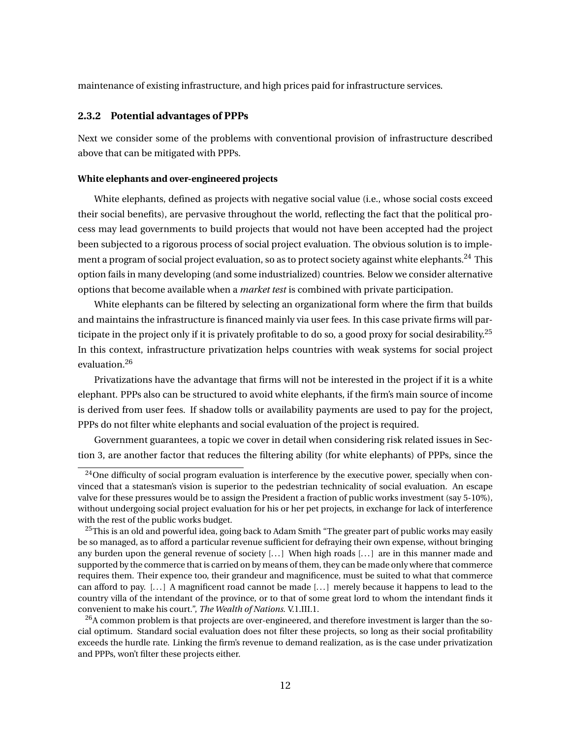maintenance of existing infrastructure, and high prices paid for infrastructure services.

### 2.3.2 Potential advantages of PPPs

Next we consider some of the problems with conventional provision of infrastructure described above that can be mitigated with PPPs.

#### White elephants and over-engineered projects

White elephants, defined as projects with negative social value (i.e., whose social costs exceed their social benefits), are pervasive throughout the world, reflecting the fact that the political process may lead governments to build projects that would not have been accepted had the project been subjected to a rigorous process of social project evaluation. The obvious solution is to implement a program of social project evaluation, so as to protect society against white elephants.[24] This option fails in many developing (and some industrialized) countries. Below we consider alternative options that become available when a *market test* is combined with private participation.

White elephants can be filtered by selecting an organizational form where the firm that builds and maintains the infrastructure is financed mainly via user fees. In this case private firms will participate in the project only if it is privately profitable to do so, a good proxy for social desirability.[25] In this context, infrastructure privatization helps countries with weak systems for social project evaluation.[26]

Privatizations have the advantage that firms will not be interested in the project if it is a white elephant. PPPs also can be structured to avoid white elephants, if the firm's main source of income is derived from user fees. If shadow tolls or availability payments are used to pay for the project, PPPs do not filter white elephants and social evaluation of the project is required.

Government guarantees, a topic we cover in detail when considering risk related issues in Section 3, are another factor that reduces the filtering ability (for white elephants) of PPPs, since the

---

[24] One difficulty of social program evaluation is interference by the executive power, specially when convinced that a statesman's vision is superior to the pedestrian technicality of social evaluation. An escape valve for these pressures would be to assign the President a fraction of public works investment (say 5-10%), without undergoing social project evaluation for his or her pet projects, in exchange for lack of interference with the rest of the public works budget.

[25] This is an old and powerful idea, going back to Adam Smith "The greater part of public works may easily be so managed, as to afford a particular revenue sufficient for defraying their own expense, without bringing any burden upon the general revenue of society [...] When high roads [...] are in this manner made and supported by the commerce that is carried on by means of them, they can be made only where that commerce requires them. Their expence too, their grandeur and magnificence, must be suited to what that commerce can afford to pay. [...] A magnificent road cannot be made [...] merely because it happens to lead to the country villa of the intendant of the province, or to that of some great lord to whom the intendant finds it convenient to make his court.", *The Wealth of Nations.* V.1.III.1.

[26] A common problem is that projects are over-engineered, and therefore investment is larger than the social optimum. Standard social evaluation does not filter these projects, so long as their social profitability exceeds the hurdle rate. Linking the firm's revenue to demand realization, as is the case under privatization and PPPs, won't filter these projects either.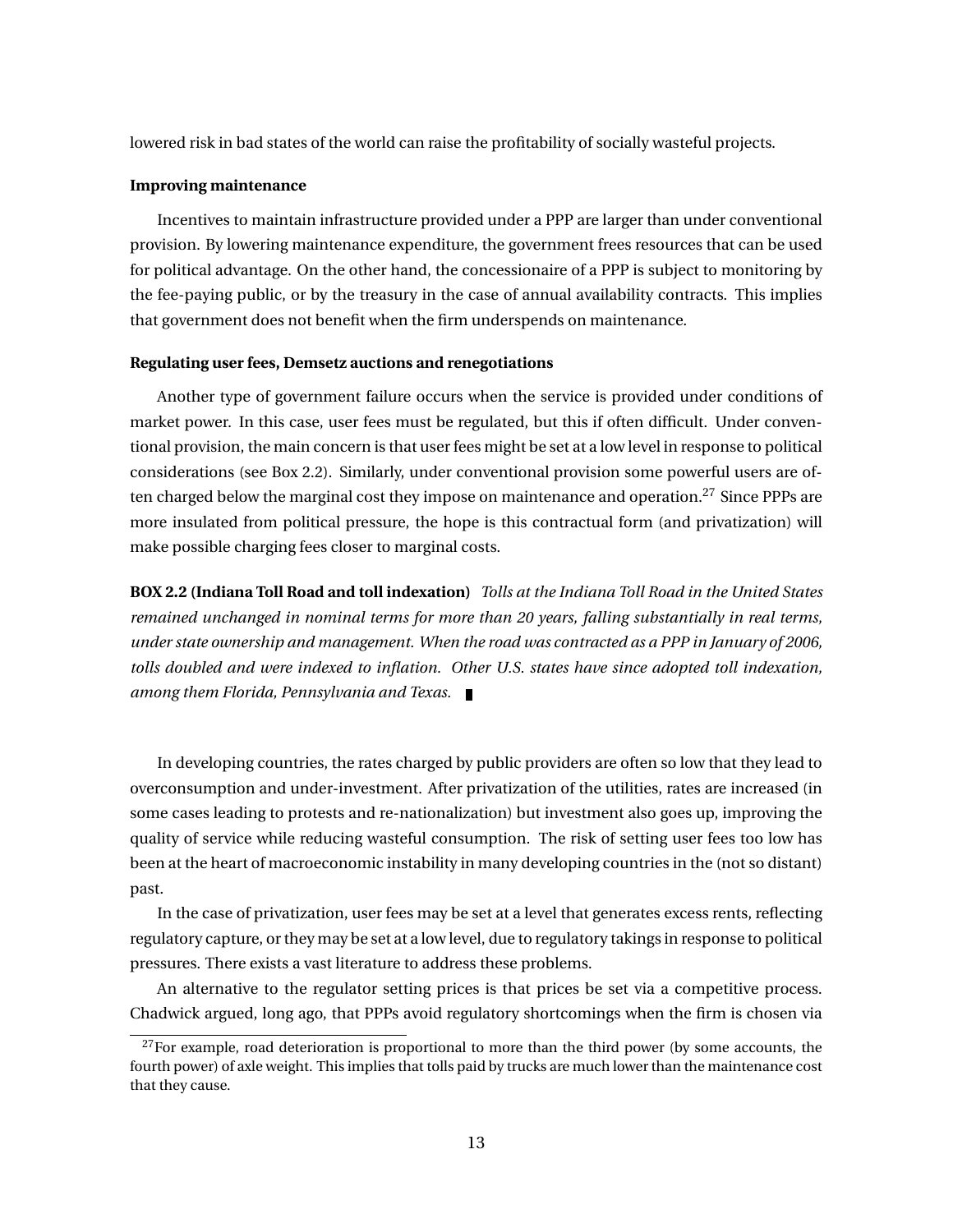lowered risk in bad states of the world can raise the profitability of socially wasteful projects.

**Improving maintenance**

Incentives to maintain infrastructure provided under a PPP are larger than under conventional provision. By lowering maintenance expenditure, the government frees resources that can be used for political advantage. On the other hand, the concessionaire of a PPP is subject to monitoring by the fee-paying public, or by the treasury in the case of annual availability contracts. This implies that government does not benefit when the firm underspends on maintenance.

**Regulating user fees, Demsetz auctions and renegotiations**

Another type of government failure occurs when the service is provided under conditions of market power. In this case, user fees must be regulated, but this if often difficult. Under conventional provision, the main concern is that user fees might be set at a low level in response to political considerations (see Box 2.2). Similarly, under conventional provision some powerful users are often charged below the marginal cost they impose on maintenance and operation.[27] Since PPPs are more insulated from political pressure, the hope is this contractual form (and privatization) will make possible charging fees closer to marginal costs.

**BOX 2.2 (Indiana Toll Road and toll indexation)** *Tolls at the Indiana Toll Road in the United States remained unchanged in nominal terms for more than 20 years, falling substantially in real terms, under state ownership and management. When the road was contracted as a PPP in January of 2006, tolls doubled and were indexed to inflation. Other U.S. states have since adopted toll indexation, among them Florida, Pennsylvania and Texas.* ∎

In developing countries, the rates charged by public providers are often so low that they lead to overconsumption and under-investment. After privatization of the utilities, rates are increased (in some cases leading to protests and re-nationalization) but investment also goes up, improving the quality of service while reducing wasteful consumption. The risk of setting user fees too low has been at the heart of macroeconomic instability in many developing countries in the (not so distant) past.

In the case of privatization, user fees may be set at a level that generates excess rents, reflecting regulatory capture, or they may be set at a low level, due to regulatory takings in response to political pressures. There exists a vast literature to address these problems.

An alternative to the regulator setting prices is that prices be set via a competitive process. Chadwick argued, long ago, that PPPs avoid regulatory shortcomings when the firm is chosen via

[27] For example, road deterioration is proportional to more than the third power (by some accounts, the fourth power) of axle weight. This implies that tolls paid by trucks are much lower than the maintenance cost that they cause.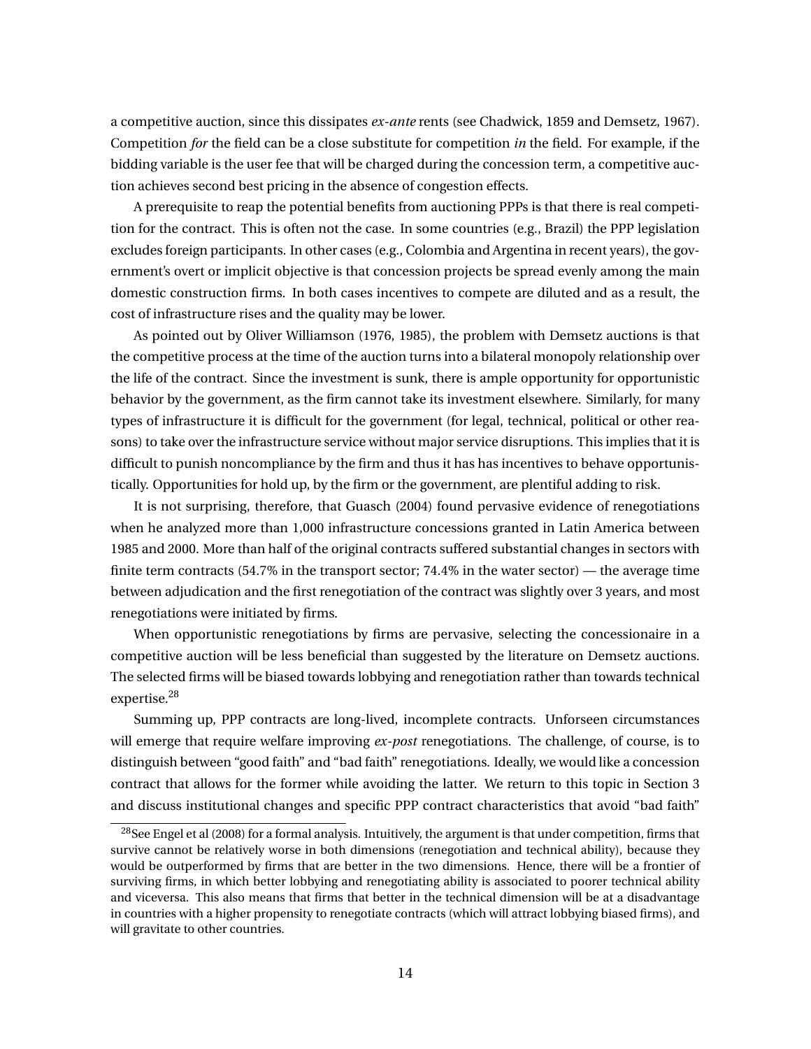a competitive auction, since this dissipates *ex-ante* rents (see Chadwick, 1859 and Demsetz, 1967). Competition *for* the field can be a close substitute for competition *in* the field. For example, if the bidding variable is the user fee that will be charged during the concession term, a competitive auction achieves second best pricing in the absence of congestion effects.

A prerequisite to reap the potential benefits from auctioning PPPs is that there is real competition for the contract. This is often not the case. In some countries (e.g., Brazil) the PPP legislation excludes foreign participants. In other cases (e.g., Colombia and Argentina in recent years), the government's overt or implicit objective is that concession projects be spread evenly among the main domestic construction firms. In both cases incentives to compete are diluted and as a result, the cost of infrastructure rises and the quality may be lower.

As pointed out by Oliver Williamson (1976, 1985), the problem with Demsetz auctions is that the competitive process at the time of the auction turns into a bilateral monopoly relationship over the life of the contract. Since the investment is sunk, there is ample opportunity for opportunistic behavior by the government, as the firm cannot take its investment elsewhere. Similarly, for many types of infrastructure it is difficult for the government (for legal, technical, political or other reasons) to take over the infrastructure service without major service disruptions. This implies that it is difficult to punish noncompliance by the firm and thus it has has incentives to behave opportunistically. Opportunities for hold up, by the firm or the government, are plentiful adding to risk.

It is not surprising, therefore, that Guasch (2004) found pervasive evidence of renegotiations when he analyzed more than 1,000 infrastructure concessions granted in Latin America between 1985 and 2000. More than half of the original contracts suffered substantial changes in sectors with finite term contracts (54.7% in the transport sector; 74.4% in the water sector) — the average time between adjudication and the first renegotiation of the contract was slightly over 3 years, and most renegotiations were initiated by firms.

When opportunistic renegotiations by firms are pervasive, selecting the concessionaire in a competitive auction will be less beneficial than suggested by the literature on Demsetz auctions. The selected firms will be biased towards lobbying and renegotiation rather than towards technical expertise.[28]

Summing up, PPP contracts are long-lived, incomplete contracts. Unforseen circumstances will emerge that require welfare improving *ex-post* renegotiations. The challenge, of course, is to distinguish between "good faith" and "bad faith" renegotiations. Ideally, we would like a concession contract that allows for the former while avoiding the latter. We return to this topic in Section 3 and discuss institutional changes and specific PPP contract characteristics that avoid "bad faith"

[28] See Engel et al (2008) for a formal analysis. Intuitively, the argument is that under competition, firms that survive cannot be relatively worse in both dimensions (renegotiation and technical ability), because they would be outperformed by firms that are better in the two dimensions. Hence, there will be a frontier of surviving firms, in which better lobbying and renegotiating ability is associated to poorer technical ability and viceversa. This also means that firms that better in the technical dimension will be at a disadvantage in countries with a higher propensity to renegotiate contracts (which will attract lobbying biased firms), and will gravitate to other countries.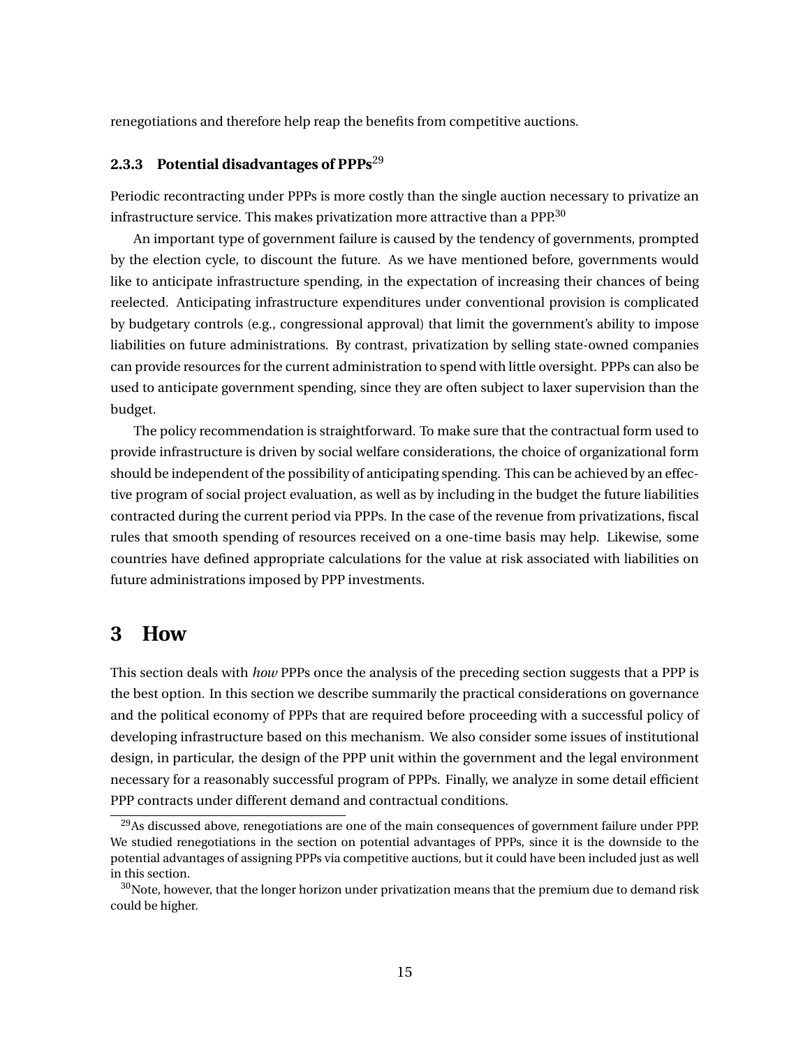renegotiations and therefore help reap the benefits from competitive auctions.

### 2.3.3 Potential disadvantages of PPPs[29]

Periodic recontracting under PPPs is more costly than the single auction necessary to privatize an infrastructure service. This makes privatization more attractive than a PPP.[30]

An important type of government failure is caused by the tendency of governments, prompted by the election cycle, to discount the future. As we have mentioned before, governments would like to anticipate infrastructure spending, in the expectation of increasing their chances of being reelected. Anticipating infrastructure expenditures under conventional provision is complicated by budgetary controls (e.g., congressional approval) that limit the government's ability to impose liabilities on future administrations. By contrast, privatization by selling state-owned companies can provide resources for the current administration to spend with little oversight. PPPs can also be used to anticipate government spending, since they are often subject to laxer supervision than the budget.

The policy recommendation is straightforward. To make sure that the contractual form used to provide infrastructure is driven by social welfare considerations, the choice of organizational form should be independent of the possibility of anticipating spending. This can be achieved by an effective program of social project evaluation, as well as by including in the budget the future liabilities contracted during the current period via PPPs. In the case of the revenue from privatizations, fiscal rules that smooth spending of resources received on a one-time basis may help. Likewise, some countries have defined appropriate calculations for the value at risk associated with liabilities on future administrations imposed by PPP investments.

# 3 How

This section deals with *how* PPPs once the analysis of the preceding section suggests that a PPP is the best option. In this section we describe summarily the practical considerations on governance and the political economy of PPPs that are required before proceeding with a successful policy of developing infrastructure based on this mechanism. We also consider some issues of institutional design, in particular, the design of the PPP unit within the government and the legal environment necessary for a reasonably successful program of PPPs. Finally, we analyze in some detail efficient PPP contracts under different demand and contractual conditions.

---

[29] As discussed above, renegotiations are one of the main consequences of government failure under PPP. We studied renegotiations in the section on potential advantages of PPPs, since it is the downside to the potential advantages of assigning PPPs via competitive auctions, but it could have been included just as well in this section.

[30] Note, however, that the longer horizon under privatization means that the premium due to demand risk could be higher.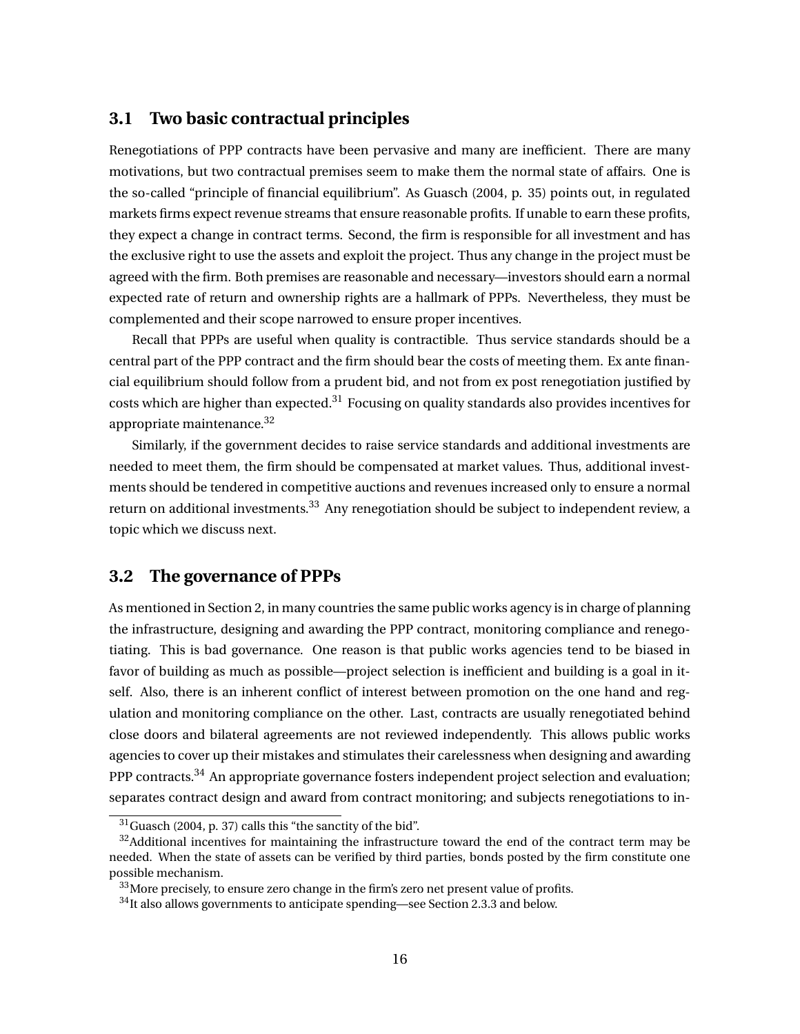## 3.1 Two basic contractual principles

Renegotiations of PPP contracts have been pervasive and many are inefficient. There are many motivations, but two contractual premises seem to make them the normal state of affairs. One is the so-called "principle of financial equilibrium". As Guasch (2004, p. 35) points out, in regulated markets firms expect revenue streams that ensure reasonable profits. If unable to earn these profits, they expect a change in contract terms. Second, the firm is responsible for all investment and has the exclusive right to use the assets and exploit the project. Thus any change in the project must be agreed with the firm. Both premises are reasonable and necessary—investors should earn a normal expected rate of return and ownership rights are a hallmark of PPPs. Nevertheless, they must be complemented and their scope narrowed to ensure proper incentives.

Recall that PPPs are useful when quality is contractible. Thus service standards should be a central part of the PPP contract and the firm should bear the costs of meeting them. Ex ante financial equilibrium should follow from a prudent bid, and not from ex post renegotiation justified by costs which are higher than expected.[31] Focusing on quality standards also provides incentives for appropriate maintenance.[32]

Similarly, if the government decides to raise service standards and additional investments are needed to meet them, the firm should be compensated at market values. Thus, additional investments should be tendered in competitive auctions and revenues increased only to ensure a normal return on additional investments.[33] Any renegotiation should be subject to independent review, a topic which we discuss next.

## 3.2 The governance of PPPs

As mentioned in Section 2, in many countries the same public works agency is in charge of planning the infrastructure, designing and awarding the PPP contract, monitoring compliance and renegotiating. This is bad governance. One reason is that public works agencies tend to be biased in favor of building as much as possible—project selection is inefficient and building is a goal in itself. Also, there is an inherent conflict of interest between promotion on the one hand and regulation and monitoring compliance on the other. Last, contracts are usually renegotiated behind close doors and bilateral agreements are not reviewed independently. This allows public works agencies to cover up their mistakes and stimulates their carelessness when designing and awarding PPP contracts.[34] An appropriate governance fosters independent project selection and evaluation; separates contract design and award from contract monitoring; and subjects renegotiations to in-

[31] Guasch (2004, p. 37) calls this "the sanctity of the bid".

[32] Additional incentives for maintaining the infrastructure toward the end of the contract term may be needed. When the state of assets can be verified by third parties, bonds posted by the firm constitute one possible mechanism.

[33] More precisely, to ensure zero change in the firm's zero net present value of profits.

[34] It also allows governments to anticipate spending—see Section 2.3.3 and below.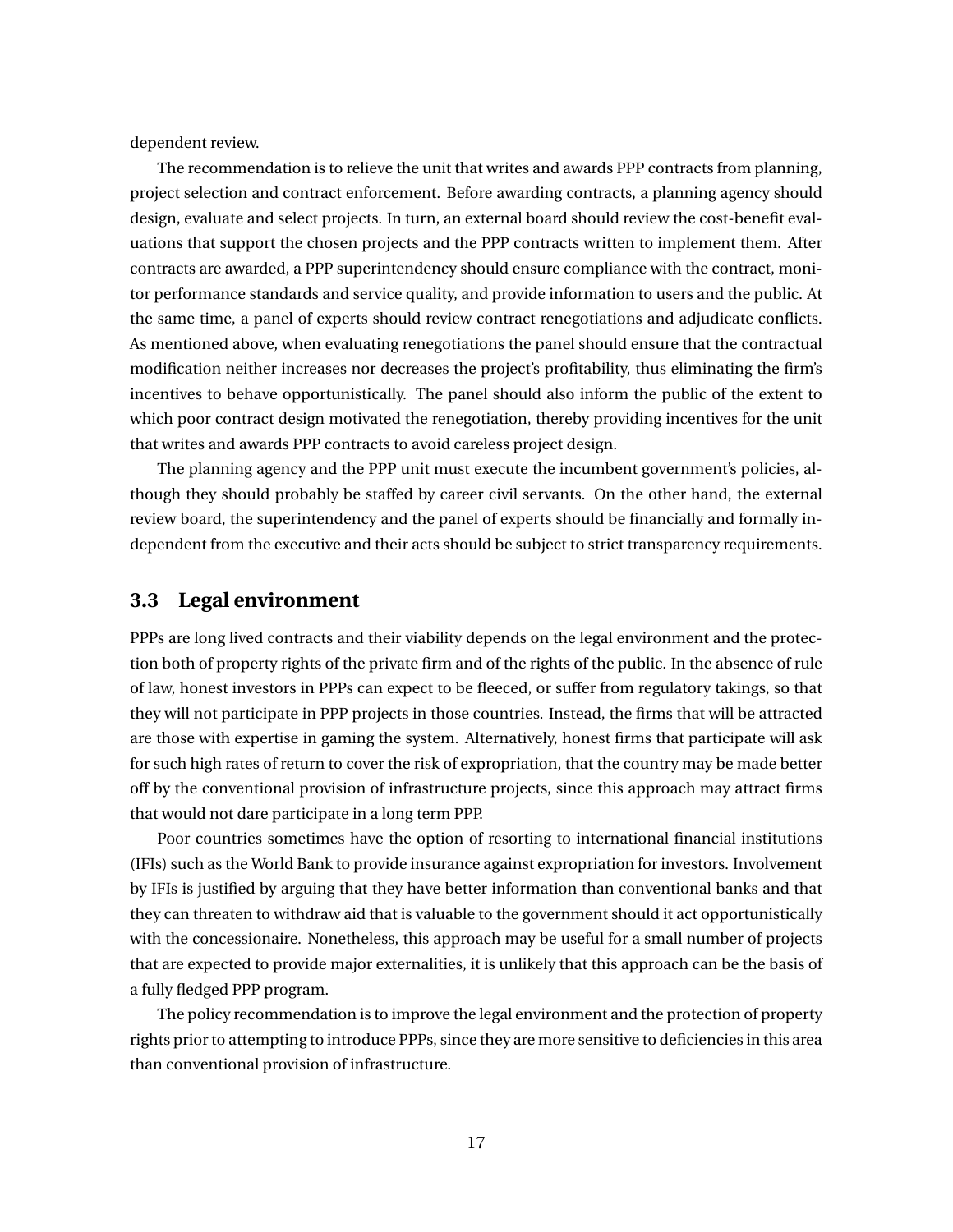dependent review.

The recommendation is to relieve the unit that writes and awards PPP contracts from planning, project selection and contract enforcement. Before awarding contracts, a planning agency should design, evaluate and select projects. In turn, an external board should review the cost-benefit evaluations that support the chosen projects and the PPP contracts written to implement them. After contracts are awarded, a PPP superintendency should ensure compliance with the contract, monitor performance standards and service quality, and provide information to users and the public. At the same time, a panel of experts should review contract renegotiations and adjudicate conflicts. As mentioned above, when evaluating renegotiations the panel should ensure that the contractual modification neither increases nor decreases the project's profitability, thus eliminating the firm's incentives to behave opportunistically. The panel should also inform the public of the extent to which poor contract design motivated the renegotiation, thereby providing incentives for the unit that writes and awards PPP contracts to avoid careless project design.

The planning agency and the PPP unit must execute the incumbent government's policies, although they should probably be staffed by career civil servants. On the other hand, the external review board, the superintendency and the panel of experts should be financially and formally independent from the executive and their acts should be subject to strict transparency requirements.

### 3.3 Legal environment

PPPs are long lived contracts and their viability depends on the legal environment and the protection both of property rights of the private firm and of the rights of the public. In the absence of rule of law, honest investors in PPPs can expect to be fleeced, or suffer from regulatory takings, so that they will not participate in PPP projects in those countries. Instead, the firms that will be attracted are those with expertise in gaming the system. Alternatively, honest firms that participate will ask for such high rates of return to cover the risk of expropriation, that the country may be made better off by the conventional provision of infrastructure projects, since this approach may attract firms that would not dare participate in a long term PPP.

Poor countries sometimes have the option of resorting to international financial institutions (IFIs) such as the World Bank to provide insurance against expropriation for investors. Involvement by IFIs is justified by arguing that they have better information than conventional banks and that they can threaten to withdraw aid that is valuable to the government should it act opportunistically with the concessionaire. Nonetheless, this approach may be useful for a small number of projects that are expected to provide major externalities, it is unlikely that this approach can be the basis of a fully fledged PPP program.

The policy recommendation is to improve the legal environment and the protection of property rights prior to attempting to introduce PPPs, since they are more sensitive to deficiencies in this area than conventional provision of infrastructure.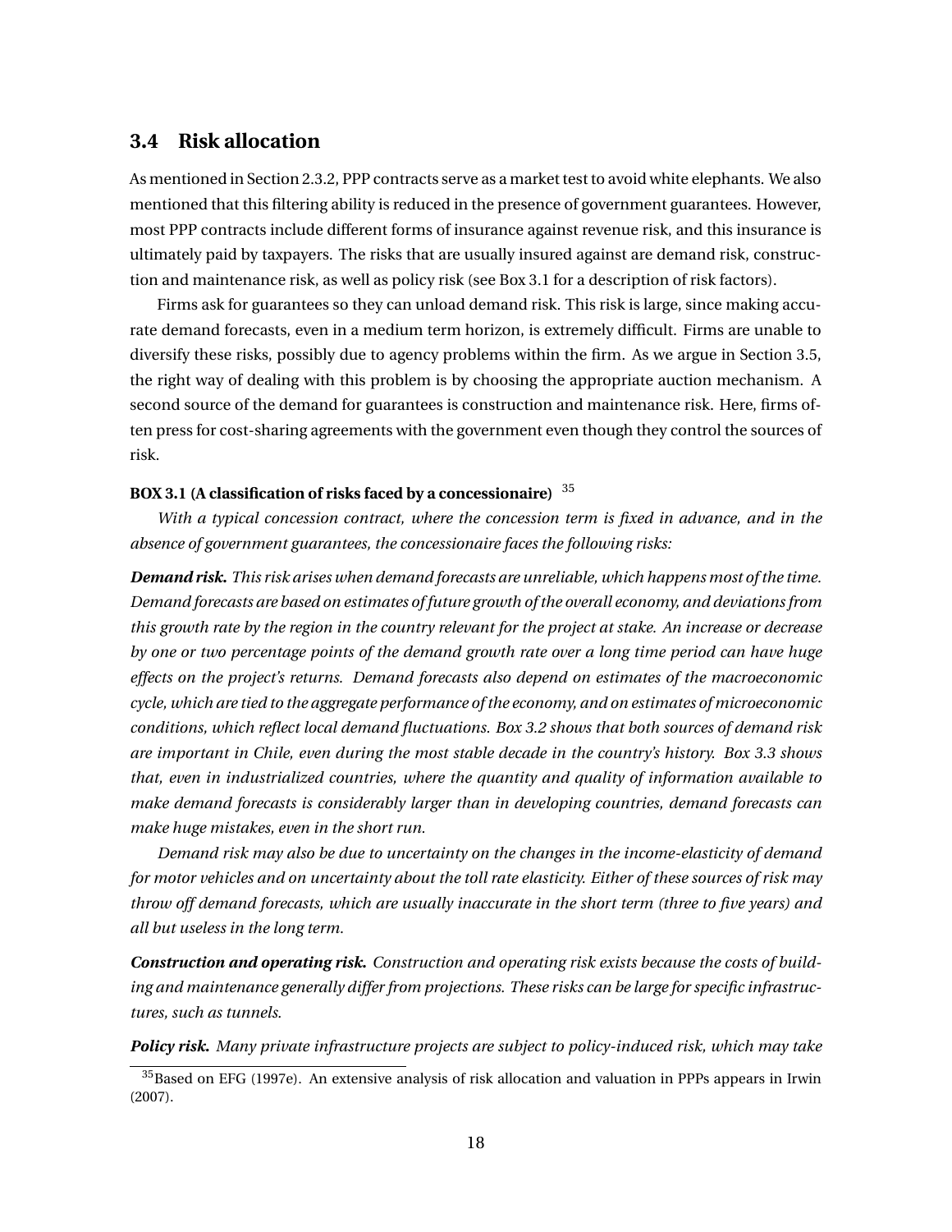## 3.4 Risk allocation

As mentioned in Section 2.3.2, PPP contracts serve as a market test to avoid white elephants. We also mentioned that this filtering ability is reduced in the presence of government guarantees. However, most PPP contracts include different forms of insurance against revenue risk, and this insurance is ultimately paid by taxpayers. The risks that are usually insured against are demand risk, construction and maintenance risk, as well as policy risk (see Box 3.1 for a description of risk factors).

Firms ask for guarantees so they can unload demand risk. This risk is large, since making accurate demand forecasts, even in a medium term horizon, is extremely difficult. Firms are unable to diversify these risks, possibly due to agency problems within the firm. As we argue in Section 3.5, the right way of dealing with this problem is by choosing the appropriate auction mechanism. A second source of the demand for guarantees is construction and maintenance risk. Here, firms often press for cost-sharing agreements with the government even though they control the sources of risk.

**BOX 3.1 (A classification of risks faced by a concessionaire)** [35]

*With a typical concession contract, where the concession term is fixed in advance, and in the absence of government guarantees, the concessionaire faces the following risks:*

***Demand risk.*** *This risk arises when demand forecasts are unreliable, which happens most of the time. Demand forecasts are based on estimates of future growth of the overall economy, and deviations from this growth rate by the region in the country relevant for the project at stake. An increase or decrease by one or two percentage points of the demand growth rate over a long time period can have huge effects on the project's returns. Demand forecasts also depend on estimates of the macroeconomic cycle, which are tied to the aggregate performance of the economy, and on estimates of microeconomic conditions, which reflect local demand fluctuations. Box 3.2 shows that both sources of demand risk are important in Chile, even during the most stable decade in the country's history. Box 3.3 shows that, even in industrialized countries, where the quantity and quality of information available to make demand forecasts is considerably larger than in developing countries, demand forecasts can make huge mistakes, even in the short run.*

*Demand risk may also be due to uncertainty on the changes in the income-elasticity of demand for motor vehicles and on uncertainty about the toll rate elasticity. Either of these sources of risk may throw off demand forecasts, which are usually inaccurate in the short term (three to five years) and all but useless in the long term.*

***Construction and operating risk.*** *Construction and operating risk exists because the costs of building and maintenance generally differ from projections. These risks can be large for specific infrastructures, such as tunnels.*

***Policy risk.*** *Many private infrastructure projects are subject to policy-induced risk, which may take*

[35] Based on EFG (1997e). An extensive analysis of risk allocation and valuation in PPPs appears in Irwin (2007).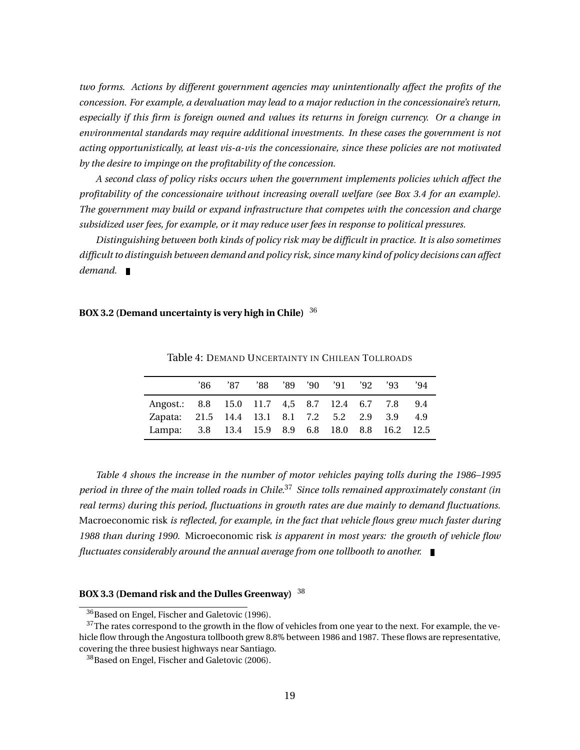*two forms. Actions by different government agencies may unintentionally affect the profits of the concession. For example, a devaluation may lead to a major reduction in the concessionaire's return, especially if this firm is foreign owned and values its returns in foreign currency. Or a change in environmental standards may require additional investments. In these cases the government is not acting opportunistically, at least vis-a-vis the concessionaire, since these policies are not motivated by the desire to impinge on the profitability of the concession.*

*A second class of policy risks occurs when the government implements policies which affect the profitability of the concessionaire without increasing overall welfare (see Box 3.4 for an example). The government may build or expand infrastructure that competes with the concession and charge subsidized user fees, for example, or it may reduce user fees in response to political pressures.*

*Distinguishing between both kinds of policy risk may be difficult in practice. It is also sometimes difficult to distinguish between demand and policy risk, since many kind of policy decisions can affect demand.* ∎

**BOX 3.2 (Demand uncertainty is very high in Chile)** [36]

Table 4: DEMAND UNCERTAINTY IN CHILEAN TOLLROADS

| | '86 | '87 | '88 | '89 | '90 | '91 | '92 | '93 | '94 |
|---|---|---|---|---|---|---|---|---|---|
| Angost.: | 8.8 | 15.0 | 11.7 | 4,5 | 8.7 | 12.4 | 6.7 | 7.8 | 9.4 |
| Zapata: | 21.5 | 14.4 | 13.1 | 8.1 | 7.2 | 5.2 | 2.9 | 3.9 | 4.9 |
| Lampa: | 3.8 | 13.4 | 15.9 | 8.9 | 6.8 | 18.0 | 8.8 | 16.2 | 12.5 |

*Table 4 shows the increase in the number of motor vehicles paying tolls during the 1986–1995 period in three of the main tolled roads in Chile.*[37] *Since tolls remained approximately constant (in real terms) during this period, fluctuations in growth rates are due mainly to demand fluctuations.* Macroeconomic risk *is reflected, for example, in the fact that vehicle flows grew much faster during 1988 than during 1990.* Microeconomic risk *is apparent in most years: the growth of vehicle flow fluctuates considerably around the annual average from one tollbooth to another.* ∎

**BOX 3.3 (Demand risk and the Dulles Greenway)** [38]

---

[36] Based on Engel, Fischer and Galetovic (1996).

[37] The rates correspond to the growth in the flow of vehicles from one year to the next. For example, the vehicle flow through the Angostura tollbooth grew 8.8% between 1986 and 1987. These flows are representative, covering the three busiest highways near Santiago.

[38] Based on Engel, Fischer and Galetovic (2006).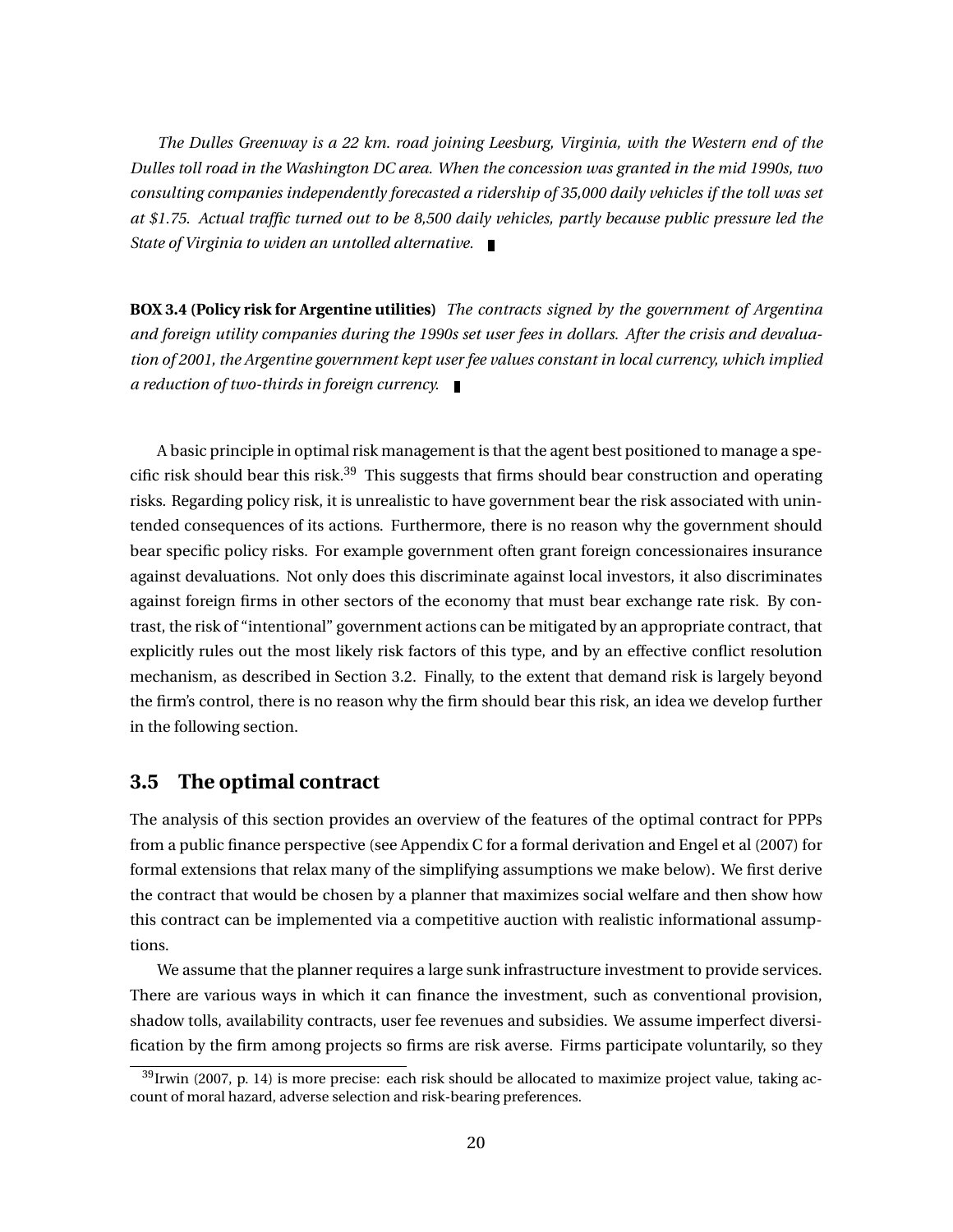*The Dulles Greenway is a 22 km. road joining Leesburg, Virginia, with the Western end of the Dulles toll road in the Washington DC area. When the concession was granted in the mid 1990s, two consulting companies independently forecasted a ridership of 35,000 daily vehicles if the toll was set at $1.75. Actual traffic turned out to be 8,500 daily vehicles, partly because public pressure led the State of Virginia to widen an untolled alternative.* ∎

**BOX 3.4 (Policy risk for Argentine utilities)** *The contracts signed by the government of Argentina and foreign utility companies during the 1990s set user fees in dollars. After the crisis and devaluation of 2001, the Argentine government kept user fee values constant in local currency, which implied a reduction of two-thirds in foreign currency.* ∎

A basic principle in optimal risk management is that the agent best positioned to manage a specific risk should bear this risk.[39] This suggests that firms should bear construction and operating risks. Regarding policy risk, it is unrealistic to have government bear the risk associated with unintended consequences of its actions. Furthermore, there is no reason why the government should bear specific policy risks. For example government often grant foreign concessionaires insurance against devaluations. Not only does this discriminate against local investors, it also discriminates against foreign firms in other sectors of the economy that must bear exchange rate risk. By contrast, the risk of "intentional" government actions can be mitigated by an appropriate contract, that explicitly rules out the most likely risk factors of this type, and by an effective conflict resolution mechanism, as described in Section 3.2. Finally, to the extent that demand risk is largely beyond the firm's control, there is no reason why the firm should bear this risk, an idea we develop further in the following section.

## 3.5 The optimal contract

The analysis of this section provides an overview of the features of the optimal contract for PPPs from a public finance perspective (see Appendix C for a formal derivation and Engel et al (2007) for formal extensions that relax many of the simplifying assumptions we make below). We first derive the contract that would be chosen by a planner that maximizes social welfare and then show how this contract can be implemented via a competitive auction with realistic informational assumptions.

We assume that the planner requires a large sunk infrastructure investment to provide services. There are various ways in which it can finance the investment, such as conventional provision, shadow tolls, availability contracts, user fee revenues and subsidies. We assume imperfect diversification by the firm among projects so firms are risk averse. Firms participate voluntarily, so they

[39] Irwin (2007, p. 14) is more precise: each risk should be allocated to maximize project value, taking account of moral hazard, adverse selection and risk-bearing preferences.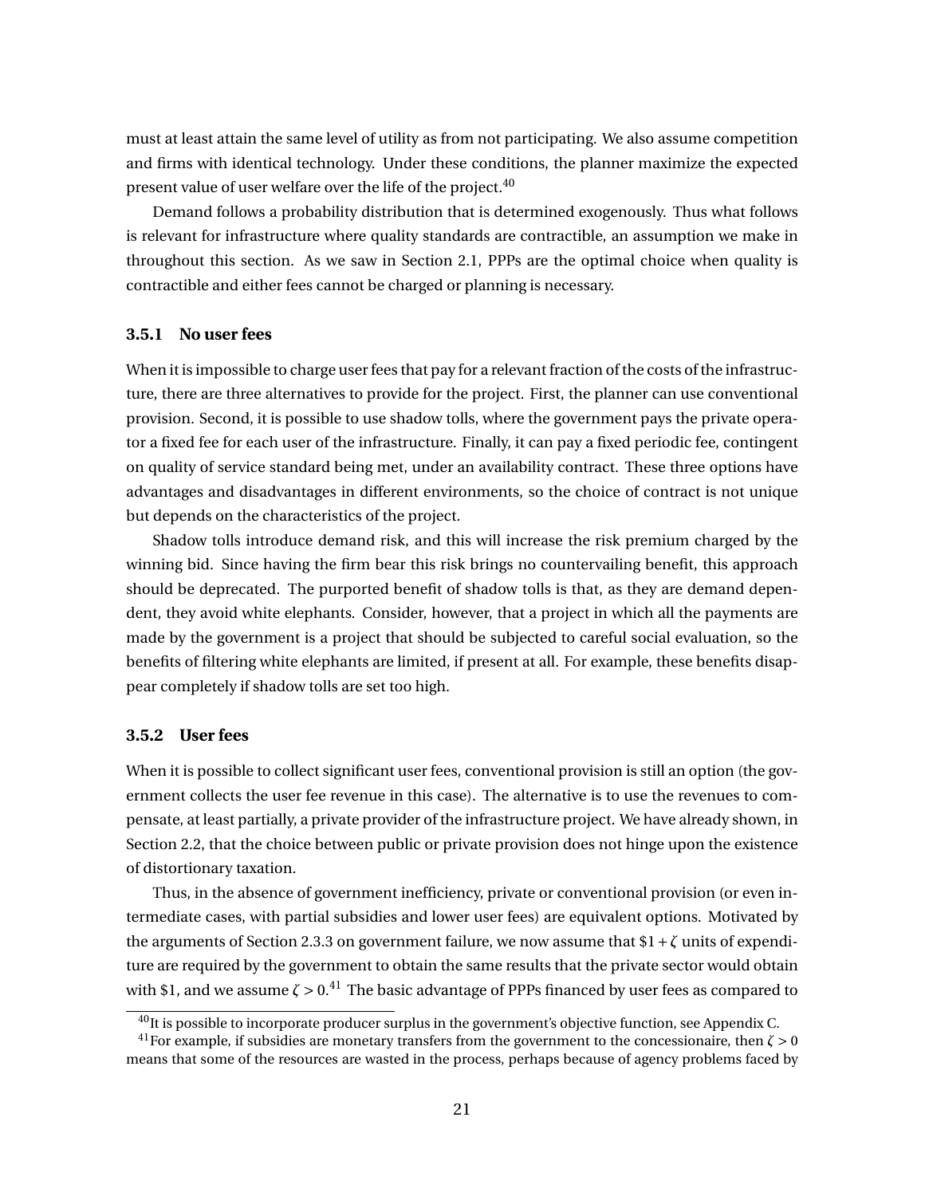must at least attain the same level of utility as from not participating. We also assume competition and firms with identical technology. Under these conditions, the planner maximize the expected present value of user welfare over the life of the project.[40]

Demand follows a probability distribution that is determined exogenously. Thus what follows is relevant for infrastructure where quality standards are contractible, an assumption we make in throughout this section. As we saw in Section 2.1, PPPs are the optimal choice when quality is contractible and either fees cannot be charged or planning is necessary.

### 3.5.1 No user fees

When it is impossible to charge user fees that pay for a relevant fraction of the costs of the infrastructure, there are three alternatives to provide for the project. First, the planner can use conventional provision. Second, it is possible to use shadow tolls, where the government pays the private operator a fixed fee for each user of the infrastructure. Finally, it can pay a fixed periodic fee, contingent on quality of service standard being met, under an availability contract. These three options have advantages and disadvantages in different environments, so the choice of contract is not unique but depends on the characteristics of the project.

Shadow tolls introduce demand risk, and this will increase the risk premium charged by the winning bid. Since having the firm bear this risk brings no countervailing benefit, this approach should be deprecated. The purported benefit of shadow tolls is that, as they are demand dependent, they avoid white elephants. Consider, however, that a project in which all the payments are made by the government is a project that should be subjected to careful social evaluation, so the benefits of filtering white elephants are limited, if present at all. For example, these benefits disappear completely if shadow tolls are set too high.

### 3.5.2 User fees

When it is possible to collect significant user fees, conventional provision is still an option (the government collects the user fee revenue in this case). The alternative is to use the revenues to compensate, at least partially, a private provider of the infrastructure project. We have already shown, in Section 2.2, that the choice between public or private provision does not hinge upon the existence of distortionary taxation.

Thus, in the absence of government inefficiency, private or conventional provision (or even intermediate cases, with partial subsidies and lower user fees) are equivalent options. Motivated by the arguments of Section 2.3.3 on government failure, we now assume that $\$1+\zeta$ units of expenditure are required by the government to obtain the same results that the private sector would obtain with \$1, and we assume $\zeta > 0$.[41] The basic advantage of PPPs financed by user fees as compared to

---

[40] It is possible to incorporate producer surplus in the government's objective function, see Appendix C.

[41] For example, if subsidies are monetary transfers from the government to the concessionaire, then $\zeta > 0$ means that some of the resources are wasted in the process, perhaps because of agency problems faced by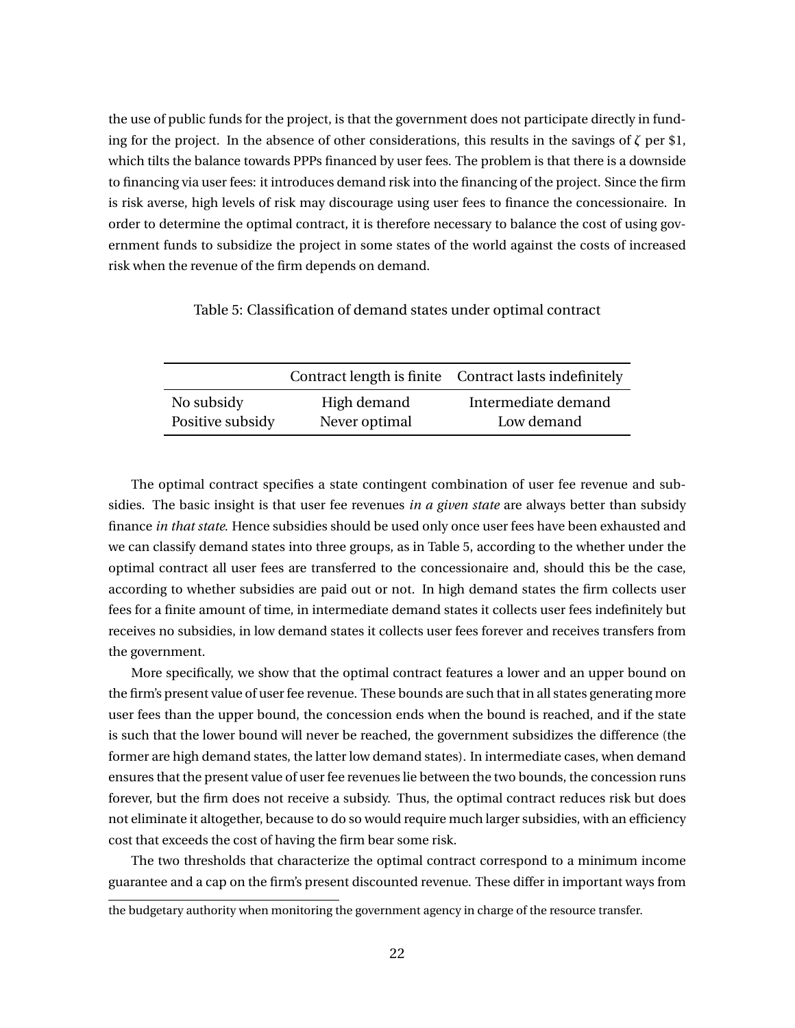the use of public funds for the project, is that the government does not participate directly in funding for the project. In the absence of other considerations, this results in the savings of $\zeta$ per \$1, which tilts the balance towards PPPs financed by user fees. The problem is that there is a downside to financing via user fees: it introduces demand risk into the financing of the project. Since the firm is risk averse, high levels of risk may discourage using user fees to finance the concessionaire. In order to determine the optimal contract, it is therefore necessary to balance the cost of using government funds to subsidize the project in some states of the world against the costs of increased risk when the revenue of the firm depends on demand.

Table 5: Classification of demand states under optimal contract

| | Contract length is finite | Contract lasts indefinitely |
|---|---|---|
| No subsidy | High demand | Intermediate demand |
| Positive subsidy | Never optimal | Low demand |

The optimal contract specifies a state contingent combination of user fee revenue and subsidies. The basic insight is that user fee revenues *in a given state* are always better than subsidy finance *in that state*. Hence subsidies should be used only once user fees have been exhausted and we can classify demand states into three groups, as in Table 5, according to the whether under the optimal contract all user fees are transferred to the concessionaire and, should this be the case, according to whether subsidies are paid out or not. In high demand states the firm collects user fees for a finite amount of time, in intermediate demand states it collects user fees indefinitely but receives no subsidies, in low demand states it collects user fees forever and receives transfers from the government.

More specifically, we show that the optimal contract features a lower and an upper bound on the firm's present value of user fee revenue. These bounds are such that in all states generating more user fees than the upper bound, the concession ends when the bound is reached, and if the state is such that the lower bound will never be reached, the government subsidizes the difference (the former are high demand states, the latter low demand states). In intermediate cases, when demand ensures that the present value of user fee revenues lie between the two bounds, the concession runs forever, but the firm does not receive a subsidy. Thus, the optimal contract reduces risk but does not eliminate it altogether, because to do so would require much larger subsidies, with an efficiency cost that exceeds the cost of having the firm bear some risk.

The two thresholds that characterize the optimal contract correspond to a minimum income guarantee and a cap on the firm's present discounted revenue. These differ in important ways from

the budgetary authority when monitoring the government agency in charge of the resource transfer.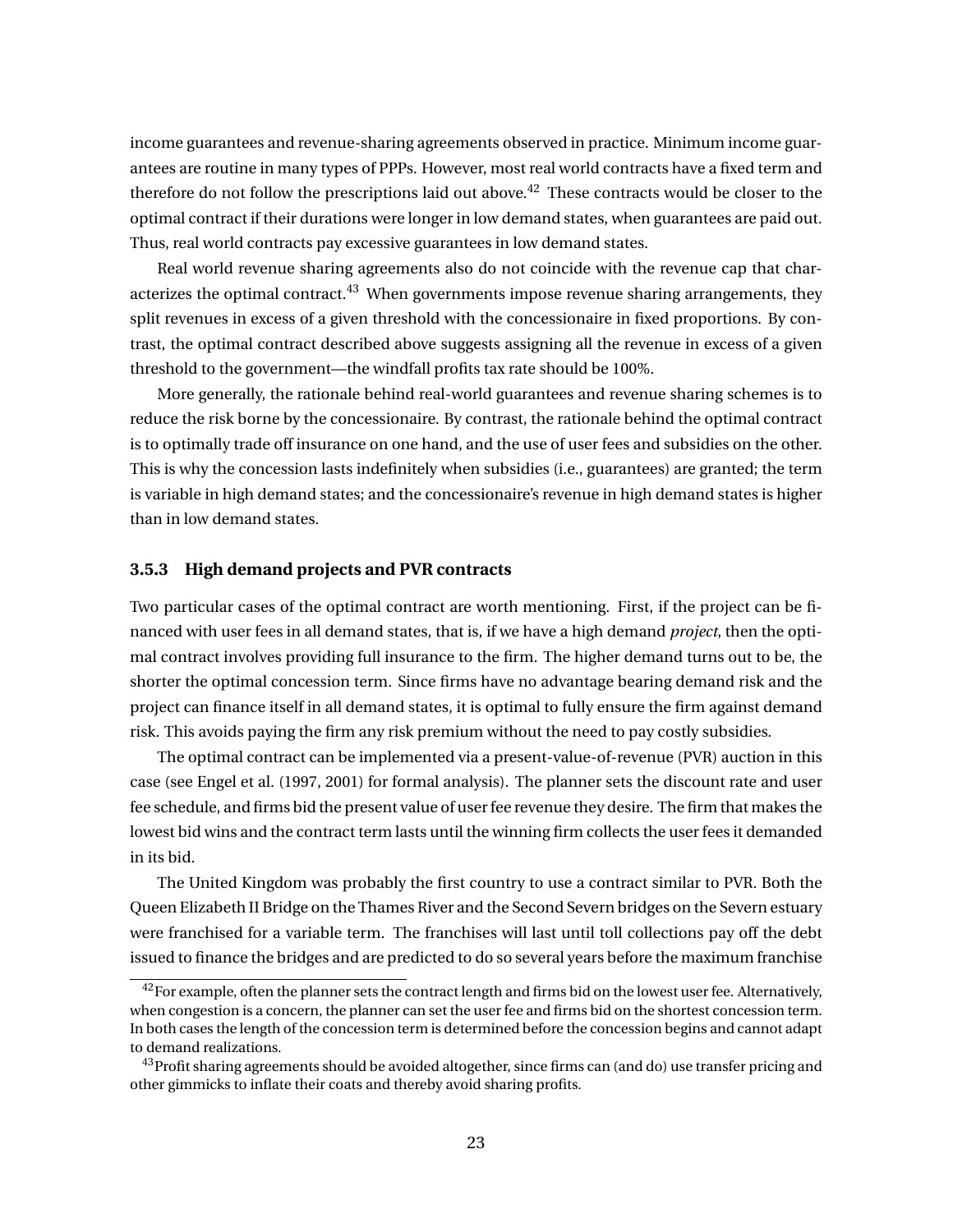income guarantees and revenue-sharing agreements observed in practice. Minimum income guarantees are routine in many types of PPPs. However, most real world contracts have a fixed term and therefore do not follow the prescriptions laid out above.[42] These contracts would be closer to the optimal contract if their durations were longer in low demand states, when guarantees are paid out. Thus, real world contracts pay excessive guarantees in low demand states.

Real world revenue sharing agreements also do not coincide with the revenue cap that characterizes the optimal contract.[43] When governments impose revenue sharing arrangements, they split revenues in excess of a given threshold with the concessionaire in fixed proportions. By contrast, the optimal contract described above suggests assigning all the revenue in excess of a given threshold to the government—the windfall profits tax rate should be 100%.

More generally, the rationale behind real-world guarantees and revenue sharing schemes is to reduce the risk borne by the concessionaire. By contrast, the rationale behind the optimal contract is to optimally trade off insurance on one hand, and the use of user fees and subsidies on the other. This is why the concession lasts indefinitely when subsidies (i.e., guarantees) are granted; the term is variable in high demand states; and the concessionaire's revenue in high demand states is higher than in low demand states.

### 3.5.3 High demand projects and PVR contracts

Two particular cases of the optimal contract are worth mentioning. First, if the project can be financed with user fees in all demand states, that is, if we have a high demand *project*, then the optimal contract involves providing full insurance to the firm. The higher demand turns out to be, the shorter the optimal concession term. Since firms have no advantage bearing demand risk and the project can finance itself in all demand states, it is optimal to fully ensure the firm against demand risk. This avoids paying the firm any risk premium without the need to pay costly subsidies.

The optimal contract can be implemented via a present-value-of-revenue (PVR) auction in this case (see Engel et al. (1997, 2001) for formal analysis). The planner sets the discount rate and user fee schedule, and firms bid the present value of user fee revenue they desire. The firm that makes the lowest bid wins and the contract term lasts until the winning firm collects the user fees it demanded in its bid.

The United Kingdom was probably the first country to use a contract similar to PVR. Both the Queen Elizabeth II Bridge on the Thames River and the Second Severn bridges on the Severn estuary were franchised for a variable term. The franchises will last until toll collections pay off the debt issued to finance the bridges and are predicted to do so several years before the maximum franchise

[42] For example, often the planner sets the contract length and firms bid on the lowest user fee. Alternatively, when congestion is a concern, the planner can set the user fee and firms bid on the shortest concession term. In both cases the length of the concession term is determined before the concession begins and cannot adapt to demand realizations.

[43] Profit sharing agreements should be avoided altogether, since firms can (and do) use transfer pricing and other gimmicks to inflate their coats and thereby avoid sharing profits.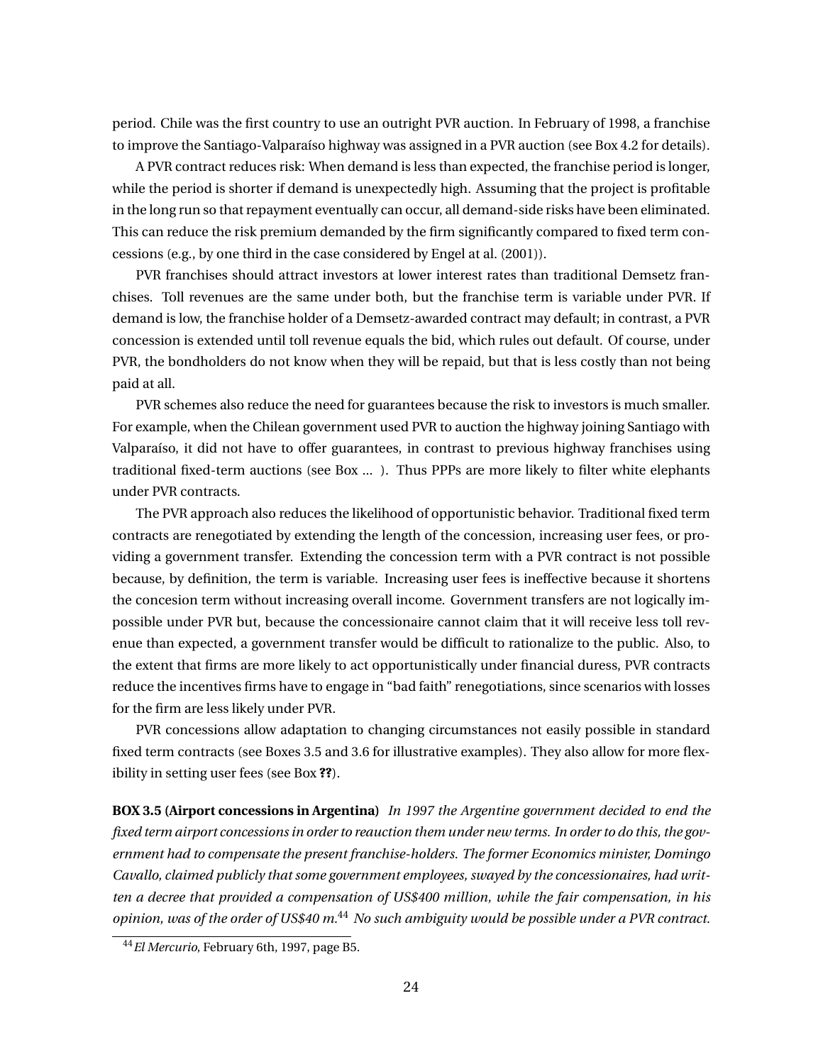period. Chile was the first country to use an outright PVR auction. In February of 1998, a franchise to improve the Santiago-Valparaíso highway was assigned in a PVR auction (see Box 4.2 for details).

A PVR contract reduces risk: When demand is less than expected, the franchise period is longer, while the period is shorter if demand is unexpectedly high. Assuming that the project is profitable in the long run so that repayment eventually can occur, all demand-side risks have been eliminated. This can reduce the risk premium demanded by the firm significantly compared to fixed term concessions (e.g., by one third in the case considered by Engel at al. (2001)).

PVR franchises should attract investors at lower interest rates than traditional Demsetz franchises. Toll revenues are the same under both, but the franchise term is variable under PVR. If demand is low, the franchise holder of a Demsetz-awarded contract may default; in contrast, a PVR concession is extended until toll revenue equals the bid, which rules out default. Of course, under PVR, the bondholders do not know when they will be repaid, but that is less costly than not being paid at all.

PVR schemes also reduce the need for guarantees because the risk to investors is much smaller. For example, when the Chilean government used PVR to auction the highway joining Santiago with Valparaíso, it did not have to offer guarantees, in contrast to previous highway franchises using traditional fixed-term auctions (see Box ... ). Thus PPPs are more likely to filter white elephants under PVR contracts.

The PVR approach also reduces the likelihood of opportunistic behavior. Traditional fixed term contracts are renegotiated by extending the length of the concession, increasing user fees, or providing a government transfer. Extending the concession term with a PVR contract is not possible because, by definition, the term is variable. Increasing user fees is ineffective because it shortens the concesion term without increasing overall income. Government transfers are not logically impossible under PVR but, because the concessionaire cannot claim that it will receive less toll revenue than expected, a government transfer would be difficult to rationalize to the public. Also, to the extent that firms are more likely to act opportunistically under financial duress, PVR contracts reduce the incentives firms have to engage in "bad faith" renegotiations, since scenarios with losses for the firm are less likely under PVR.

PVR concessions allow adaptation to changing circumstances not easily possible in standard fixed term contracts (see Boxes 3.5 and 3.6 for illustrative examples). They also allow for more flexibility in setting user fees (see Box **??**).

**BOX 3.5 (Airport concessions in Argentina)** *In 1997 the Argentine government decided to end the fixed term airport concessions in order to reauction them under new terms. In order to do this, the government had to compensate the present franchise-holders. The former Economics minister, Domingo Cavallo, claimed publicly that some government employees, swayed by the concessionaires, had written a decree that provided a compensation of US$400 million, while the fair compensation, in his opinion, was of the order of US$40 m.*[44] *No such ambiguity would be possible under a PVR contract.*

[44] *El Mercurio*, February 6th, 1997, page B5.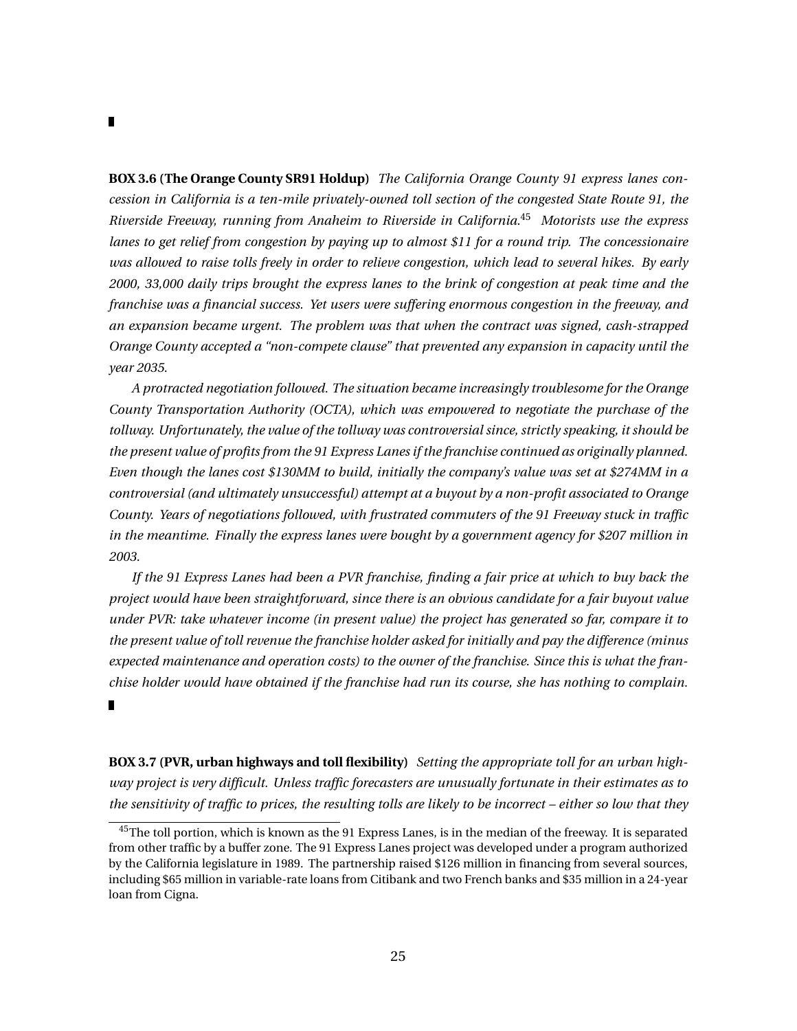**BOX 3.6 (The Orange County SR91 Holdup)** *The California Orange County 91 express lanes concession in California is a ten-mile privately-owned toll section of the congested State Route 91, the Riverside Freeway, running from Anaheim to Riverside in California.*[45] *Motorists use the express lanes to get relief from congestion by paying up to almost $11 for a round trip. The concessionaire was allowed to raise tolls freely in order to relieve congestion, which lead to several hikes. By early 2000, 33,000 daily trips brought the express lanes to the brink of congestion at peak time and the franchise was a financial success. Yet users were suffering enormous congestion in the freeway, and an expansion became urgent. The problem was that when the contract was signed, cash-strapped Orange County accepted a "non-compete clause" that prevented any expansion in capacity until the year 2035.*

*A protracted negotiation followed. The situation became increasingly troublesome for the Orange County Transportation Authority (OCTA), which was empowered to negotiate the purchase of the tollway. Unfortunately, the value of the tollway was controversial since, strictly speaking, it should be the present value of profits from the 91 Express Lanes if the franchise continued as originally planned. Even though the lanes cost $130MM to build, initially the company's value was set at $274MM in a controversial (and ultimately unsuccessful) attempt at a buyout by a non-profit associated to Orange County. Years of negotiations followed, with frustrated commuters of the 91 Freeway stuck in traffic in the meantime. Finally the express lanes were bought by a government agency for $207 million in 2003.*

*If the 91 Express Lanes had been a PVR franchise, finding a fair price at which to buy back the project would have been straightforward, since there is an obvious candidate for a fair buyout value under PVR: take whatever income (in present value) the project has generated so far, compare it to the present value of toll revenue the franchise holder asked for initially and pay the difference (minus expected maintenance and operation costs) to the owner of the franchise. Since this is what the franchise holder would have obtained if the franchise had run its course, she has nothing to complain.*

**BOX 3.7 (PVR, urban highways and toll flexibility)** *Setting the appropriate toll for an urban highway project is very difficult. Unless traffic forecasters are unusually fortunate in their estimates as to the sensitivity of traffic to prices, the resulting tolls are likely to be incorrect – either so low that they*

---

[45] The toll portion, which is known as the 91 Express Lanes, is in the median of the freeway. It is separated from other traffic by a buffer zone. The 91 Express Lanes project was developed under a program authorized by the California legislature in 1989. The partnership raised $126 million in financing from several sources, including $65 million in variable-rate loans from Citibank and two French banks and $35 million in a 24-year loan from Cigna.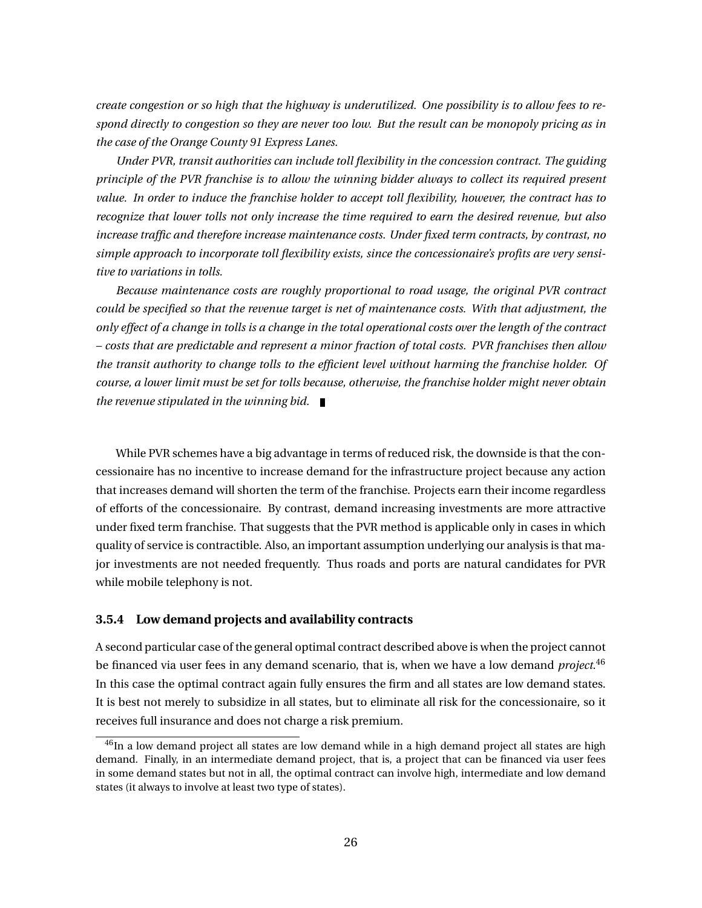*create congestion or so high that the highway is underutilized. One possibility is to allow fees to respond directly to congestion so they are never too low. But the result can be monopoly pricing as in the case of the Orange County 91 Express Lanes.*

*Under PVR, transit authorities can include toll flexibility in the concession contract. The guiding principle of the PVR franchise is to allow the winning bidder always to collect its required present value. In order to induce the franchise holder to accept toll flexibility, however, the contract has to recognize that lower tolls not only increase the time required to earn the desired revenue, but also increase traffic and therefore increase maintenance costs. Under fixed term contracts, by contrast, no simple approach to incorporate toll flexibility exists, since the concessionaire's profits are very sensitive to variations in tolls.*

*Because maintenance costs are roughly proportional to road usage, the original PVR contract could be specified so that the revenue target is net of maintenance costs. With that adjustment, the only effect of a change in tolls is a change in the total operational costs over the length of the contract – costs that are predictable and represent a minor fraction of total costs. PVR franchises then allow the transit authority to change tolls to the efficient level without harming the franchise holder. Of course, a lower limit must be set for tolls because, otherwise, the franchise holder might never obtain the revenue stipulated in the winning bid.* ∎

While PVR schemes have a big advantage in terms of reduced risk, the downside is that the concessionaire has no incentive to increase demand for the infrastructure project because any action that increases demand will shorten the term of the franchise. Projects earn their income regardless of efforts of the concessionaire. By contrast, demand increasing investments are more attractive under fixed term franchise. That suggests that the PVR method is applicable only in cases in which quality of service is contractible. Also, an important assumption underlying our analysis is that major investments are not needed frequently. Thus roads and ports are natural candidates for PVR while mobile telephony is not.

### 3.5.4 Low demand projects and availability contracts

A second particular case of the general optimal contract described above is when the project cannot be financed via user fees in any demand scenario, that is, when we have a low demand *project*.[46] In this case the optimal contract again fully ensures the firm and all states are low demand states. It is best not merely to subsidize in all states, but to eliminate all risk for the concessionaire, so it receives full insurance and does not charge a risk premium.

[46] In a low demand project all states are low demand while in a high demand project all states are high demand. Finally, in an intermediate demand project, that is, a project that can be financed via user fees in some demand states but not in all, the optimal contract can involve high, intermediate and low demand states (it always to involve at least two type of states).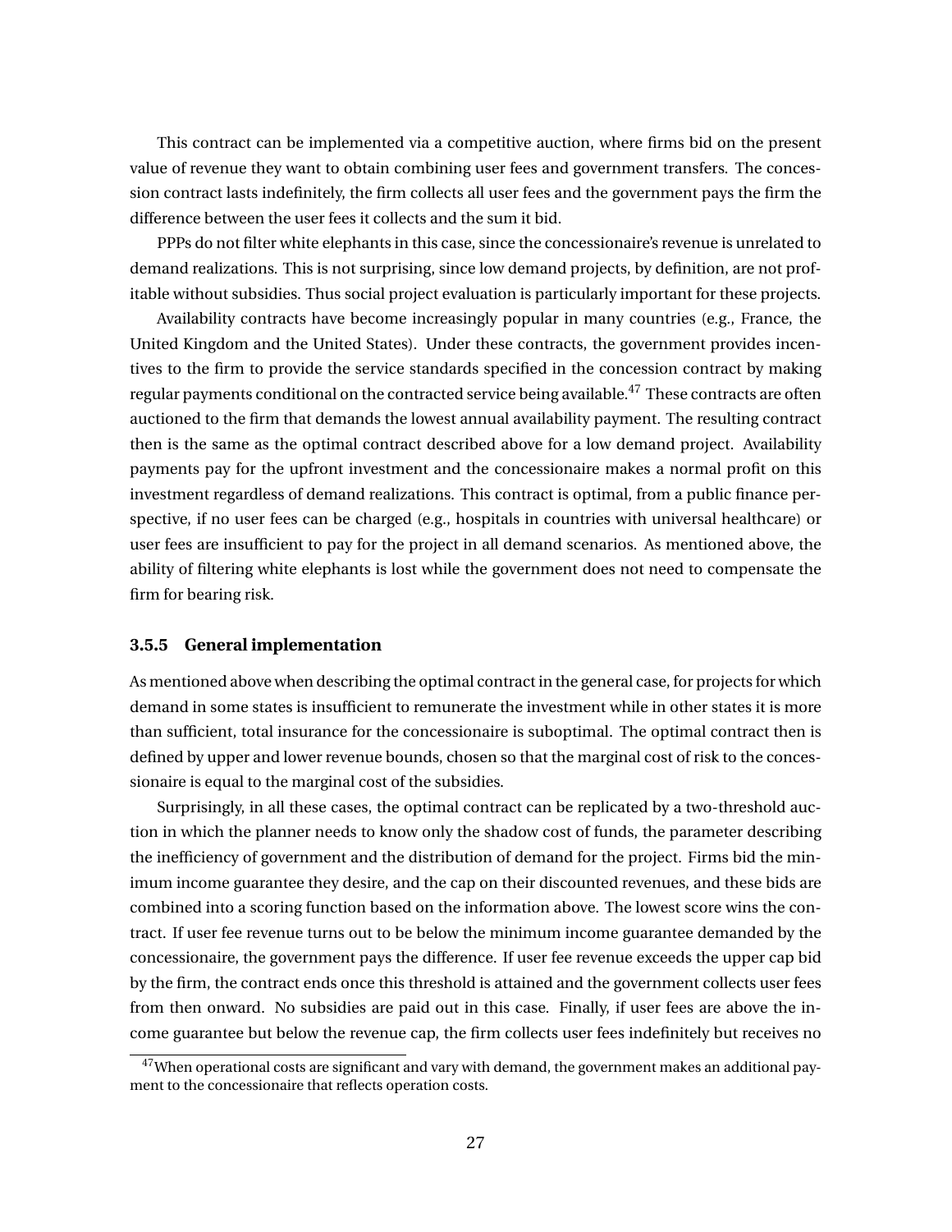This contract can be implemented via a competitive auction, where firms bid on the present value of revenue they want to obtain combining user fees and government transfers. The concession contract lasts indefinitely, the firm collects all user fees and the government pays the firm the difference between the user fees it collects and the sum it bid.

PPPs do not filter white elephants in this case, since the concessionaire's revenue is unrelated to demand realizations. This is not surprising, since low demand projects, by definition, are not profitable without subsidies. Thus social project evaluation is particularly important for these projects.

Availability contracts have become increasingly popular in many countries (e.g., France, the United Kingdom and the United States). Under these contracts, the government provides incentives to the firm to provide the service standards specified in the concession contract by making regular payments conditional on the contracted service being available.[47] These contracts are often auctioned to the firm that demands the lowest annual availability payment. The resulting contract then is the same as the optimal contract described above for a low demand project. Availability payments pay for the upfront investment and the concessionaire makes a normal profit on this investment regardless of demand realizations. This contract is optimal, from a public finance perspective, if no user fees can be charged (e.g., hospitals in countries with universal healthcare) or user fees are insufficient to pay for the project in all demand scenarios. As mentioned above, the ability of filtering white elephants is lost while the government does not need to compensate the firm for bearing risk.

### 3.5.5 General implementation

As mentioned above when describing the optimal contract in the general case, for projects for which demand in some states is insufficient to remunerate the investment while in other states it is more than sufficient, total insurance for the concessionaire is suboptimal. The optimal contract then is defined by upper and lower revenue bounds, chosen so that the marginal cost of risk to the concessionaire is equal to the marginal cost of the subsidies.

Surprisingly, in all these cases, the optimal contract can be replicated by a two-threshold auction in which the planner needs to know only the shadow cost of funds, the parameter describing the inefficiency of government and the distribution of demand for the project. Firms bid the minimum income guarantee they desire, and the cap on their discounted revenues, and these bids are combined into a scoring function based on the information above. The lowest score wins the contract. If user fee revenue turns out to be below the minimum income guarantee demanded by the concessionaire, the government pays the difference. If user fee revenue exceeds the upper cap bid by the firm, the contract ends once this threshold is attained and the government collects user fees from then onward. No subsidies are paid out in this case. Finally, if user fees are above the income guarantee but below the revenue cap, the firm collects user fees indefinitely but receives no

[47] When operational costs are significant and vary with demand, the government makes an additional payment to the concessionaire that reflects operation costs.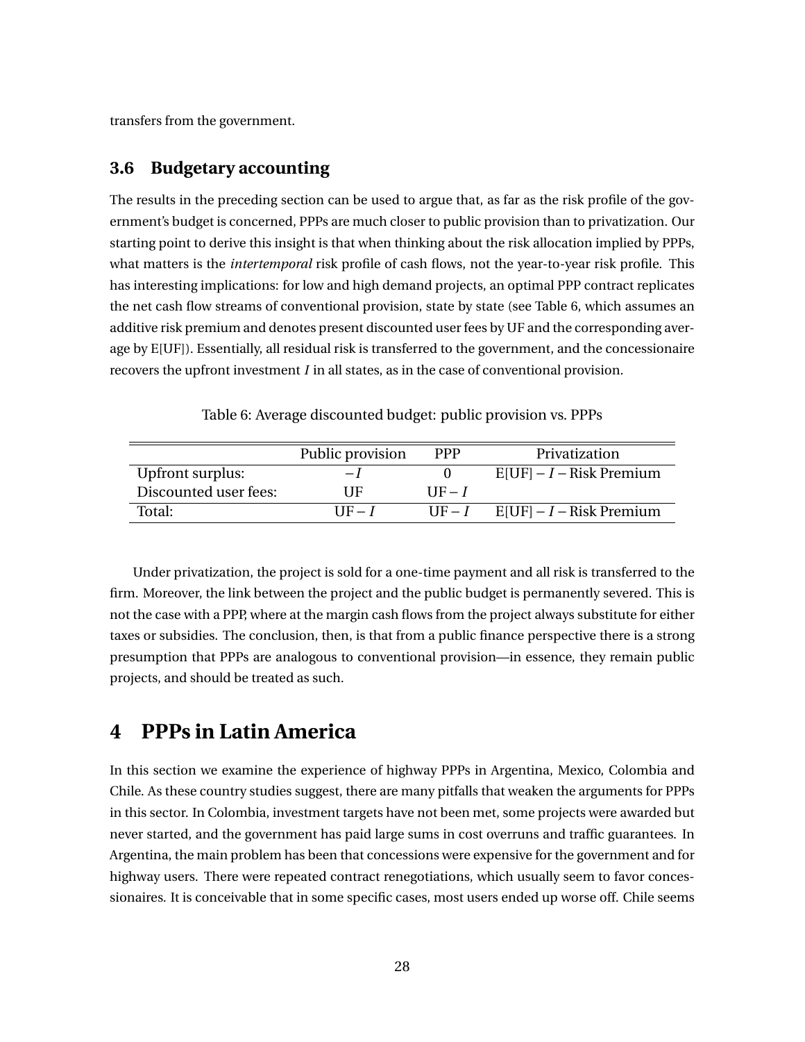transfers from the government.

### 3.6 Budgetary accounting

The results in the preceding section can be used to argue that, as far as the risk profile of the government's budget is concerned, PPPs are much closer to public provision than to privatization. Our starting point to derive this insight is that when thinking about the risk allocation implied by PPPs, what matters is the *intertemporal* risk profile of cash flows, not the year-to-year risk profile. This has interesting implications: for low and high demand projects, an optimal PPP contract replicates the net cash flow streams of conventional provision, state by state (see Table 6, which assumes an additive risk premium and denotes present discounted user fees by UF and the corresponding average by E[UF]). Essentially, all residual risk is transferred to the government, and the concessionaire recovers the upfront investment $I$ in all states, as in the case of conventional provision.

Table 6: Average discounted budget: public provision vs. PPPs

| | Public provision | PPP | Privatization |
|---|---|---|---|
| Upfront surplus: | $-I$ | 0 | E[UF] $- I -$ Risk Premium |
| Discounted user fees: | UF | UF $- I$ | |
| Total: | UF $- I$ | UF $- I$ | E[UF] $- I -$ Risk Premium |

Under privatization, the project is sold for a one-time payment and all risk is transferred to the firm. Moreover, the link between the project and the public budget is permanently severed. This is not the case with a PPP, where at the margin cash flows from the project always substitute for either taxes or subsidies. The conclusion, then, is that from a public finance perspective there is a strong presumption that PPPs are analogous to conventional provision—in essence, they remain public projects, and should be treated as such.

## 4 PPPs in Latin America

In this section we examine the experience of highway PPPs in Argentina, Mexico, Colombia and Chile. As these country studies suggest, there are many pitfalls that weaken the arguments for PPPs in this sector. In Colombia, investment targets have not been met, some projects were awarded but never started, and the government has paid large sums in cost overruns and traffic guarantees. In Argentina, the main problem has been that concessions were expensive for the government and for highway users. There were repeated contract renegotiations, which usually seem to favor concessionaires. It is conceivable that in some specific cases, most users ended up worse off. Chile seems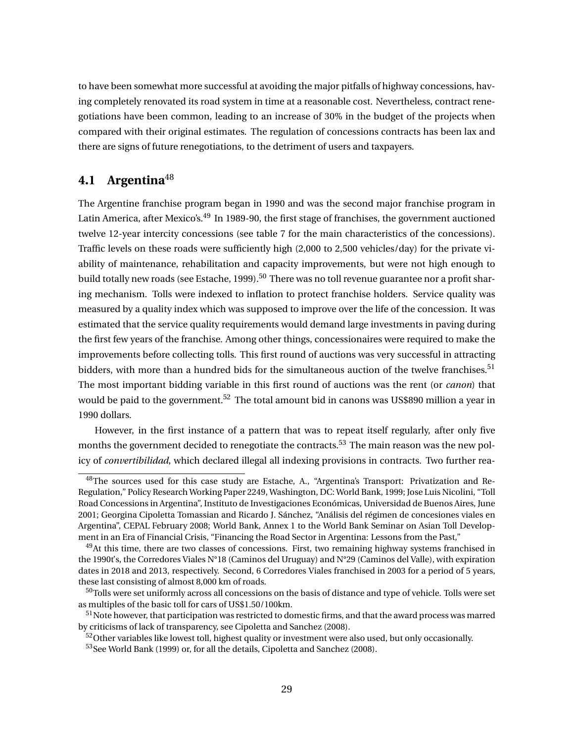to have been somewhat more successful at avoiding the major pitfalls of highway concessions, having completely renovated its road system in time at a reasonable cost. Nevertheless, contract renegotiations have been common, leading to an increase of 30% in the budget of the projects when compared with their original estimates. The regulation of concessions contracts has been lax and there are signs of future renegotiations, to the detriment of users and taxpayers.

## 4.1 Argentina[48]

The Argentine franchise program began in 1990 and was the second major franchise program in Latin America, after Mexico's.[49] In 1989-90, the first stage of franchises, the government auctioned twelve 12-year intercity concessions (see table 7 for the main characteristics of the concessions). Traffic levels on these roads were sufficiently high (2,000 to 2,500 vehicles/day) for the private viability of maintenance, rehabilitation and capacity improvements, but were not high enough to build totally new roads (see Estache, 1999).[50] There was no toll revenue guarantee nor a profit sharing mechanism. Tolls were indexed to inflation to protect franchise holders. Service quality was measured by a quality index which was supposed to improve over the life of the concession. It was estimated that the service quality requirements would demand large investments in paving during the first few years of the franchise. Among other things, concessionaires were required to make the improvements before collecting tolls. This first round of auctions was very successful in attracting bidders, with more than a hundred bids for the simultaneous auction of the twelve franchises.[51] The most important bidding variable in this first round of auctions was the rent (or *canon*) that would be paid to the government.[52] The total amount bid in canons was US$890 million a year in 1990 dollars.

However, in the first instance of a pattern that was to repeat itself regularly, after only five months the government decided to renegotiate the contracts.[53] The main reason was the new policy of *convertibilidad*, which declared illegal all indexing provisions in contracts. Two further rea-

[48]The sources used for this case study are Estache, A., "Argentina's Transport: Privatization and Re-Regulation," Policy Research Working Paper 2249, Washington, DC: World Bank, 1999; Jose Luis Nicolini, "Toll Road Concessions in Argentina", Instituto de Investigaciones Económicas, Universidad de Buenos Aires, June 2001; Georgina Cipoletta Tomassian and Ricardo J. Sánchez, "Análisis del régimen de concesiones viales en Argentina", CEPAL February 2008; World Bank, Annex 1 to the World Bank Seminar on Asian Toll Development in an Era of Financial Crisis, "Financing the Road Sector in Argentina: Lessons from the Past,"

[49]At this time, there are two classes of concessions. First, two remaining highway systems franchised in the 1990t's, the Corredores Viales N°18 (Caminos del Uruguay) and N°29 (Caminos del Valle), with expiration dates in 2018 and 2013, respectively. Second, 6 Corredores Viales franchised in 2003 for a period of 5 years, these last consisting of almost 8,000 km of roads.

[50]Tolls were set uniformly across all concessions on the basis of distance and type of vehicle. Tolls were set as multiples of the basic toll for cars of US$1.50/100km.

[51]Note however, that participation was restricted to domestic firms, and that the award process was marred by criticisms of lack of transparency, see Cipoletta and Sanchez (2008).

[52]Other variables like lowest toll, highest quality or investment were also used, but only occasionally.

[53]See World Bank (1999) or, for all the details, Cipoletta and Sanchez (2008).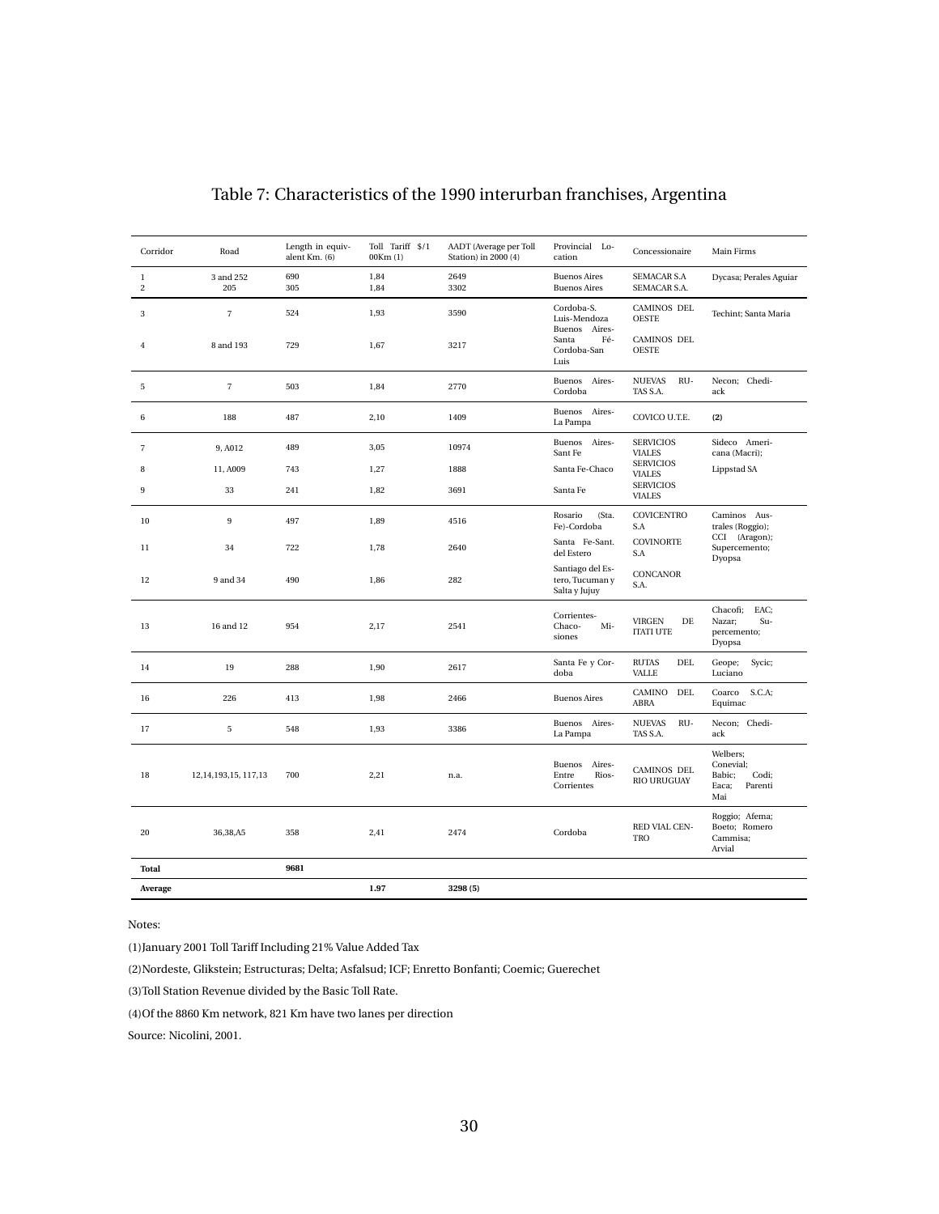Table 7: Characteristics of the 1990 interurban franchises, Argentina

| Corridor | Road | Length in equivalent Km. (6) | Toll Tariff $/100Km (1) | AADT (Average per Toll Station) in 2000 (4) | Provincial Location | Concessionaire | Main Firms |
|---|---|---|---|---|---|---|---|
| 1 | 3 and 252 | 690 | 1,84 | 2649 | Buenos Aires | SEMACAR S.A | Dycasa; Perales Aguiar |
| 2 | 205 | 305 | 1,84 | 3302 | Buenos Aires | SEMACAR S.A. | |
| 3 | 7 | 524 | 1,93 | 3590 | Cordoba-S. Luis-Mendoza | CAMINOS DEL OESTE | Techint; Santa Maria |
| 4 | 8 and 193 | 729 | 1,67 | 3217 | Buenos Aires-Santa Fé-Cordoba-San Luis | CAMINOS DEL OESTE | |
| 5 | 7 | 503 | 1,84 | 2770 | Buenos Aires-Cordoba | NUEVAS RUTAS S.A. | Necon; Chediack |
| 6 | 188 | 487 | 2,10 | 1409 | Buenos Aires-La Pampa | COVICO U.T.E. | **(2)** |
| 7 | 9, A012 | 489 | 3,05 | 10974 | Buenos Aires-Sant Fe | SERVICIOS VIALES | Sideco Americana (Macri); |
| 8 | 11, A009 | 743 | 1,27 | 1888 | Santa Fe-Chaco | SERVICIOS VIALES | Lippstad SA |
| 9 | 33 | 241 | 1,82 | 3691 | Santa Fe | SERVICIOS VIALES | |
| 10 | 9 | 497 | 1,89 | 4516 | Rosario (Sta. Fe)-Cordoba | COVICENTRO S.A | Caminos Australes (Roggio); |
| 11 | 34 | 722 | 1,78 | 2640 | Santa Fe-Sant. del Estero | COVINORTE S.A | CCI (Aragon); Supercemento; Dyopsa |
| 12 | 9 and 34 | 490 | 1,86 | 282 | Santiago del Estero, Tucuman y Salta y Jujuy | CONCANOR S.A. | |
| 13 | 16 and 12 | 954 | 2,17 | 2541 | Corrientes-Chaco-Misiones | VIRGEN DE ITATI UTE | Chacofi; EAC; Nazar; Supercemento; Dyopsa |
| 14 | 19 | 288 | 1,90 | 2617 | Santa Fe y Cordoba | RUTAS DEL VALLE | Geope; Sycic; Luciano |
| 16 | 226 | 413 | 1,98 | 2466 | Buenos Aires | CAMINO DEL ABRA | Coarco S.C.A; Equimac |
| 17 | 5 | 548 | 1,93 | 3386 | Buenos Aires-La Pampa | NUEVAS RUTAS S.A. | Necon; Chediack |
| 18 | 12,14,193,15, 117,13 | 700 | 2,21 | n.a. | Buenos Aires-Entre Rios-Corrientes | CAMINOS DEL RIO URUGUAY | Welbers; Conevial; Babic; Codi; Eaca; Parenti Mai |
| 20 | 36,38,A5 | 358 | 2,41 | 2474 | Cordoba | RED VIAL CENTRO | Roggio; Afema; Boeto; Romero Cammisa; Arvial |
| **Total** | | **9681** | | | | | |
| **Average** | | | **1.97** | **3298 (5)** | | | |

Notes:

(1)January 2001 Toll Tariff Including 21% Value Added Tax

(2)Nordeste, Glikstein; Estructuras; Delta; Asfalsud; ICF; Enretto Bonfanti; Coemic; Guerechet

(3)Toll Station Revenue divided by the Basic Toll Rate.

(4)Of the 8860 Km network, 821 Km have two lanes per direction

Source: Nicolini, 2001.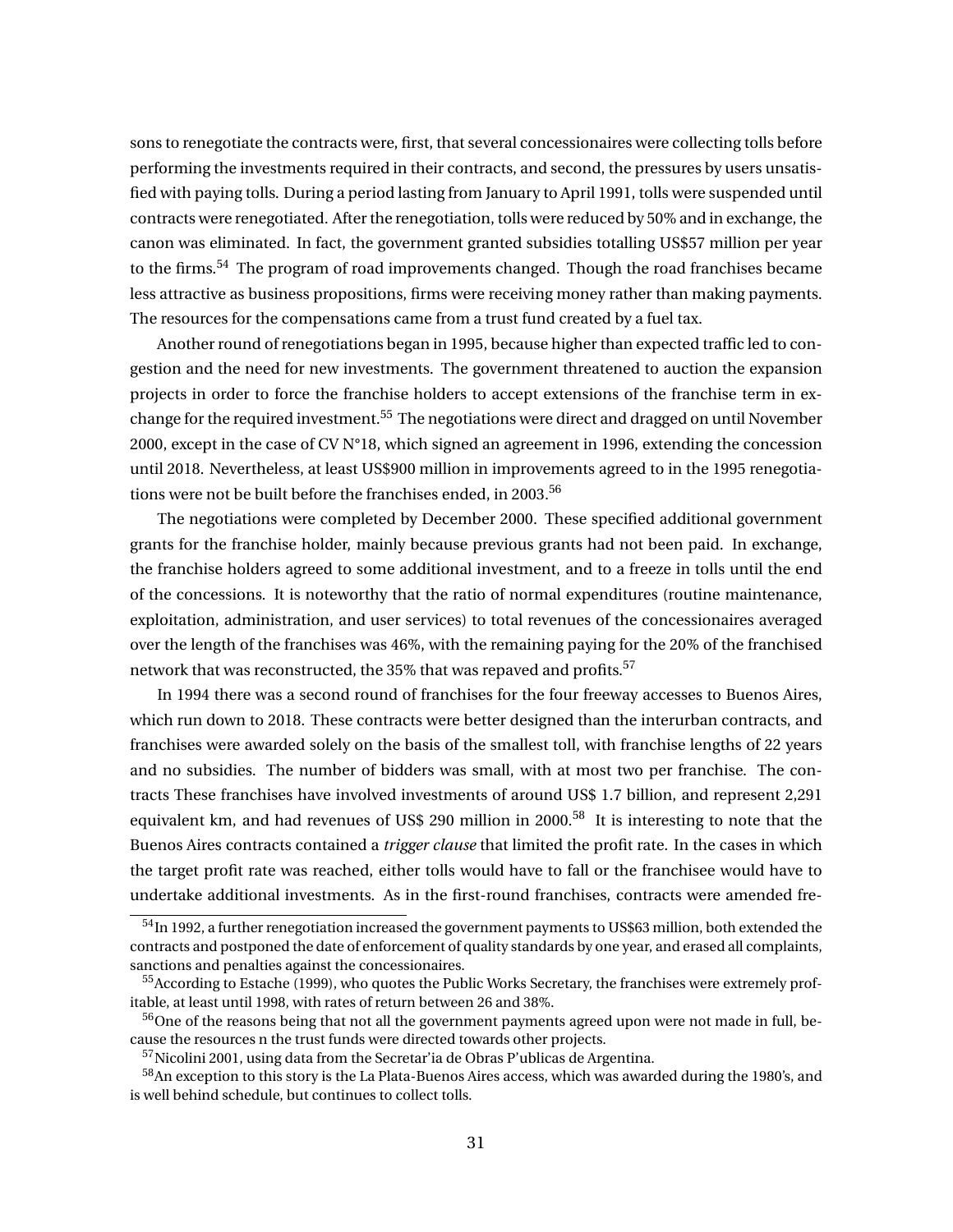sons to renegotiate the contracts were, first, that several concessionaires were collecting tolls before performing the investments required in their contracts, and second, the pressures by users unsatisfied with paying tolls. During a period lasting from January to April 1991, tolls were suspended until contracts were renegotiated. After the renegotiation, tolls were reduced by 50% and in exchange, the canon was eliminated. In fact, the government granted subsidies totalling US$57 million per year to the firms.[54] The program of road improvements changed. Though the road franchises became less attractive as business propositions, firms were receiving money rather than making payments. The resources for the compensations came from a trust fund created by a fuel tax.

Another round of renegotiations began in 1995, because higher than expected traffic led to congestion and the need for new investments. The government threatened to auction the expansion projects in order to force the franchise holders to accept extensions of the franchise term in exchange for the required investment.[55] The negotiations were direct and dragged on until November 2000, except in the case of CV N°18, which signed an agreement in 1996, extending the concession until 2018. Nevertheless, at least US$900 million in improvements agreed to in the 1995 renegotiations were not be built before the franchises ended, in 2003.[56]

The negotiations were completed by December 2000. These specified additional government grants for the franchise holder, mainly because previous grants had not been paid. In exchange, the franchise holders agreed to some additional investment, and to a freeze in tolls until the end of the concessions. It is noteworthy that the ratio of normal expenditures (routine maintenance, exploitation, administration, and user services) to total revenues of the concessionaires averaged over the length of the franchises was 46%, with the remaining paying for the 20% of the franchised network that was reconstructed, the 35% that was repaved and profits.[57]

In 1994 there was a second round of franchises for the four freeway accesses to Buenos Aires, which run down to 2018. These contracts were better designed than the interurban contracts, and franchises were awarded solely on the basis of the smallest toll, with franchise lengths of 22 years and no subsidies. The number of bidders was small, with at most two per franchise. The contracts These franchises have involved investments of around US$ 1.7 billion, and represent 2,291 equivalent km, and had revenues of US$ 290 million in 2000.[58] It is interesting to note that the Buenos Aires contracts contained a *trigger clause* that limited the profit rate. In the cases in which the target profit rate was reached, either tolls would have to fall or the franchisee would have to undertake additional investments. As in the first-round franchises, contracts were amended fre-

[54] In 1992, a further renegotiation increased the government payments to US$63 million, both extended the contracts and postponed the date of enforcement of quality standards by one year, and erased all complaints, sanctions and penalties against the concessionaires.

[55] According to Estache (1999), who quotes the Public Works Secretary, the franchises were extremely profitable, at least until 1998, with rates of return between 26 and 38%.

[56] One of the reasons being that not all the government payments agreed upon were not made in full, because the resources n the trust funds were directed towards other projects.

[57] Nicolini 2001, using data from the Secretar'ia de Obras P'ublicas de Argentina.

[58] An exception to this story is the La Plata-Buenos Aires access, which was awarded during the 1980's, and is well behind schedule, but continues to collect tolls.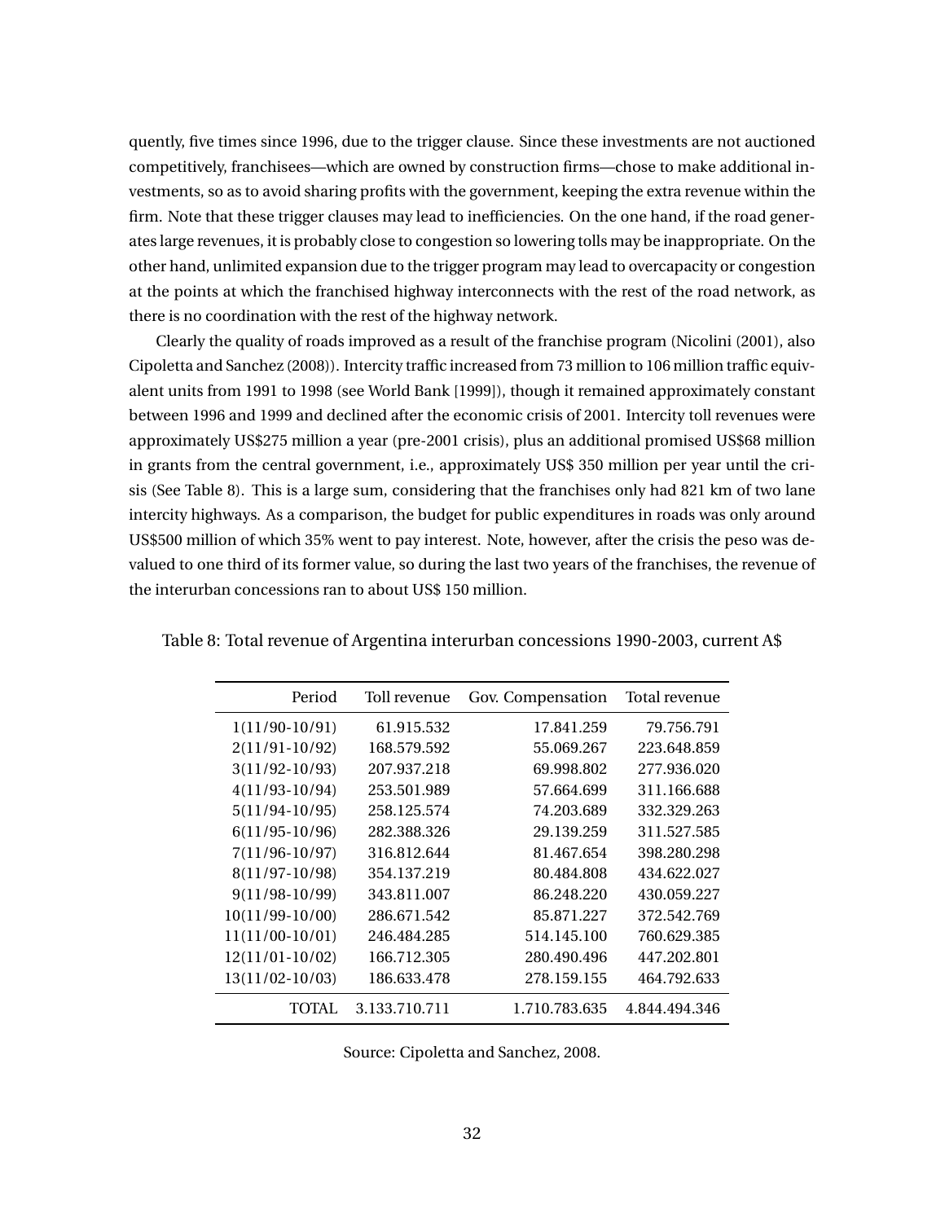quently, five times since 1996, due to the trigger clause. Since these investments are not auctioned competitively, franchisees—which are owned by construction firms—chose to make additional investments, so as to avoid sharing profits with the government, keeping the extra revenue within the firm. Note that these trigger clauses may lead to inefficiencies. On the one hand, if the road generates large revenues, it is probably close to congestion so lowering tolls may be inappropriate. On the other hand, unlimited expansion due to the trigger program may lead to overcapacity or congestion at the points at which the franchised highway interconnects with the rest of the road network, as there is no coordination with the rest of the highway network.

Clearly the quality of roads improved as a result of the franchise program (Nicolini (2001), also Cipoletta and Sanchez (2008)). Intercity traffic increased from 73 million to 106 million traffic equivalent units from 1991 to 1998 (see World Bank [1999]), though it remained approximately constant between 1996 and 1999 and declined after the economic crisis of 2001. Intercity toll revenues were approximately US$275 million a year (pre-2001 crisis), plus an additional promised US$68 million in grants from the central government, i.e., approximately US$ 350 million per year until the crisis (See Table 8). This is a large sum, considering that the franchises only had 821 km of two lane intercity highways. As a comparison, the budget for public expenditures in roads was only around US$500 million of which 35% went to pay interest. Note, however, after the crisis the peso was devalued to one third of its former value, so during the last two years of the franchises, the revenue of the interurban concessions ran to about US$ 150 million.

Table 8: Total revenue of Argentina interurban concessions 1990-2003, current A$

| Period | Toll revenue | Gov. Compensation | Total revenue |
|---|---|---|---|
| 1(11/90-10/91) | 61.915.532 | 17.841.259 | 79.756.791 |
| 2(11/91-10/92) | 168.579.592 | 55.069.267 | 223.648.859 |
| 3(11/92-10/93) | 207.937.218 | 69.998.802 | 277.936.020 |
| 4(11/93-10/94) | 253.501.989 | 57.664.699 | 311.166.688 |
| 5(11/94-10/95) | 258.125.574 | 74.203.689 | 332.329.263 |
| 6(11/95-10/96) | 282.388.326 | 29.139.259 | 311.527.585 |
| 7(11/96-10/97) | 316.812.644 | 81.467.654 | 398.280.298 |
| 8(11/97-10/98) | 354.137.219 | 80.484.808 | 434.622.027 |
| 9(11/98-10/99) | 343.811.007 | 86.248.220 | 430.059.227 |
| 10(11/99-10/00) | 286.671.542 | 85.871.227 | 372.542.769 |
| 11(11/00-10/01) | 246.484.285 | 514.145.100 | 760.629.385 |
| 12(11/01-10/02) | 166.712.305 | 280.490.496 | 447.202.801 |
| 13(11/02-10/03) | 186.633.478 | 278.159.155 | 464.792.633 |
| TOTAL | 3.133.710.711 | 1.710.783.635 | 4.844.494.346 |

Source: Cipoletta and Sanchez, 2008.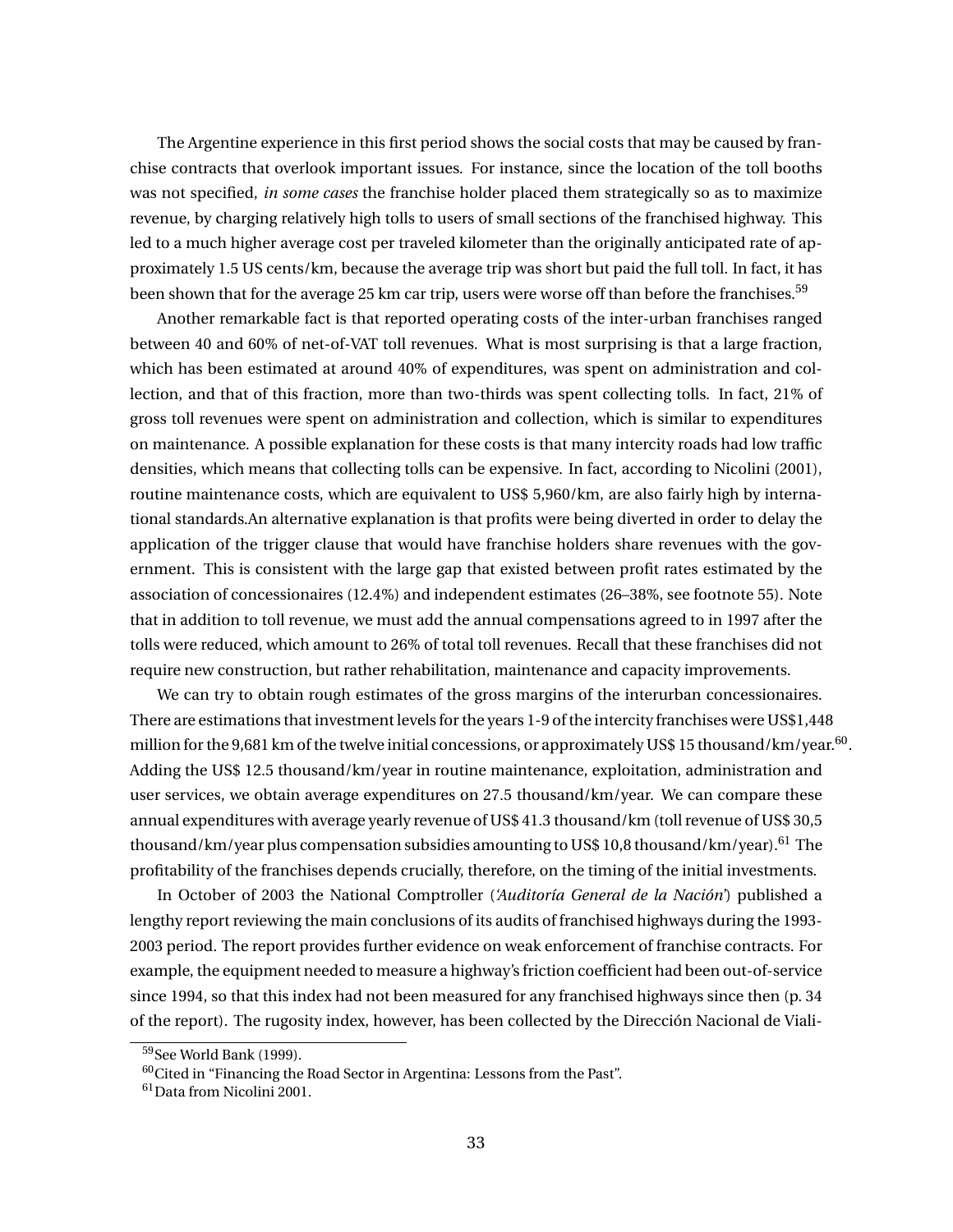The Argentine experience in this first period shows the social costs that may be caused by franchise contracts that overlook important issues. For instance, since the location of the toll booths was not specified, *in some cases* the franchise holder placed them strategically so as to maximize revenue, by charging relatively high tolls to users of small sections of the franchised highway. This led to a much higher average cost per traveled kilometer than the originally anticipated rate of approximately 1.5 US cents/km, because the average trip was short but paid the full toll. In fact, it has been shown that for the average 25 km car trip, users were worse off than before the franchises.[59]

Another remarkable fact is that reported operating costs of the inter-urban franchises ranged between 40 and 60% of net-of-VAT toll revenues. What is most surprising is that a large fraction, which has been estimated at around 40% of expenditures, was spent on administration and collection, and that of this fraction, more than two-thirds was spent collecting tolls. In fact, 21% of gross toll revenues were spent on administration and collection, which is similar to expenditures on maintenance. A possible explanation for these costs is that many intercity roads had low traffic densities, which means that collecting tolls can be expensive. In fact, according to Nicolini (2001), routine maintenance costs, which are equivalent to US$ 5,960/km, are also fairly high by international standards.An alternative explanation is that profits were being diverted in order to delay the application of the trigger clause that would have franchise holders share revenues with the government. This is consistent with the large gap that existed between profit rates estimated by the association of concessionaires (12.4%) and independent estimates (26–38%, see footnote 55). Note that in addition to toll revenue, we must add the annual compensations agreed to in 1997 after the tolls were reduced, which amount to 26% of total toll revenues. Recall that these franchises did not require new construction, but rather rehabilitation, maintenance and capacity improvements.

We can try to obtain rough estimates of the gross margins of the interurban concessionaires. There are estimations that investment levels for the years 1-9 of the intercity franchises were US$1,448 million for the 9,681 km of the twelve initial concessions, or approximately US$ 15 thousand/km/year.[60]. Adding the US$ 12.5 thousand/km/year in routine maintenance, exploitation, administration and user services, we obtain average expenditures on 27.5 thousand/km/year. We can compare these annual expenditures with average yearly revenue of US$ 41.3 thousand/km (toll revenue of US$ 30,5 thousand/km/year plus compensation subsidies amounting to US$ 10,8 thousand/km/year).[61] The profitability of the franchises depends crucially, therefore, on the timing of the initial investments.

In October of 2003 the National Comptroller (*'Auditoría General de la Nación'*) published a lengthy report reviewing the main conclusions of its audits of franchised highways during the 1993-2003 period. The report provides further evidence on weak enforcement of franchise contracts. For example, the equipment needed to measure a highway's friction coefficient had been out-of-service since 1994, so that this index had not been measured for any franchised highways since then (p. 34 of the report). The rugosity index, however, has been collected by the Dirección Nacional de Viali-

[59] See World Bank (1999).

[60] Cited in "Financing the Road Sector in Argentina: Lessons from the Past".

[61] Data from Nicolini 2001.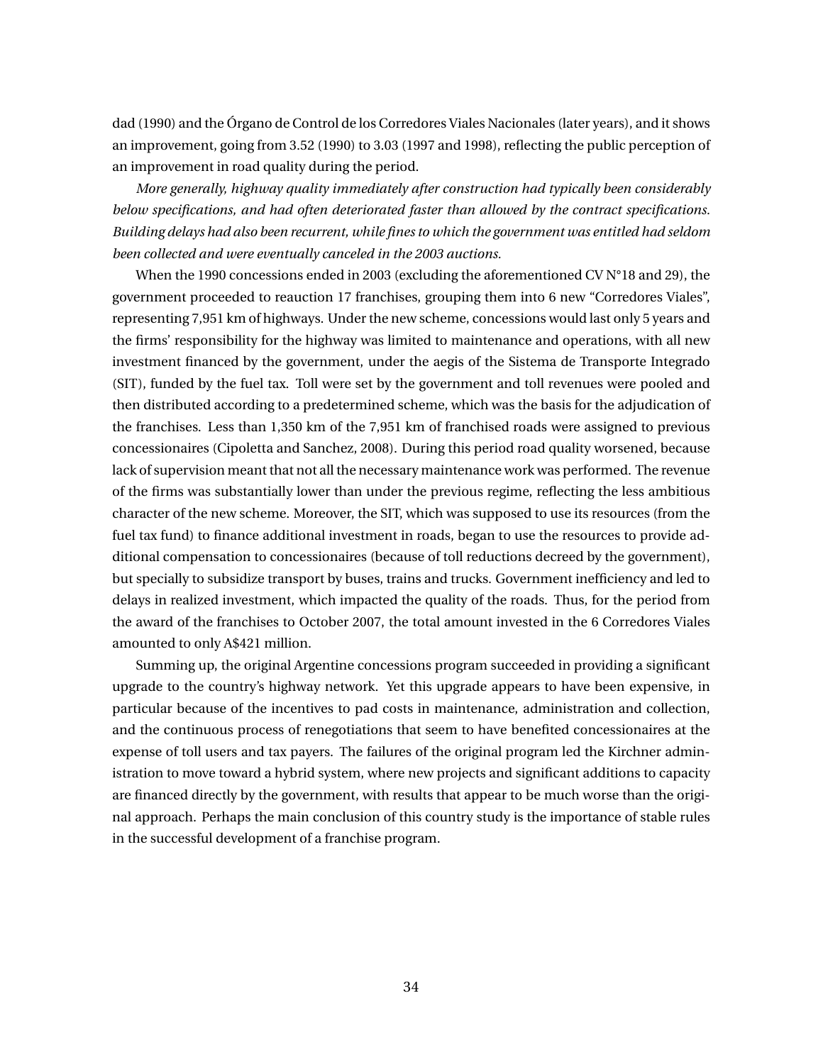dad (1990) and the Órgano de Control de los Corredores Viales Nacionales (later years), and it shows an improvement, going from 3.52 (1990) to 3.03 (1997 and 1998), reflecting the public perception of an improvement in road quality during the period.

*More generally, highway quality immediately after construction had typically been considerably below specifications, and had often deteriorated faster than allowed by the contract specifications. Building delays had also been recurrent, while fines to which the government was entitled had seldom been collected and were eventually canceled in the 2003 auctions.*

When the 1990 concessions ended in 2003 (excluding the aforementioned CV N°18 and 29), the government proceeded to reauction 17 franchises, grouping them into 6 new "Corredores Viales", representing 7,951 km of highways. Under the new scheme, concessions would last only 5 years and the firms' responsibility for the highway was limited to maintenance and operations, with all new investment financed by the government, under the aegis of the Sistema de Transporte Integrado (SIT), funded by the fuel tax. Toll were set by the government and toll revenues were pooled and then distributed according to a predetermined scheme, which was the basis for the adjudication of the franchises. Less than 1,350 km of the 7,951 km of franchised roads were assigned to previous concessionaires (Cipoletta and Sanchez, 2008). During this period road quality worsened, because lack of supervision meant that not all the necessary maintenance work was performed. The revenue of the firms was substantially lower than under the previous regime, reflecting the less ambitious character of the new scheme. Moreover, the SIT, which was supposed to use its resources (from the fuel tax fund) to finance additional investment in roads, began to use the resources to provide additional compensation to concessionaires (because of toll reductions decreed by the government), but specially to subsidize transport by buses, trains and trucks. Government inefficiency and led to delays in realized investment, which impacted the quality of the roads. Thus, for the period from the award of the franchises to October 2007, the total amount invested in the 6 Corredores Viales amounted to only A$421 million.

Summing up, the original Argentine concessions program succeeded in providing a significant upgrade to the country's highway network. Yet this upgrade appears to have been expensive, in particular because of the incentives to pad costs in maintenance, administration and collection, and the continuous process of renegotiations that seem to have benefited concessionaires at the expense of toll users and tax payers. The failures of the original program led the Kirchner administration to move toward a hybrid system, where new projects and significant additions to capacity are financed directly by the government, with results that appear to be much worse than the original approach. Perhaps the main conclusion of this country study is the importance of stable rules in the successful development of a franchise program.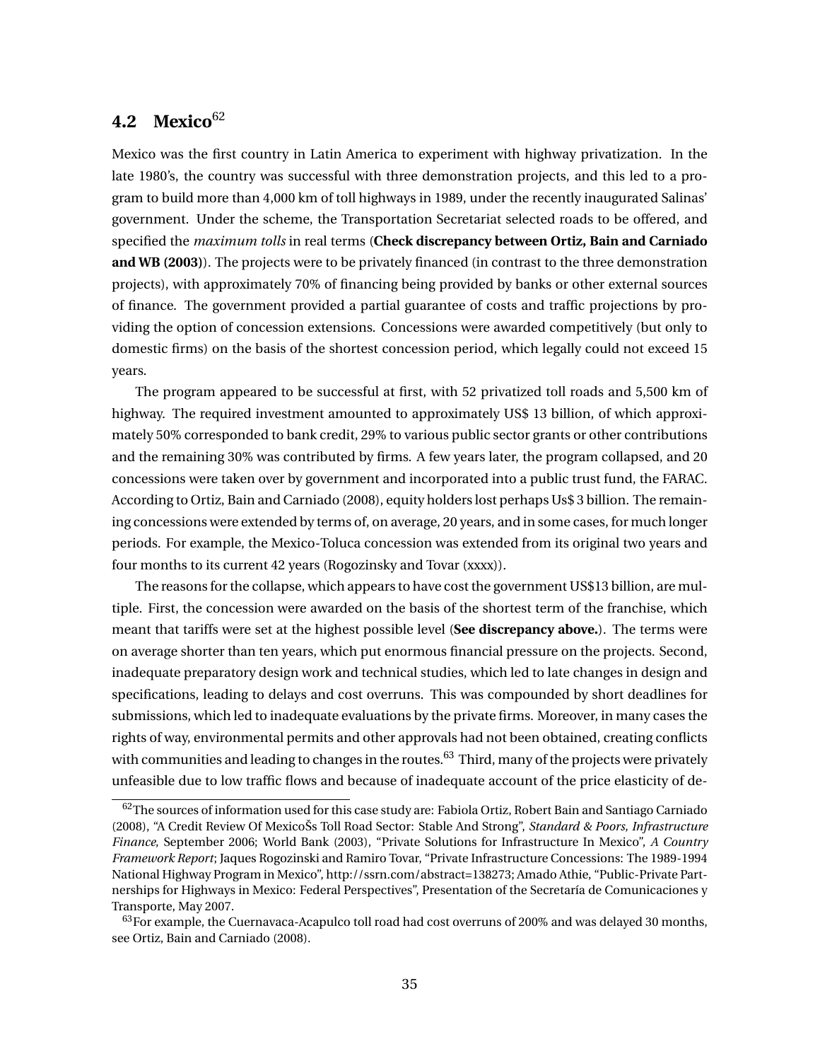## 4.2 Mexico[62]

Mexico was the first country in Latin America to experiment with highway privatization. In the late 1980's, the country was successful with three demonstration projects, and this led to a program to build more than 4,000 km of toll highways in 1989, under the recently inaugurated Salinas' government. Under the scheme, the Transportation Secretariat selected roads to be offered, and specified the *maximum tolls* in real terms (**Check discrepancy between Ortiz, Bain and Carniado and WB (2003)**). The projects were to be privately financed (in contrast to the three demonstration projects), with approximately 70% of financing being provided by banks or other external sources of finance. The government provided a partial guarantee of costs and traffic projections by providing the option of concession extensions. Concessions were awarded competitively (but only to domestic firms) on the basis of the shortest concession period, which legally could not exceed 15 years.

The program appeared to be successful at first, with 52 privatized toll roads and 5,500 km of highway. The required investment amounted to approximately US$ 13 billion, of which approximately 50% corresponded to bank credit, 29% to various public sector grants or other contributions and the remaining 30% was contributed by firms. A few years later, the program collapsed, and 20 concessions were taken over by government and incorporated into a public trust fund, the FARAC. According to Ortiz, Bain and Carniado (2008), equity holders lost perhaps Us$ 3 billion. The remaining concessions were extended by terms of, on average, 20 years, and in some cases, for much longer periods. For example, the Mexico-Toluca concession was extended from its original two years and four months to its current 42 years (Rogozinsky and Tovar (xxxx)).

The reasons for the collapse, which appears to have cost the government US$13 billion, are multiple. First, the concession were awarded on the basis of the shortest term of the franchise, which meant that tariffs were set at the highest possible level (**See discrepancy above.**). The terms were on average shorter than ten years, which put enormous financial pressure on the projects. Second, inadequate preparatory design work and technical studies, which led to late changes in design and specifications, leading to delays and cost overruns. This was compounded by short deadlines for submissions, which led to inadequate evaluations by the private firms. Moreover, in many cases the rights of way, environmental permits and other approvals had not been obtained, creating conflicts with communities and leading to changes in the routes.[63] Third, many of the projects were privately unfeasible due to low traffic flows and because of inadequate account of the price elasticity of de-

---

[62] The sources of information used for this case study are: Fabiola Ortiz, Robert Bain and Santiago Carniado (2008), "A Credit Review Of MexicoŠs Toll Road Sector: Stable And Strong", *Standard & Poors, Infrastructure Finance*, September 2006; World Bank (2003), "Private Solutions for Infrastructure In Mexico", *A Country Framework Report*; Jaques Rogozinski and Ramiro Tovar, "Private Infrastructure Concessions: The 1989-1994 National Highway Program in Mexico", http://ssrn.com/abstract=138273; Amado Athie, "Public-Private Partnerships for Highways in Mexico: Federal Perspectives", Presentation of the Secretaría de Comunicaciones y Transporte, May 2007.

[63] For example, the Cuernavaca-Acapulco toll road had cost overruns of 200% and was delayed 30 months, see Ortiz, Bain and Carniado (2008).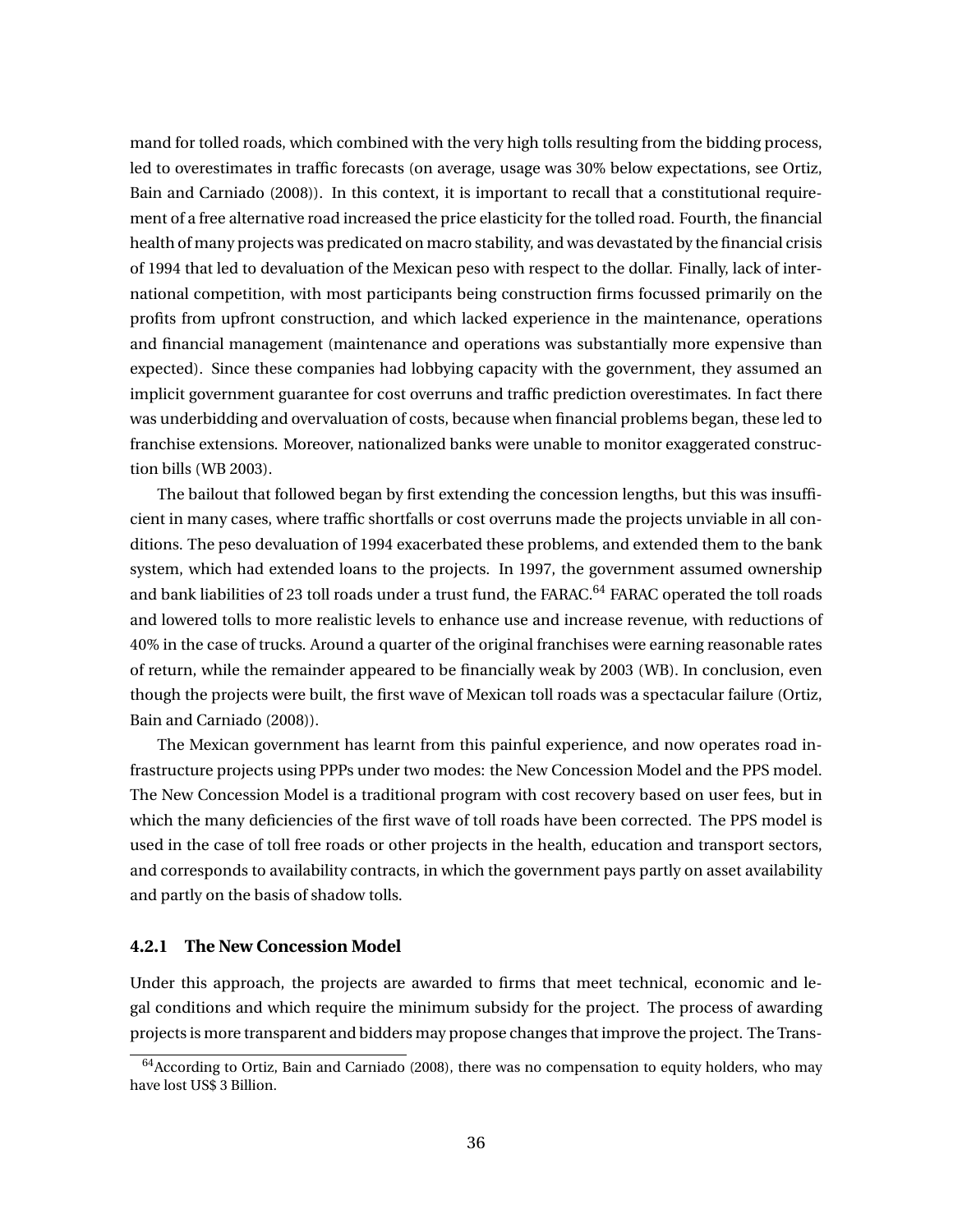mand for tolled roads, which combined with the very high tolls resulting from the bidding process, led to overestimates in traffic forecasts (on average, usage was 30% below expectations, see Ortiz, Bain and Carniado (2008)). In this context, it is important to recall that a constitutional requirement of a free alternative road increased the price elasticity for the tolled road. Fourth, the financial health of many projects was predicated on macro stability, and was devastated by the financial crisis of 1994 that led to devaluation of the Mexican peso with respect to the dollar. Finally, lack of international competition, with most participants being construction firms focussed primarily on the profits from upfront construction, and which lacked experience in the maintenance, operations and financial management (maintenance and operations was substantially more expensive than expected). Since these companies had lobbying capacity with the government, they assumed an implicit government guarantee for cost overruns and traffic prediction overestimates. In fact there was underbidding and overvaluation of costs, because when financial problems began, these led to franchise extensions. Moreover, nationalized banks were unable to monitor exaggerated construction bills (WB 2003).

The bailout that followed began by first extending the concession lengths, but this was insufficient in many cases, where traffic shortfalls or cost overruns made the projects unviable in all conditions. The peso devaluation of 1994 exacerbated these problems, and extended them to the bank system, which had extended loans to the projects. In 1997, the government assumed ownership and bank liabilities of 23 toll roads under a trust fund, the FARAC.[64] FARAC operated the toll roads and lowered tolls to more realistic levels to enhance use and increase revenue, with reductions of 40% in the case of trucks. Around a quarter of the original franchises were earning reasonable rates of return, while the remainder appeared to be financially weak by 2003 (WB). In conclusion, even though the projects were built, the first wave of Mexican toll roads was a spectacular failure (Ortiz, Bain and Carniado (2008)).

The Mexican government has learnt from this painful experience, and now operates road infrastructure projects using PPPs under two modes: the New Concession Model and the PPS model. The New Concession Model is a traditional program with cost recovery based on user fees, but in which the many deficiencies of the first wave of toll roads have been corrected. The PPS model is used in the case of toll free roads or other projects in the health, education and transport sectors, and corresponds to availability contracts, in which the government pays partly on asset availability and partly on the basis of shadow tolls.

### 4.2.1 The New Concession Model

Under this approach, the projects are awarded to firms that meet technical, economic and legal conditions and which require the minimum subsidy for the project. The process of awarding projects is more transparent and bidders may propose changes that improve the project. The Trans-

[64] According to Ortiz, Bain and Carniado (2008), there was no compensation to equity holders, who may have lost US$ 3 Billion.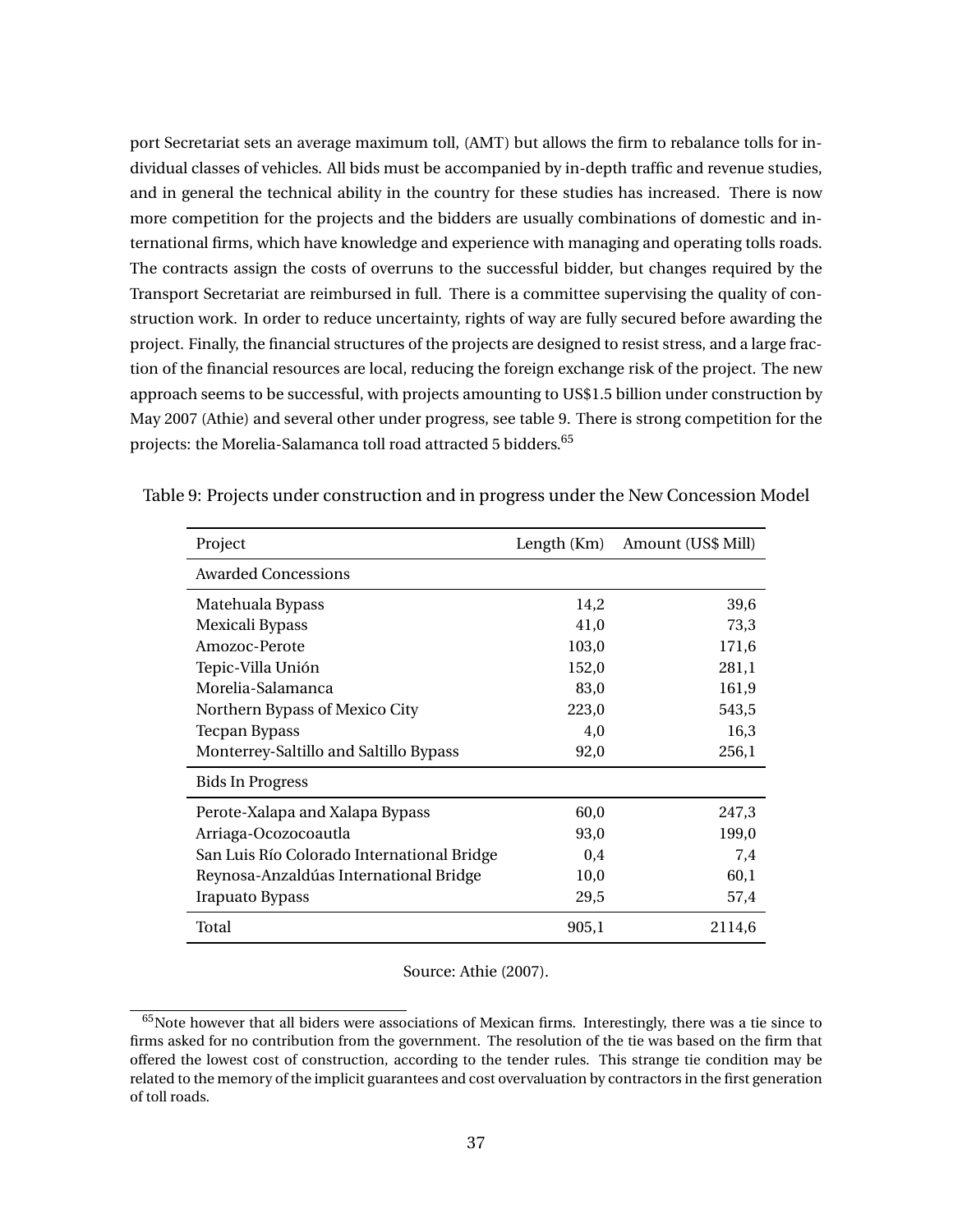port Secretariat sets an average maximum toll, (AMT) but allows the firm to rebalance tolls for individual classes of vehicles. All bids must be accompanied by in-depth traffic and revenue studies, and in general the technical ability in the country for these studies has increased. There is now more competition for the projects and the bidders are usually combinations of domestic and international firms, which have knowledge and experience with managing and operating tolls roads. The contracts assign the costs of overruns to the successful bidder, but changes required by the Transport Secretariat are reimbursed in full. There is a committee supervising the quality of construction work. In order to reduce uncertainty, rights of way are fully secured before awarding the project. Finally, the financial structures of the projects are designed to resist stress, and a large fraction of the financial resources are local, reducing the foreign exchange risk of the project. The new approach seems to be successful, with projects amounting to US$1.5 billion under construction by May 2007 (Athie) and several other under progress, see table 9. There is strong competition for the projects: the Morelia-Salamanca toll road attracted 5 bidders.[65]

Table 9: Projects under construction and in progress under the New Concession Model

| Project | Length (Km) | Amount (US$ Mill) |
|---|---:|---:|
| Awarded Concessions | | |
| Matehuala Bypass | 14,2 | 39,6 |
| Mexicali Bypass | 41,0 | 73,3 |
| Amozoc-Perote | 103,0 | 171,6 |
| Tepic-Villa Unión | 152,0 | 281,1 |
| Morelia-Salamanca | 83,0 | 161,9 |
| Northern Bypass of Mexico City | 223,0 | 543,5 |
| Tecpan Bypass | 4,0 | 16,3 |
| Monterrey-Saltillo and Saltillo Bypass | 92,0 | 256,1 |
| Bids In Progress | | |
| Perote-Xalapa and Xalapa Bypass | 60,0 | 247,3 |
| Arriaga-Ocozocoautla | 93,0 | 199,0 |
| San Luis Río Colorado International Bridge | 0,4 | 7,4 |
| Reynosa-Anzaldúas International Bridge | 10,0 | 60,1 |
| Irapuato Bypass | 29,5 | 57,4 |
| Total | 905,1 | 2114,6 |

Source: Athie (2007).

[65]Note however that all biders were associations of Mexican firms. Interestingly, there was a tie since to firms asked for no contribution from the government. The resolution of the tie was based on the firm that offered the lowest cost of construction, according to the tender rules. This strange tie condition may be related to the memory of the implicit guarantees and cost overvaluation by contractors in the first generation of toll roads.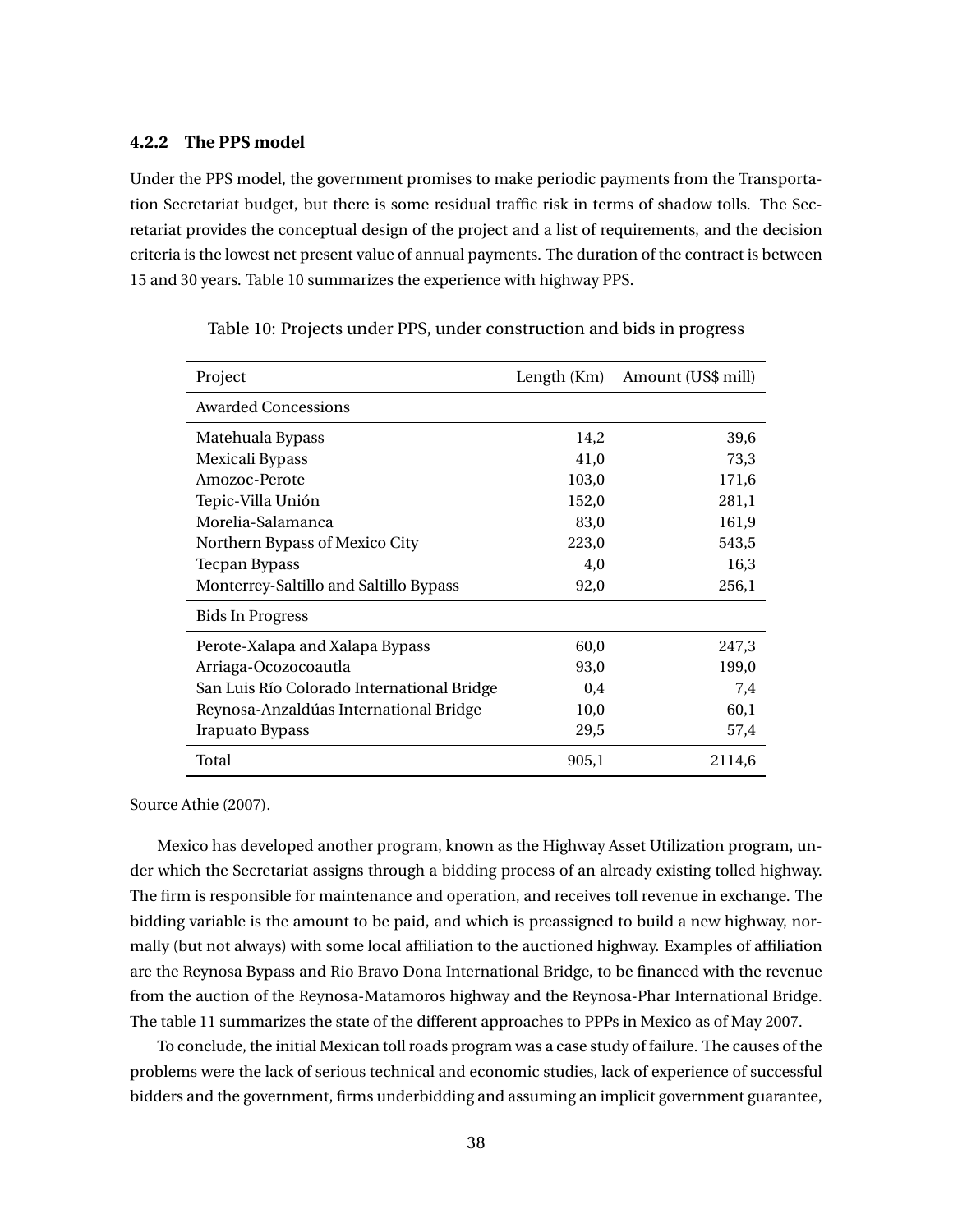### 4.2.2 The PPS model

Under the PPS model, the government promises to make periodic payments from the Transportation Secretariat budget, but there is some residual traffic risk in terms of shadow tolls. The Secretariat provides the conceptual design of the project and a list of requirements, and the decision criteria is the lowest net present value of annual payments. The duration of the contract is between 15 and 30 years. Table 10 summarizes the experience with highway PPS.

Table 10: Projects under PPS, under construction and bids in progress

| Project | Length (Km) | Amount (US$ mill) |
|---|---:|---:|
| Awarded Concessions | | |
| Matehuala Bypass | 14,2 | 39,6 |
| Mexicali Bypass | 41,0 | 73,3 |
| Amozoc-Perote | 103,0 | 171,6 |
| Tepic-Villa Unión | 152,0 | 281,1 |
| Morelia-Salamanca | 83,0 | 161,9 |
| Northern Bypass of Mexico City | 223,0 | 543,5 |
| Tecpan Bypass | 4,0 | 16,3 |
| Monterrey-Saltillo and Saltillo Bypass | 92,0 | 256,1 |
| Bids In Progress | | |
| Perote-Xalapa and Xalapa Bypass | 60,0 | 247,3 |
| Arriaga-Ocozocoautla | 93,0 | 199,0 |
| San Luis Río Colorado International Bridge | 0,4 | 7,4 |
| Reynosa-Anzaldúas International Bridge | 10,0 | 60,1 |
| Irapuato Bypass | 29,5 | 57,4 |
| Total | 905,1 | 2114,6 |

Source Athie (2007).

Mexico has developed another program, known as the Highway Asset Utilization program, under which the Secretariat assigns through a bidding process of an already existing tolled highway. The firm is responsible for maintenance and operation, and receives toll revenue in exchange. The bidding variable is the amount to be paid, and which is preassigned to build a new highway, normally (but not always) with some local affiliation to the auctioned highway. Examples of affiliation are the Reynosa Bypass and Rio Bravo Dona International Bridge, to be financed with the revenue from the auction of the Reynosa-Matamoros highway and the Reynosa-Phar International Bridge. The table 11 summarizes the state of the different approaches to PPPs in Mexico as of May 2007.

To conclude, the initial Mexican toll roads program was a case study of failure. The causes of the problems were the lack of serious technical and economic studies, lack of experience of successful bidders and the government, firms underbidding and assuming an implicit government guarantee,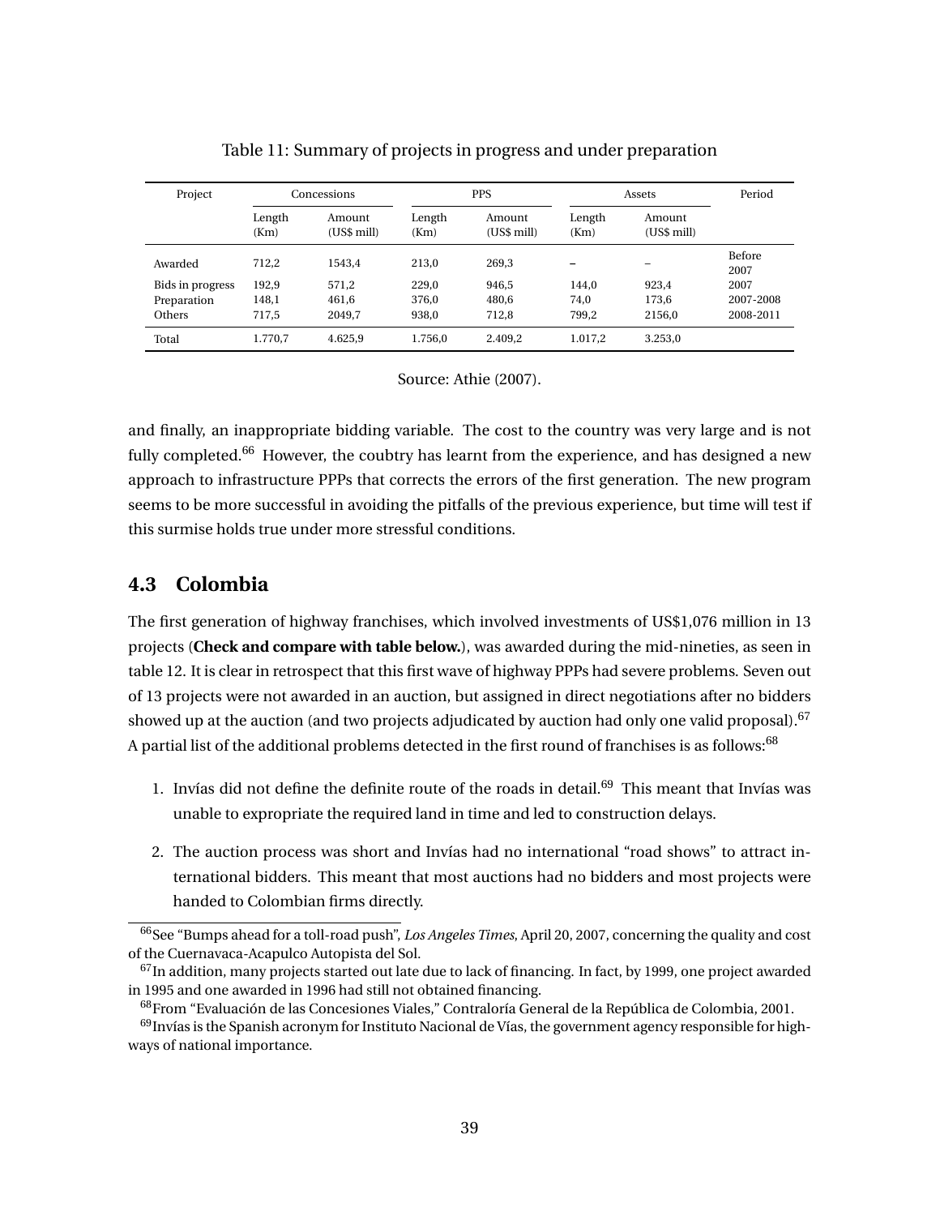Table 11: Summary of projects in progress and under preparation

| Project | Concessions | | PPS | | Assets | | Period |
|---|---|---|---|---|---|---|---|
| | Length (Km) | Amount (US$ mill) | Length (Km) | Amount (US$ mill) | Length (Km) | Amount (US$ mill) | |
| Awarded | 712,2 | 1543,4 | 213,0 | 269,3 | – | – | Before 2007 |
| Bids in progress | 192,9 | 571,2 | 229,0 | 946,5 | 144,0 | 923,4 | 2007 |
| Preparation | 148,1 | 461,6 | 376,0 | 480,6 | 74,0 | 173,6 | 2007-2008 |
| Others | 717,5 | 2049,7 | 938,0 | 712,8 | 799,2 | 2156,0 | 2008-2011 |
| Total | 1.770,7 | 4.625,9 | 1.756,0 | 2.409,2 | 1.017,2 | 3.253,0 | |

Source: Athie (2007).

and finally, an inappropriate bidding variable. The cost to the country was very large and is not fully completed.[66] However, the coubtry has learnt from the experience, and has designed a new approach to infrastructure PPPs that corrects the errors of the first generation. The new program seems to be more successful in avoiding the pitfalls of the previous experience, but time will test if this surmise holds true under more stressful conditions.

## 4.3 Colombia

The first generation of highway franchises, which involved investments of US$1,076 million in 13 projects (**Check and compare with table below.**), was awarded during the mid-nineties, as seen in table 12. It is clear in retrospect that this first wave of highway PPPs had severe problems. Seven out of 13 projects were not awarded in an auction, but assigned in direct negotiations after no bidders showed up at the auction (and two projects adjudicated by auction had only one valid proposal).[67] A partial list of the additional problems detected in the first round of franchises is as follows:[68]

1. Invías did not define the definite route of the roads in detail.[69] This meant that Invías was unable to expropriate the required land in time and led to construction delays.

2. The auction process was short and Invías had no international "road shows" to attract international bidders. This meant that most auctions had no bidders and most projects were handed to Colombian firms directly.

[66] See "Bumps ahead for a toll-road push", *Los Angeles Times*, April 20, 2007, concerning the quality and cost of the Cuernavaca-Acapulco Autopista del Sol.

[67] In addition, many projects started out late due to lack of financing. In fact, by 1999, one project awarded in 1995 and one awarded in 1996 had still not obtained financing.

[68] From "Evaluación de las Concesiones Viales," Contraloría General de la República de Colombia, 2001.

[69] Invías is the Spanish acronym for Instituto Nacional de Vías, the government agency responsible for highways of national importance.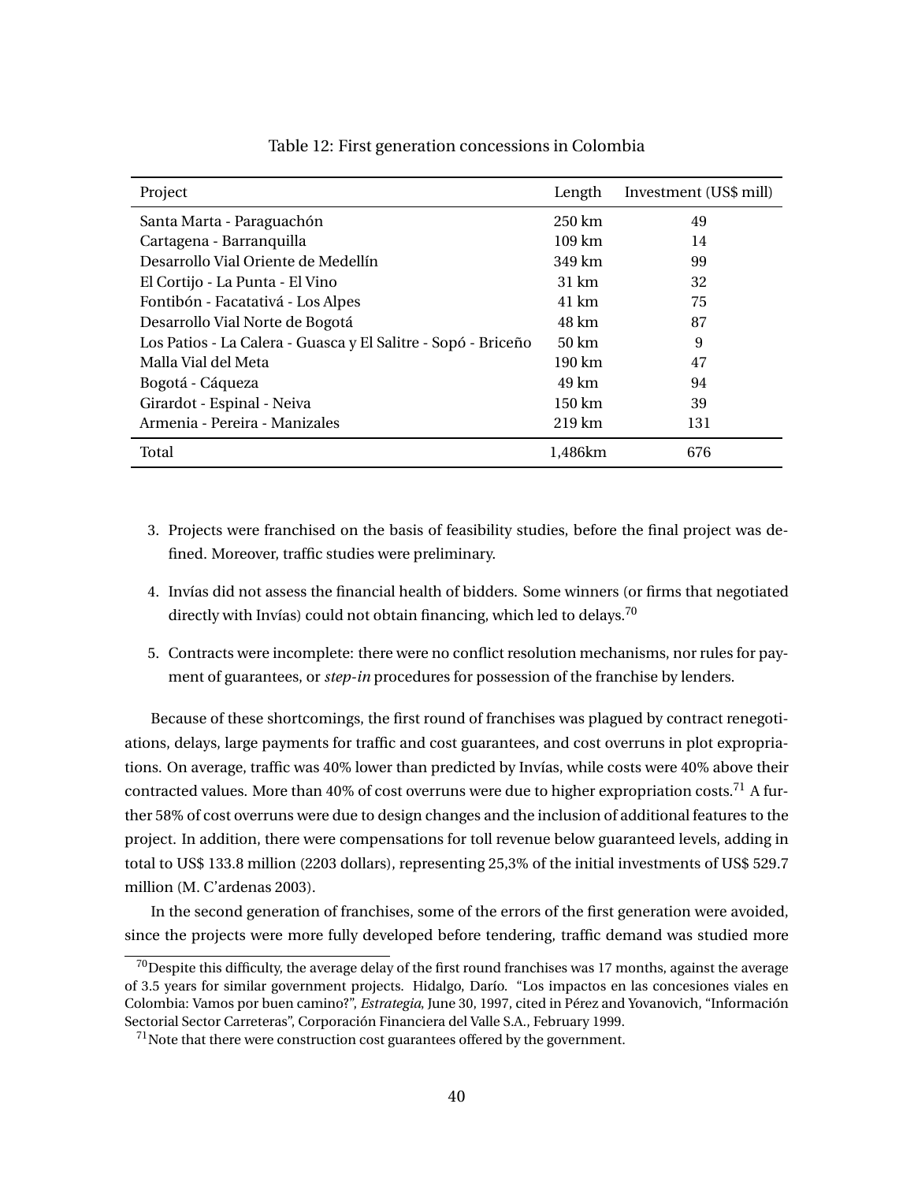Table 12: First generation concessions in Colombia

| Project | Length | Investment (US$ mill) |
|---|---|---|
| Santa Marta - Paraguachón | 250 km | 49 |
| Cartagena - Barranquilla | 109 km | 14 |
| Desarrollo Vial Oriente de Medellín | 349 km | 99 |
| El Cortijo - La Punta - El Vino | 31 km | 32 |
| Fontibón - Facatativá - Los Alpes | 41 km | 75 |
| Desarrollo Vial Norte de Bogotá | 48 km | 87 |
| Los Patios - La Calera - Guasca y El Salitre - Sopó - Briceño | 50 km | 9 |
| Malla Vial del Meta | 190 km | 47 |
| Bogotá - Cáqueza | 49 km | 94 |
| Girardot - Espinal - Neiva | 150 km | 39 |
| Armenia - Pereira - Manizales | 219 km | 131 |
| Total | 1,486km | 676 |

3. Projects were franchised on the basis of feasibility studies, before the final project was defined. Moreover, traffic studies were preliminary.

4. Invías did not assess the financial health of bidders. Some winners (or firms that negotiated directly with Invías) could not obtain financing, which led to delays.[70]

5. Contracts were incomplete: there were no conflict resolution mechanisms, nor rules for payment of guarantees, or *step-in* procedures for possession of the franchise by lenders.

Because of these shortcomings, the first round of franchises was plagued by contract renegotiations, delays, large payments for traffic and cost guarantees, and cost overruns in plot expropriations. On average, traffic was 40% lower than predicted by Invías, while costs were 40% above their contracted values. More than 40% of cost overruns were due to higher expropriation costs.[71] A further 58% of cost overruns were due to design changes and the inclusion of additional features to the project. In addition, there were compensations for toll revenue below guaranteed levels, adding in total to US$ 133.8 million (2203 dollars), representing 25,3% of the initial investments of US$ 529.7 million (M. C'ardenas 2003).

In the second generation of franchises, some of the errors of the first generation were avoided, since the projects were more fully developed before tendering, traffic demand was studied more

[70] Despite this difficulty, the average delay of the first round franchises was 17 months, against the average of 3.5 years for similar government projects. Hidalgo, Darío. "Los impactos en las concesiones viales en Colombia: Vamos por buen camino?", *Estrategia*, June 30, 1997, cited in Pérez and Yovanovich, "Información Sectorial Sector Carreteras", Corporación Financiera del Valle S.A., February 1999.

[71] Note that there were construction cost guarantees offered by the government.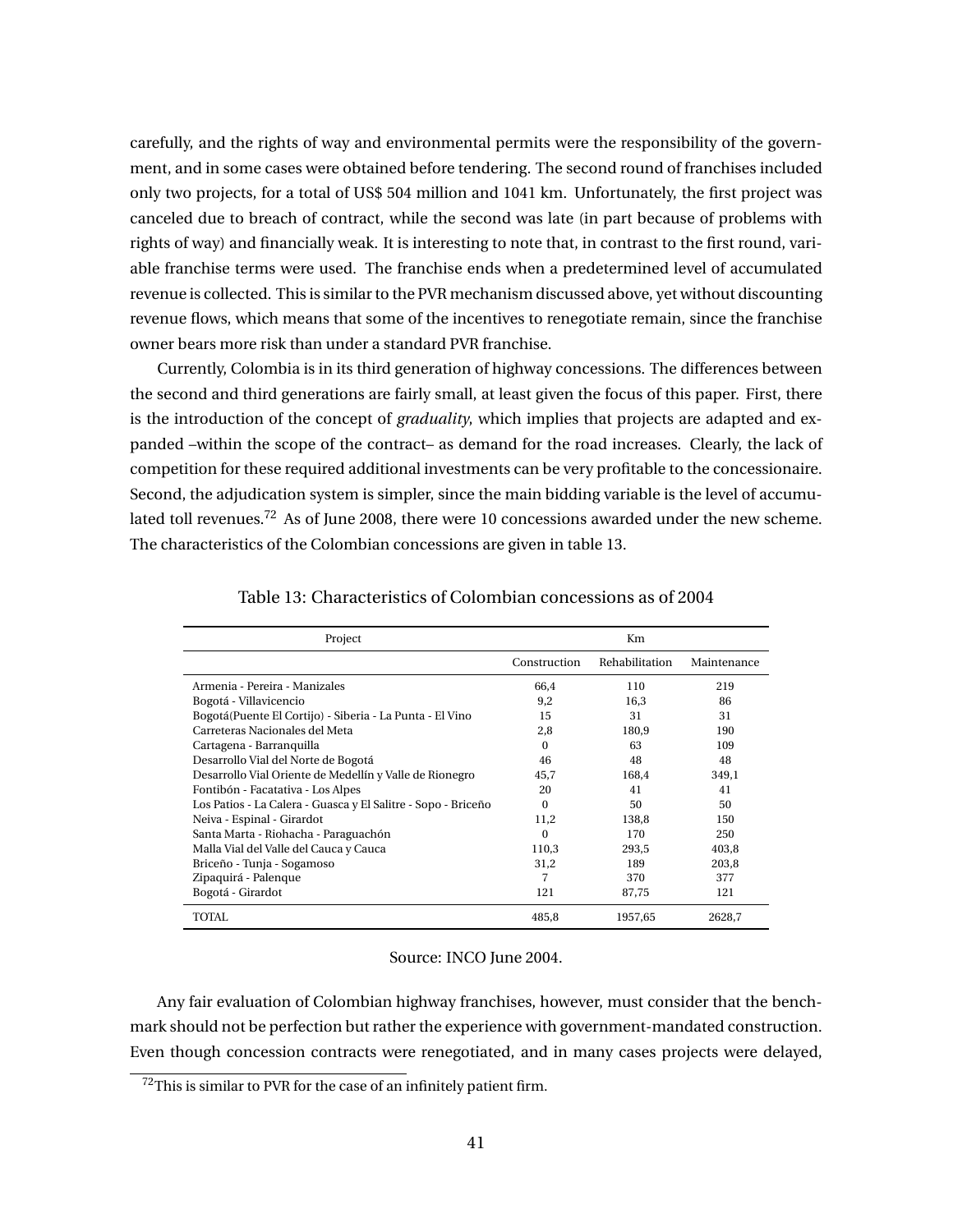carefully, and the rights of way and environmental permits were the responsibility of the government, and in some cases were obtained before tendering. The second round of franchises included only two projects, for a total of US$ 504 million and 1041 km. Unfortunately, the first project was canceled due to breach of contract, while the second was late (in part because of problems with rights of way) and financially weak. It is interesting to note that, in contrast to the first round, variable franchise terms were used. The franchise ends when a predetermined level of accumulated revenue is collected. This is similar to the PVR mechanism discussed above, yet without discounting revenue flows, which means that some of the incentives to renegotiate remain, since the franchise owner bears more risk than under a standard PVR franchise.

Currently, Colombia is in its third generation of highway concessions. The differences between the second and third generations are fairly small, at least given the focus of this paper. First, there is the introduction of the concept of *graduality*, which implies that projects are adapted and expanded –within the scope of the contract– as demand for the road increases. Clearly, the lack of competition for these required additional investments can be very profitable to the concessionaire. Second, the adjudication system is simpler, since the main bidding variable is the level of accumulated toll revenues.[72] As of June 2008, there were 10 concessions awarded under the new scheme. The characteristics of the Colombian concessions are given in table 13.

Table 13: Characteristics of Colombian concessions as of 2004

| Project | Km | | |
|---|---|---|---|
| | Construction | Rehabilitation | Maintenance |
| Armenia - Pereira - Manizales | 66,4 | 110 | 219 |
| Bogotá - Villavicencio | 9,2 | 16,3 | 86 |
| Bogotá(Puente El Cortijo) - Siberia - La Punta - El Vino | 15 | 31 | 31 |
| Carreteras Nacionales del Meta | 2,8 | 180,9 | 190 |
| Cartagena - Barranquilla | 0 | 63 | 109 |
| Desarrollo Vial del Norte de Bogotá | 46 | 48 | 48 |
| Desarrollo Vial Oriente de Medellín y Valle de Rionegro | 45,7 | 168,4 | 349,1 |
| Fontibón - Facatativa - Los Alpes | 20 | 41 | 41 |
| Los Patios - La Calera - Guasca y El Salitre - Sopo - Briceño | 0 | 50 | 50 |
| Neiva - Espinal - Girardot | 11,2 | 138,8 | 150 |
| Santa Marta - Riohacha - Paraguachón | 0 | 170 | 250 |
| Malla Vial del Valle del Cauca y Cauca | 110,3 | 293,5 | 403,8 |
| Briceño - Tunja - Sogamoso | 31,2 | 189 | 203,8 |
| Zipaquirá - Palenque | 7 | 370 | 377 |
| Bogotá - Girardot | 121 | 87,75 | 121 |
| TOTAL | 485,8 | 1957,65 | 2628,7 |

Source: INCO June 2004.

Any fair evaluation of Colombian highway franchises, however, must consider that the benchmark should not be perfection but rather the experience with government-mandated construction. Even though concession contracts were renegotiated, and in many cases projects were delayed,

[72] This is similar to PVR for the case of an infinitely patient firm.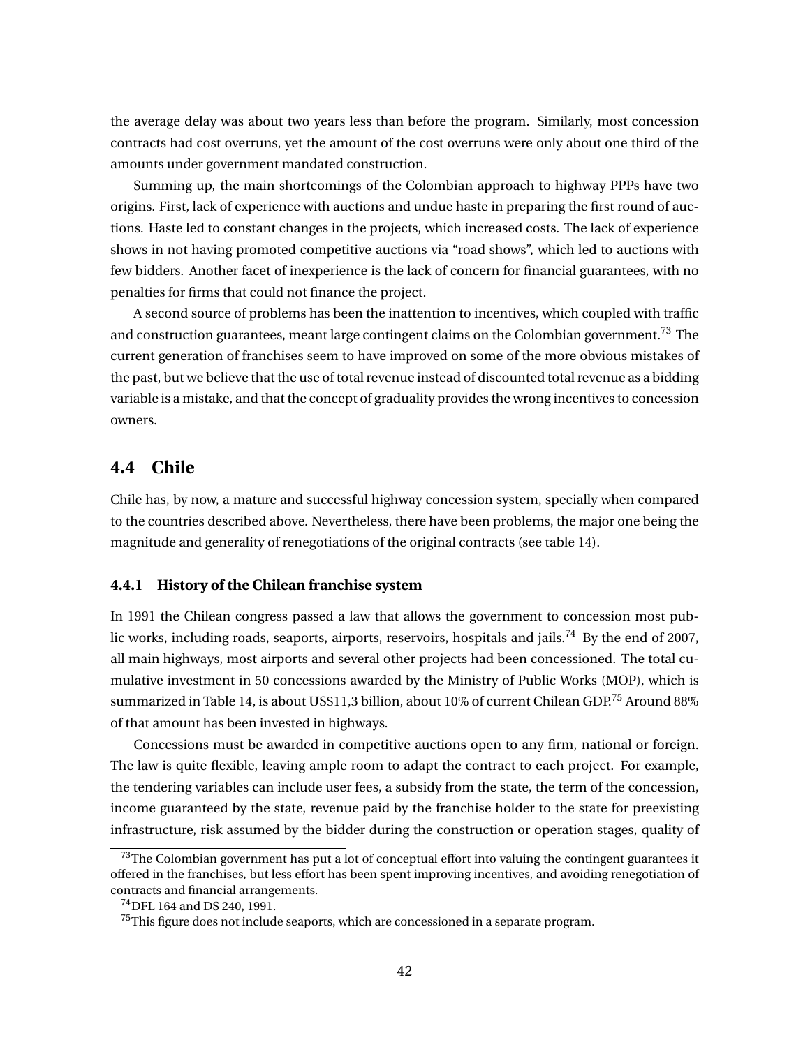the average delay was about two years less than before the program. Similarly, most concession contracts had cost overruns, yet the amount of the cost overruns were only about one third of the amounts under government mandated construction.

Summing up, the main shortcomings of the Colombian approach to highway PPPs have two origins. First, lack of experience with auctions and undue haste in preparing the first round of auctions. Haste led to constant changes in the projects, which increased costs. The lack of experience shows in not having promoted competitive auctions via "road shows", which led to auctions with few bidders. Another facet of inexperience is the lack of concern for financial guarantees, with no penalties for firms that could not finance the project.

A second source of problems has been the inattention to incentives, which coupled with traffic and construction guarantees, meant large contingent claims on the Colombian government.[73] The current generation of franchises seem to have improved on some of the more obvious mistakes of the past, but we believe that the use of total revenue instead of discounted total revenue as a bidding variable is a mistake, and that the concept of graduality provides the wrong incentives to concession owners.

## 4.4 Chile

Chile has, by now, a mature and successful highway concession system, specially when compared to the countries described above. Nevertheless, there have been problems, the major one being the magnitude and generality of renegotiations of the original contracts (see table 14).

### 4.4.1 History of the Chilean franchise system

In 1991 the Chilean congress passed a law that allows the government to concession most public works, including roads, seaports, airports, reservoirs, hospitals and jails.[74] By the end of 2007, all main highways, most airports and several other projects had been concessioned. The total cumulative investment in 50 concessions awarded by the Ministry of Public Works (MOP), which is summarized in Table 14, is about US$11,3 billion, about 10% of current Chilean GDP.[75] Around 88% of that amount has been invested in highways.

Concessions must be awarded in competitive auctions open to any firm, national or foreign. The law is quite flexible, leaving ample room to adapt the contract to each project. For example, the tendering variables can include user fees, a subsidy from the state, the term of the concession, income guaranteed by the state, revenue paid by the franchise holder to the state for preexisting infrastructure, risk assumed by the bidder during the construction or operation stages, quality of

[73] The Colombian government has put a lot of conceptual effort into valuing the contingent guarantees it offered in the franchises, but less effort has been spent improving incentives, and avoiding renegotiation of contracts and financial arrangements.

[74] DFL 164 and DS 240, 1991.

[75] This figure does not include seaports, which are concessioned in a separate program.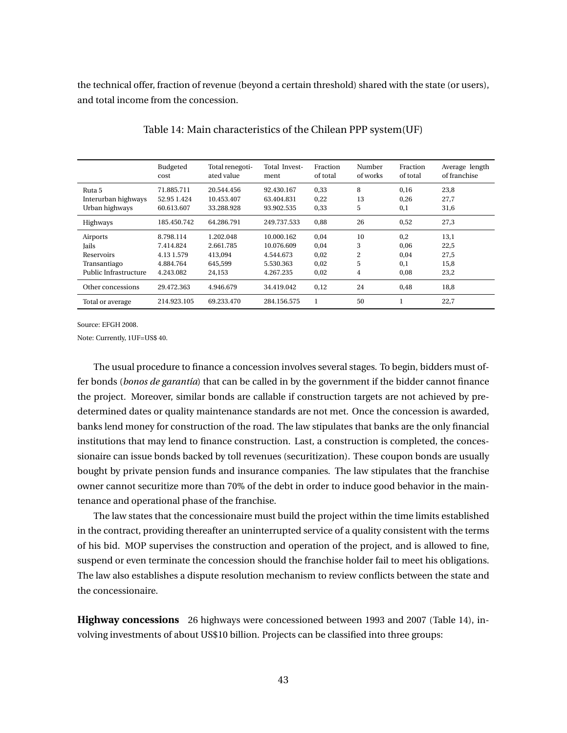the technical offer, fraction of revenue (beyond a certain threshold) shared with the state (or users), and total income from the concession.

Table 14: Main characteristics of the Chilean PPP system(UF)

| | Budgeted cost | Total renegotiated value | Total Investment | Fraction of total | Number of works | Fraction of total | Average length of franchise |
|---|---|---|---|---|---|---|---|
| Ruta 5 | 71.885.711 | 20.544.456 | 92.430.167 | 0,33 | 8 | 0,16 | 23,8 |
| Interurban highways | 52.95 1.424 | 10.453.407 | 63.404.831 | 0,22 | 13 | 0,26 | 27,7 |
| Urban highways | 60.613.607 | 33.288.928 | 93.902.535 | 0,33 | 5 | 0,1 | 31,6 |
| Highways | 185.450.742 | 64.286.791 | 249.737.533 | 0,88 | 26 | 0,52 | 27,3 |
| Airports | 8.798.114 | 1.202.048 | 10.000.162 | 0,04 | 10 | 0,2 | 13,1 |
| Jails | 7.414.824 | 2.661.785 | 10.076.609 | 0,04 | 3 | 0,06 | 22,5 |
| Reservoirs | 4.13 1.579 | 413,094 | 4.544.673 | 0,02 | 2 | 0,04 | 27,5 |
| Transantiago | 4.884.764 | 645,599 | 5.530.363 | 0,02 | 5 | 0,1 | 15,8 |
| Public Infrastructure | 4.243.082 | 24,153 | 4.267.235 | 0,02 | 4 | 0,08 | 23,2 |
| Other concessions | 29.472.363 | 4.946.679 | 34.419.042 | 0,12 | 24 | 0,48 | 18,8 |
| Total or average | 214.923.105 | 69.233.470 | 284.156.575 | 1 | 50 | 1 | 22,7 |

Source: EFGH 2008.

Note: Currently, 1UF=US$ 40.

The usual procedure to finance a concession involves several stages. To begin, bidders must offer bonds (*bonos de garantía*) that can be called in by the government if the bidder cannot finance the project. Moreover, similar bonds are callable if construction targets are not achieved by predetermined dates or quality maintenance standards are not met. Once the concession is awarded, banks lend money for construction of the road. The law stipulates that banks are the only financial institutions that may lend to finance construction. Last, a construction is completed, the concessionaire can issue bonds backed by toll revenues (securitization). These coupon bonds are usually bought by private pension funds and insurance companies. The law stipulates that the franchise owner cannot securitize more than 70% of the debt in order to induce good behavior in the maintenance and operational phase of the franchise.

The law states that the concessionaire must build the project within the time limits established in the contract, providing thereafter an uninterrupted service of a quality consistent with the terms of his bid. MOP supervises the construction and operation of the project, and is allowed to fine, suspend or even terminate the concession should the franchise holder fail to meet his obligations. The law also establishes a dispute resolution mechanism to review conflicts between the state and the concessionaire.

**Highway concessions** 26 highways were concessioned between 1993 and 2007 (Table 14), involving investments of about US$10 billion. Projects can be classified into three groups: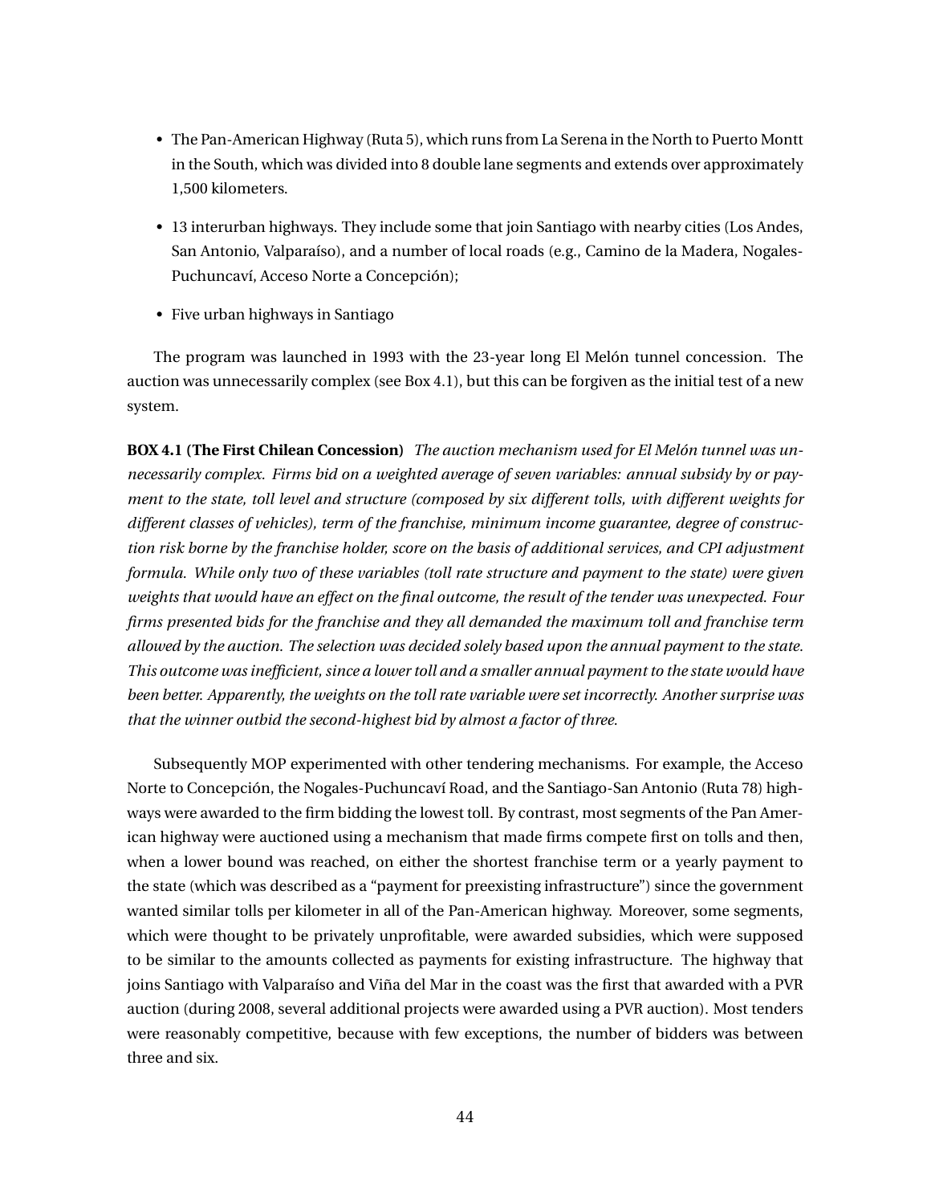- The Pan-American Highway (Ruta 5), which runs from La Serena in the North to Puerto Montt in the South, which was divided into 8 double lane segments and extends over approximately 1,500 kilometers.
- 13 interurban highways. They include some that join Santiago with nearby cities (Los Andes, San Antonio, Valparaíso), and a number of local roads (e.g., Camino de la Madera, Nogales-Puchuncaví, Acceso Norte a Concepción);
- Five urban highways in Santiago

The program was launched in 1993 with the 23-year long El Melón tunnel concession. The auction was unnecessarily complex (see Box 4.1), but this can be forgiven as the initial test of a new system.

**BOX 4.1 (The First Chilean Concession)** *The auction mechanism used for El Melón tunnel was unnecessarily complex. Firms bid on a weighted average of seven variables: annual subsidy by or payment to the state, toll level and structure (composed by six different tolls, with different weights for different classes of vehicles), term of the franchise, minimum income guarantee, degree of construction risk borne by the franchise holder, score on the basis of additional services, and CPI adjustment formula. While only two of these variables (toll rate structure and payment to the state) were given weights that would have an effect on the final outcome, the result of the tender was unexpected. Four firms presented bids for the franchise and they all demanded the maximum toll and franchise term allowed by the auction. The selection was decided solely based upon the annual payment to the state. This outcome was inefficient, since a lower toll and a smaller annual payment to the state would have been better. Apparently, the weights on the toll rate variable were set incorrectly. Another surprise was that the winner outbid the second-highest bid by almost a factor of three.*

Subsequently MOP experimented with other tendering mechanisms. For example, the Acceso Norte to Concepción, the Nogales-Puchuncaví Road, and the Santiago-San Antonio (Ruta 78) highways were awarded to the firm bidding the lowest toll. By contrast, most segments of the Pan American highway were auctioned using a mechanism that made firms compete first on tolls and then, when a lower bound was reached, on either the shortest franchise term or a yearly payment to the state (which was described as a "payment for preexisting infrastructure") since the government wanted similar tolls per kilometer in all of the Pan-American highway. Moreover, some segments, which were thought to be privately unprofitable, were awarded subsidies, which were supposed to be similar to the amounts collected as payments for existing infrastructure. The highway that joins Santiago with Valparaíso and Viña del Mar in the coast was the first that awarded with a PVR auction (during 2008, several additional projects were awarded using a PVR auction). Most tenders were reasonably competitive, because with few exceptions, the number of bidders was between three and six.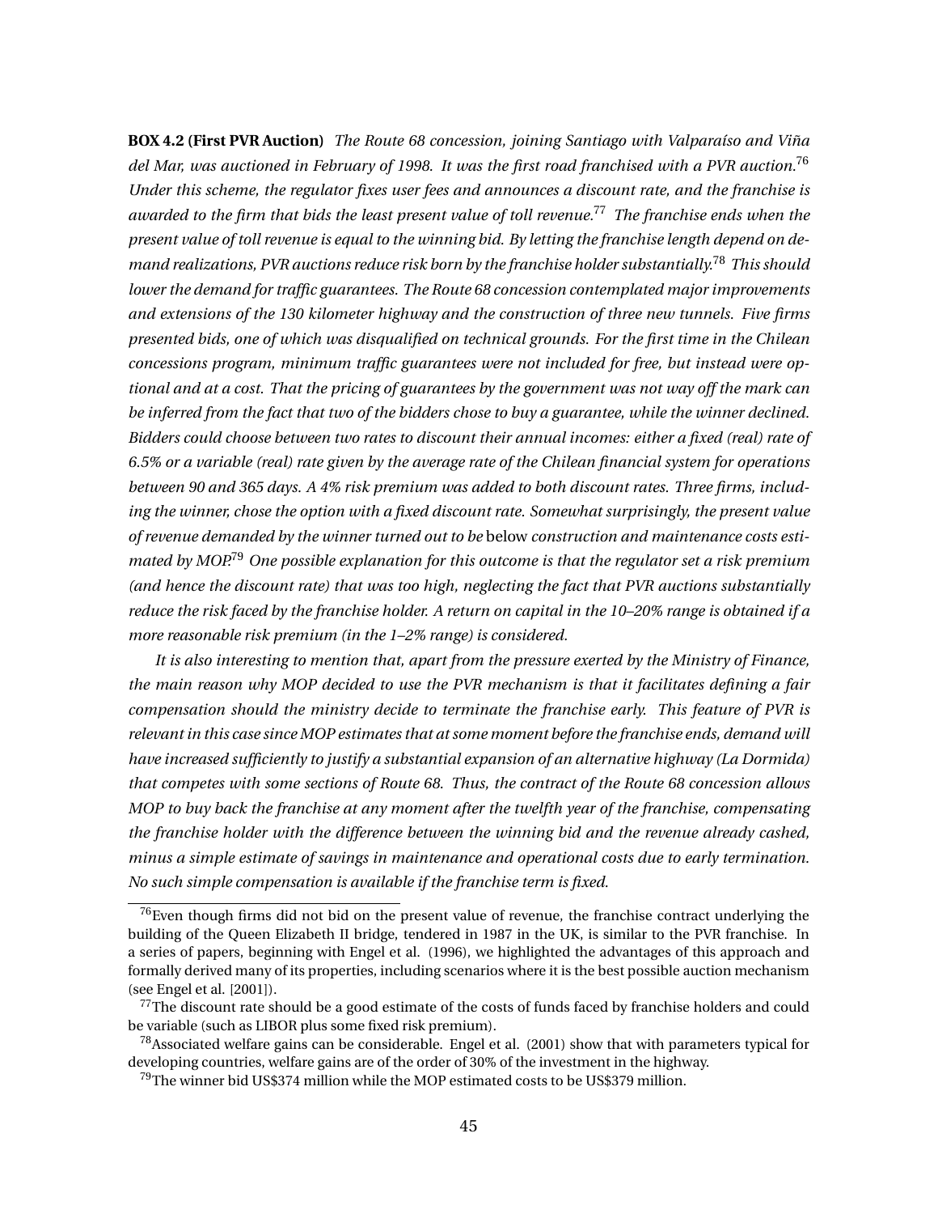**BOX 4.2 (First PVR Auction)** *The Route 68 concession, joining Santiago with Valparaíso and Viña del Mar, was auctioned in February of 1998. It was the first road franchised with a PVR auction.*[76] *Under this scheme, the regulator fixes user fees and announces a discount rate, and the franchise is awarded to the firm that bids the least present value of toll revenue.*[77] *The franchise ends when the present value of toll revenue is equal to the winning bid. By letting the franchise length depend on demand realizations, PVR auctions reduce risk born by the franchise holder substantially.*[78] *This should lower the demand for traffic guarantees. The Route 68 concession contemplated major improvements and extensions of the 130 kilometer highway and the construction of three new tunnels. Five firms presented bids, one of which was disqualified on technical grounds. For the first time in the Chilean concessions program, minimum traffic guarantees were not included for free, but instead were optional and at a cost. That the pricing of guarantees by the government was not way off the mark can be inferred from the fact that two of the bidders chose to buy a guarantee, while the winner declined. Bidders could choose between two rates to discount their annual incomes: either a fixed (real) rate of 6.5% or a variable (real) rate given by the average rate of the Chilean financial system for operations between 90 and 365 days. A 4% risk premium was added to both discount rates. Three firms, including the winner, chose the option with a fixed discount rate. Somewhat surprisingly, the present value of revenue demanded by the winner turned out to be* below *construction and maintenance costs estimated by MOP.*[79] *One possible explanation for this outcome is that the regulator set a risk premium (and hence the discount rate) that was too high, neglecting the fact that PVR auctions substantially reduce the risk faced by the franchise holder. A return on capital in the 10–20% range is obtained if a more reasonable risk premium (in the 1–2% range) is considered.*

*It is also interesting to mention that, apart from the pressure exerted by the Ministry of Finance, the main reason why MOP decided to use the PVR mechanism is that it facilitates defining a fair compensation should the ministry decide to terminate the franchise early. This feature of PVR is relevant in this case since MOP estimates that at some moment before the franchise ends, demand will have increased sufficiently to justify a substantial expansion of an alternative highway (La Dormida) that competes with some sections of Route 68. Thus, the contract of the Route 68 concession allows MOP to buy back the franchise at any moment after the twelfth year of the franchise, compensating the franchise holder with the difference between the winning bid and the revenue already cashed, minus a simple estimate of savings in maintenance and operational costs due to early termination. No such simple compensation is available if the franchise term is fixed.*

---

[76] Even though firms did not bid on the present value of revenue, the franchise contract underlying the building of the Queen Elizabeth II bridge, tendered in 1987 in the UK, is similar to the PVR franchise. In a series of papers, beginning with Engel et al. (1996), we highlighted the advantages of this approach and formally derived many of its properties, including scenarios where it is the best possible auction mechanism (see Engel et al. [2001]).

[77] The discount rate should be a good estimate of the costs of funds faced by franchise holders and could be variable (such as LIBOR plus some fixed risk premium).

[78] Associated welfare gains can be considerable. Engel et al. (2001) show that with parameters typical for developing countries, welfare gains are of the order of 30% of the investment in the highway.

[79] The winner bid US$374 million while the MOP estimated costs to be US$379 million.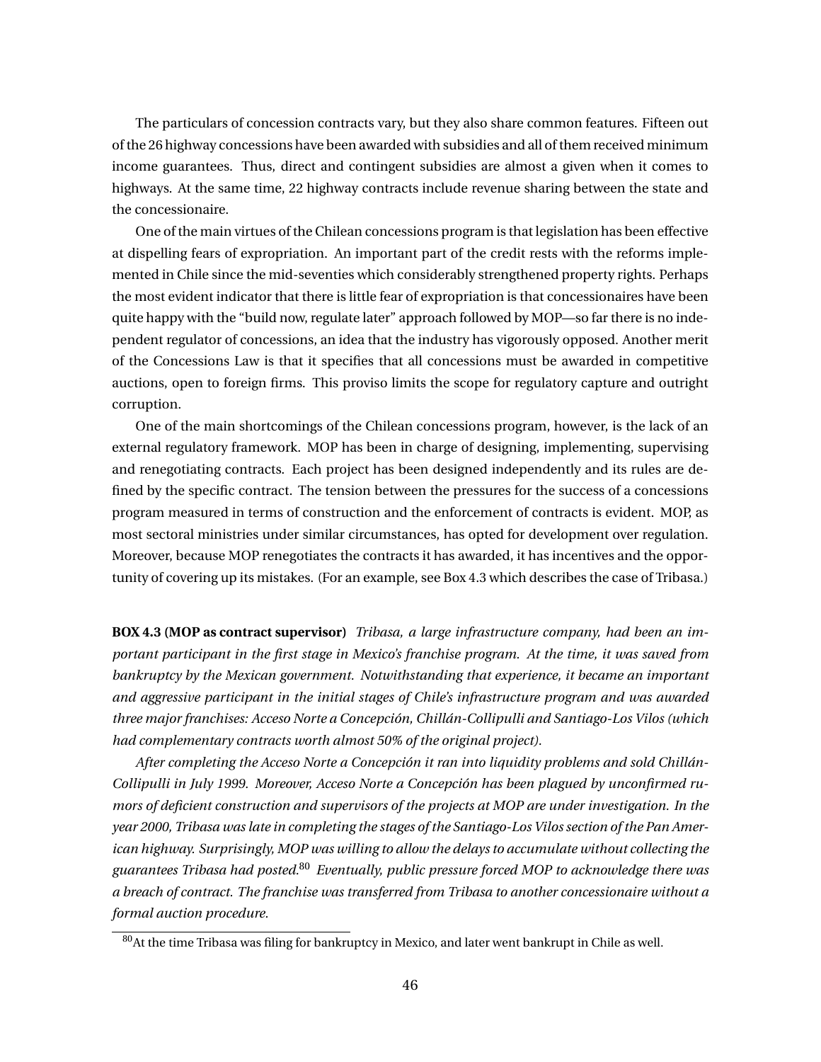The particulars of concession contracts vary, but they also share common features. Fifteen out of the 26 highway concessions have been awarded with subsidies and all of them received minimum income guarantees. Thus, direct and contingent subsidies are almost a given when it comes to highways. At the same time, 22 highway contracts include revenue sharing between the state and the concessionaire.

One of the main virtues of the Chilean concessions program is that legislation has been effective at dispelling fears of expropriation. An important part of the credit rests with the reforms implemented in Chile since the mid-seventies which considerably strengthened property rights. Perhaps the most evident indicator that there is little fear of expropriation is that concessionaires have been quite happy with the "build now, regulate later" approach followed by MOP—so far there is no independent regulator of concessions, an idea that the industry has vigorously opposed. Another merit of the Concessions Law is that it specifies that all concessions must be awarded in competitive auctions, open to foreign firms. This proviso limits the scope for regulatory capture and outright corruption.

One of the main shortcomings of the Chilean concessions program, however, is the lack of an external regulatory framework. MOP has been in charge of designing, implementing, supervising and renegotiating contracts. Each project has been designed independently and its rules are defined by the specific contract. The tension between the pressures for the success of a concessions program measured in terms of construction and the enforcement of contracts is evident. MOP, as most sectoral ministries under similar circumstances, has opted for development over regulation. Moreover, because MOP renegotiates the contracts it has awarded, it has incentives and the opportunity of covering up its mistakes. (For an example, see Box 4.3 which describes the case of Tribasa.)

**BOX 4.3 (MOP as contract supervisor)** *Tribasa, a large infrastructure company, had been an important participant in the first stage in Mexico's franchise program. At the time, it was saved from bankruptcy by the Mexican government. Notwithstanding that experience, it became an important and aggressive participant in the initial stages of Chile's infrastructure program and was awarded three major franchises: Acceso Norte a Concepción, Chillán-Collipulli and Santiago-Los Vilos (which had complementary contracts worth almost 50% of the original project).*

*After completing the Acceso Norte a Concepción it ran into liquidity problems and sold Chillán-Collipulli in July 1999. Moreover, Acceso Norte a Concepción has been plagued by unconfirmed rumors of deficient construction and supervisors of the projects at MOP are under investigation. In the year 2000, Tribasa was late in completing the stages of the Santiago-Los Vilos section of the Pan American highway. Surprisingly, MOP was willing to allow the delays to accumulate without collecting the guarantees Tribasa had posted.*[80] *Eventually, public pressure forced MOP to acknowledge there was a breach of contract. The franchise was transferred from Tribasa to another concessionaire without a formal auction procedure.*

[80] At the time Tribasa was filing for bankruptcy in Mexico, and later went bankrupt in Chile as well.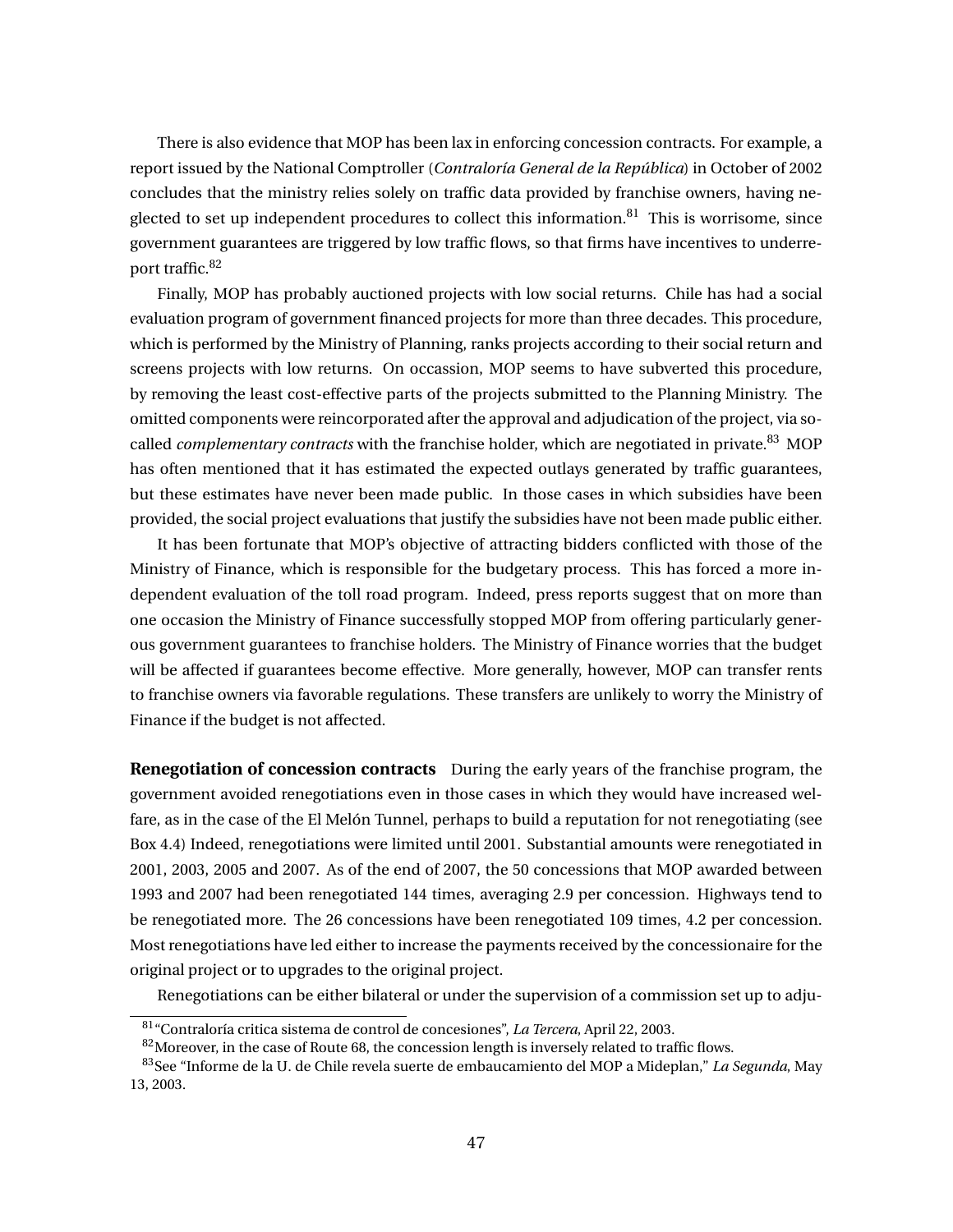There is also evidence that MOP has been lax in enforcing concession contracts. For example, a report issued by the National Comptroller (*Contraloría General de la República*) in October of 2002 concludes that the ministry relies solely on traffic data provided by franchise owners, having neglected to set up independent procedures to collect this information.[81] This is worrisome, since government guarantees are triggered by low traffic flows, so that firms have incentives to underreport traffic.[82]

Finally, MOP has probably auctioned projects with low social returns. Chile has had a social evaluation program of government financed projects for more than three decades. This procedure, which is performed by the Ministry of Planning, ranks projects according to their social return and screens projects with low returns. On occassion, MOP seems to have subverted this procedure, by removing the least cost-effective parts of the projects submitted to the Planning Ministry. The omitted components were reincorporated after the approval and adjudication of the project, via so-called *complementary contracts* with the franchise holder, which are negotiated in private.[83] MOP has often mentioned that it has estimated the expected outlays generated by traffic guarantees, but these estimates have never been made public. In those cases in which subsidies have been provided, the social project evaluations that justify the subsidies have not been made public either.

It has been fortunate that MOP's objective of attracting bidders conflicted with those of the Ministry of Finance, which is responsible for the budgetary process. This has forced a more independent evaluation of the toll road program. Indeed, press reports suggest that on more than one occasion the Ministry of Finance successfully stopped MOP from offering particularly generous government guarantees to franchise holders. The Ministry of Finance worries that the budget will be affected if guarantees become effective. More generally, however, MOP can transfer rents to franchise owners via favorable regulations. These transfers are unlikely to worry the Ministry of Finance if the budget is not affected.

**Renegotiation of concession contracts** During the early years of the franchise program, the government avoided renegotiations even in those cases in which they would have increased welfare, as in the case of the El Melón Tunnel, perhaps to build a reputation for not renegotiating (see Box 4.4) Indeed, renegotiations were limited until 2001. Substantial amounts were renegotiated in 2001, 2003, 2005 and 2007. As of the end of 2007, the 50 concessions that MOP awarded between 1993 and 2007 had been renegotiated 144 times, averaging 2.9 per concession. Highways tend to be renegotiated more. The 26 concessions have been renegotiated 109 times, 4.2 per concession. Most renegotiations have led either to increase the payments received by the concessionaire for the original project or to upgrades to the original project.

Renegotiations can be either bilateral or under the supervision of a commission set up to adju-

[81] "Contraloría critica sistema de control de concesiones", *La Tercera*, April 22, 2003.

[82] Moreover, in the case of Route 68, the concession length is inversely related to traffic flows.

[83] See "Informe de la U. de Chile revela suerte de embaucamiento del MOP a Mideplan," *La Segunda*, May 13, 2003.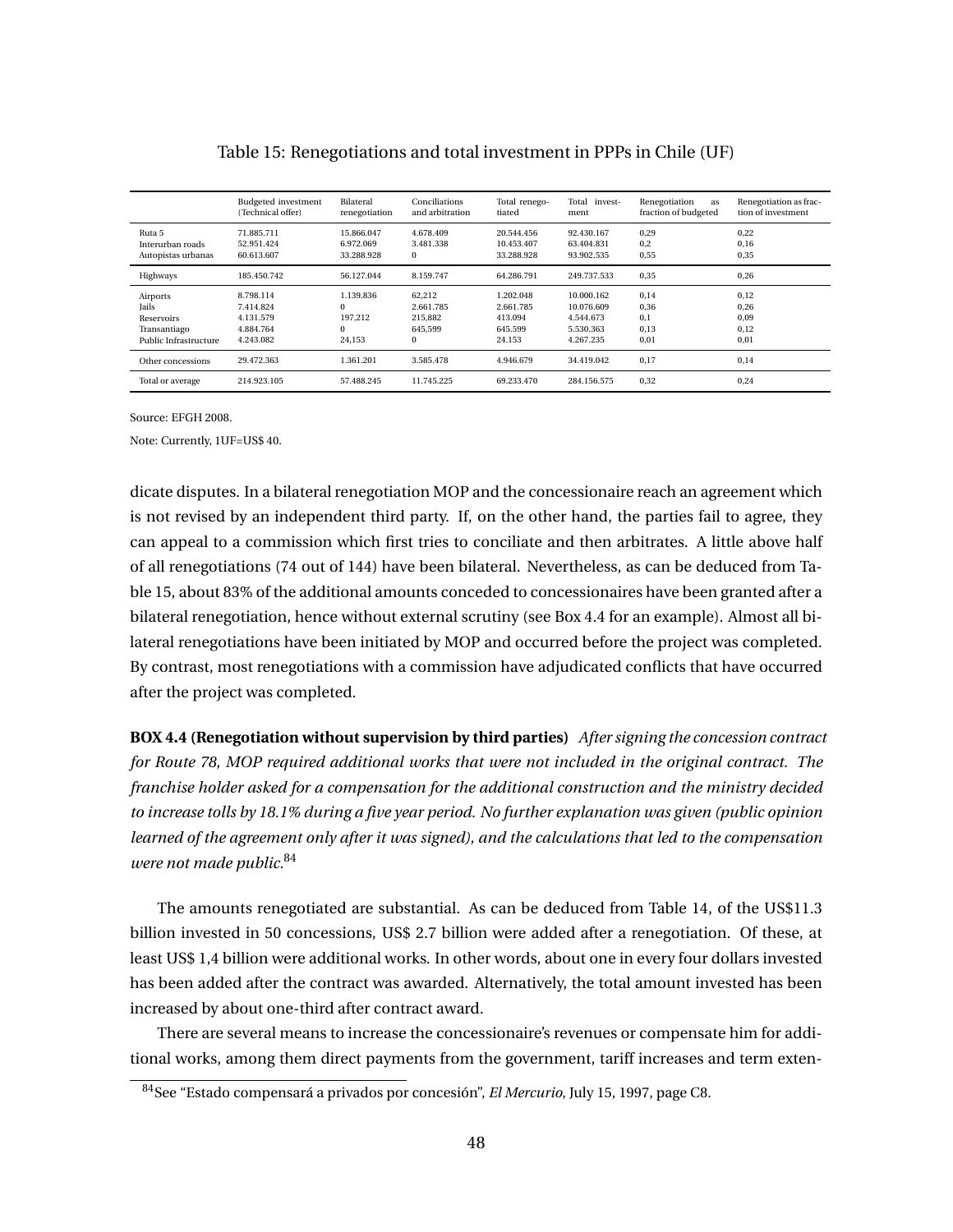Table 15: Renegotiations and total investment in PPPs in Chile (UF)

| | Budgeted investment (Technical offer) | Bilateral renegotiation | Conciliations and arbitration | Total renegotiated | Total investment | Renegotiation as fraction of budgeted | Renegotiation as fraction of investment |
|---|---|---|---|---|---|---|---|
| Ruta 5 | 71.885.711 | 15.866.047 | 4.678.409 | 20.544.456 | 92.430.167 | 0,29 | 0,22 |
| Interurban roads | 52.951.424 | 6.972.069 | 3.481.338 | 10.453.407 | 63.404.831 | 0,2 | 0,16 |
| Autopistas urbanas | 60.613.607 | 33.288.928 | 0 | 33.288.928 | 93.902.535 | 0,55 | 0,35 |
| Highways | 185.450.742 | 56.127.044 | 8.159.747 | 64.286.791 | 249.737.533 | 0,35 | 0,26 |
| Airports | 8.798.114 | 1.139.836 | 62,212 | 1.202.048 | 10.000.162 | 0,14 | 0,12 |
| Jails | 7.414.824 | 0 | 2.661.785 | 2.661.785 | 10.076.609 | 0,36 | 0,26 |
| Reservoirs | 4.131.579 | 197,212 | 215,882 | 413.094 | 4.544.673 | 0,1 | 0,09 |
| Transantiago | 4.884.764 | 0 | 645,599 | 645.599 | 5.530.363 | 0,13 | 0,12 |
| Public Infrastructure | 4.243.082 | 24,153 | 0 | 24.153 | 4.267.235 | 0,01 | 0,01 |
| Other concessions | 29.472.363 | 1.361.201 | 3.585.478 | 4.946.679 | 34.419.042 | 0,17 | 0,14 |
| Total or average | 214.923.105 | 57.488.245 | 11.745.225 | 69.233.470 | 284.156.575 | 0,32 | 0,24 |

Source: EFGH 2008.

Note: Currently, 1UF=US$ 40.

dicate disputes. In a bilateral renegotiation MOP and the concessionaire reach an agreement which is not revised by an independent third party. If, on the other hand, the parties fail to agree, they can appeal to a commission which first tries to conciliate and then arbitrates. A little above half of all renegotiations (74 out of 144) have been bilateral. Nevertheless, as can be deduced from Table 15, about 83% of the additional amounts conceded to concessionaires have been granted after a bilateral renegotiation, hence without external scrutiny (see Box 4.4 for an example). Almost all bilateral renegotiations have been initiated by MOP and occurred before the project was completed. By contrast, most renegotiations with a commission have adjudicated conflicts that have occurred after the project was completed.

**BOX 4.4 (Renegotiation without supervision by third parties)** *After signing the concession contract for Route 78, MOP required additional works that were not included in the original contract. The franchise holder asked for a compensation for the additional construction and the ministry decided to increase tolls by 18.1% during a five year period. No further explanation was given (public opinion learned of the agreement only after it was signed), and the calculations that led to the compensation were not made public.*[84]

The amounts renegotiated are substantial. As can be deduced from Table 14, of the US$11.3 billion invested in 50 concessions, US$ 2.7 billion were added after a renegotiation. Of these, at least US$ 1,4 billion were additional works. In other words, about one in every four dollars invested has been added after the contract was awarded. Alternatively, the total amount invested has been increased by about one-third after contract award.

There are several means to increase the concessionaire's revenues or compensate him for additional works, among them direct payments from the government, tariff increases and term exten-

[84] See "Estado compensará a privados por concesión", *El Mercurio*, July 15, 1997, page C8.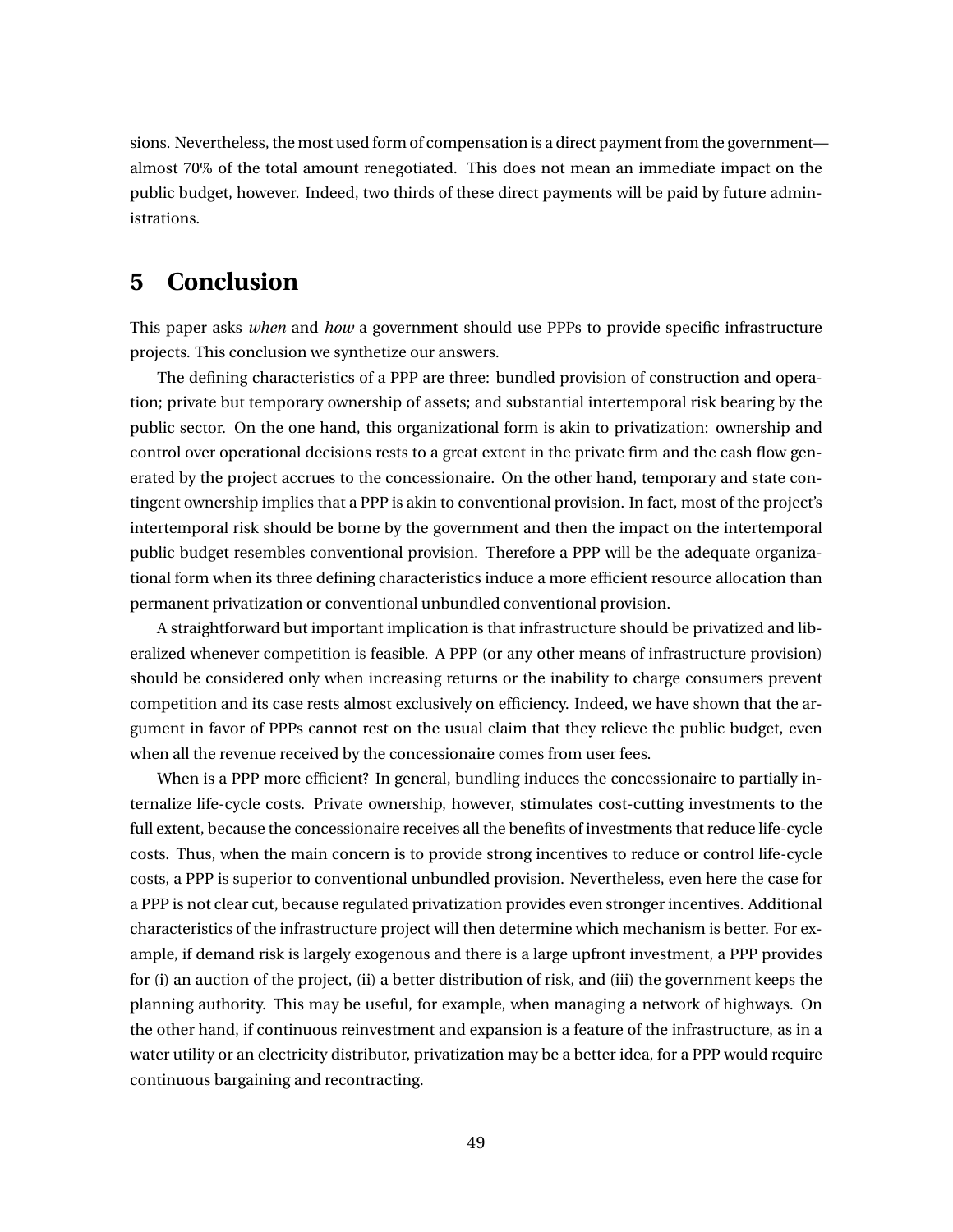sions. Nevertheless, the most used form of compensation is a direct payment from the government—almost 70% of the total amount renegotiated. This does not mean an immediate impact on the public budget, however. Indeed, two thirds of these direct payments will be paid by future administrations.

# 5 Conclusion

This paper asks *when* and *how* a government should use PPPs to provide specific infrastructure projects. This conclusion we synthetize our answers.

The defining characteristics of a PPP are three: bundled provision of construction and operation; private but temporary ownership of assets; and substantial intertemporal risk bearing by the public sector. On the one hand, this organizational form is akin to privatization: ownership and control over operational decisions rests to a great extent in the private firm and the cash flow generated by the project accrues to the concessionaire. On the other hand, temporary and state contingent ownership implies that a PPP is akin to conventional provision. In fact, most of the project's intertemporal risk should be borne by the government and then the impact on the intertemporal public budget resembles conventional provision. Therefore a PPP will be the adequate organizational form when its three defining characteristics induce a more efficient resource allocation than permanent privatization or conventional unbundled conventional provision.

A straightforward but important implication is that infrastructure should be privatized and liberalized whenever competition is feasible. A PPP (or any other means of infrastructure provision) should be considered only when increasing returns or the inability to charge consumers prevent competition and its case rests almost exclusively on efficiency. Indeed, we have shown that the argument in favor of PPPs cannot rest on the usual claim that they relieve the public budget, even when all the revenue received by the concessionaire comes from user fees.

When is a PPP more efficient? In general, bundling induces the concessionaire to partially internalize life-cycle costs. Private ownership, however, stimulates cost-cutting investments to the full extent, because the concessionaire receives all the benefits of investments that reduce life-cycle costs. Thus, when the main concern is to provide strong incentives to reduce or control life-cycle costs, a PPP is superior to conventional unbundled provision. Nevertheless, even here the case for a PPP is not clear cut, because regulated privatization provides even stronger incentives. Additional characteristics of the infrastructure project will then determine which mechanism is better. For example, if demand risk is largely exogenous and there is a large upfront investment, a PPP provides for (i) an auction of the project, (ii) a better distribution of risk, and (iii) the government keeps the planning authority. This may be useful, for example, when managing a network of highways. On the other hand, if continuous reinvestment and expansion is a feature of the infrastructure, as in a water utility or an electricity distributor, privatization may be a better idea, for a PPP would require continuous bargaining and recontracting.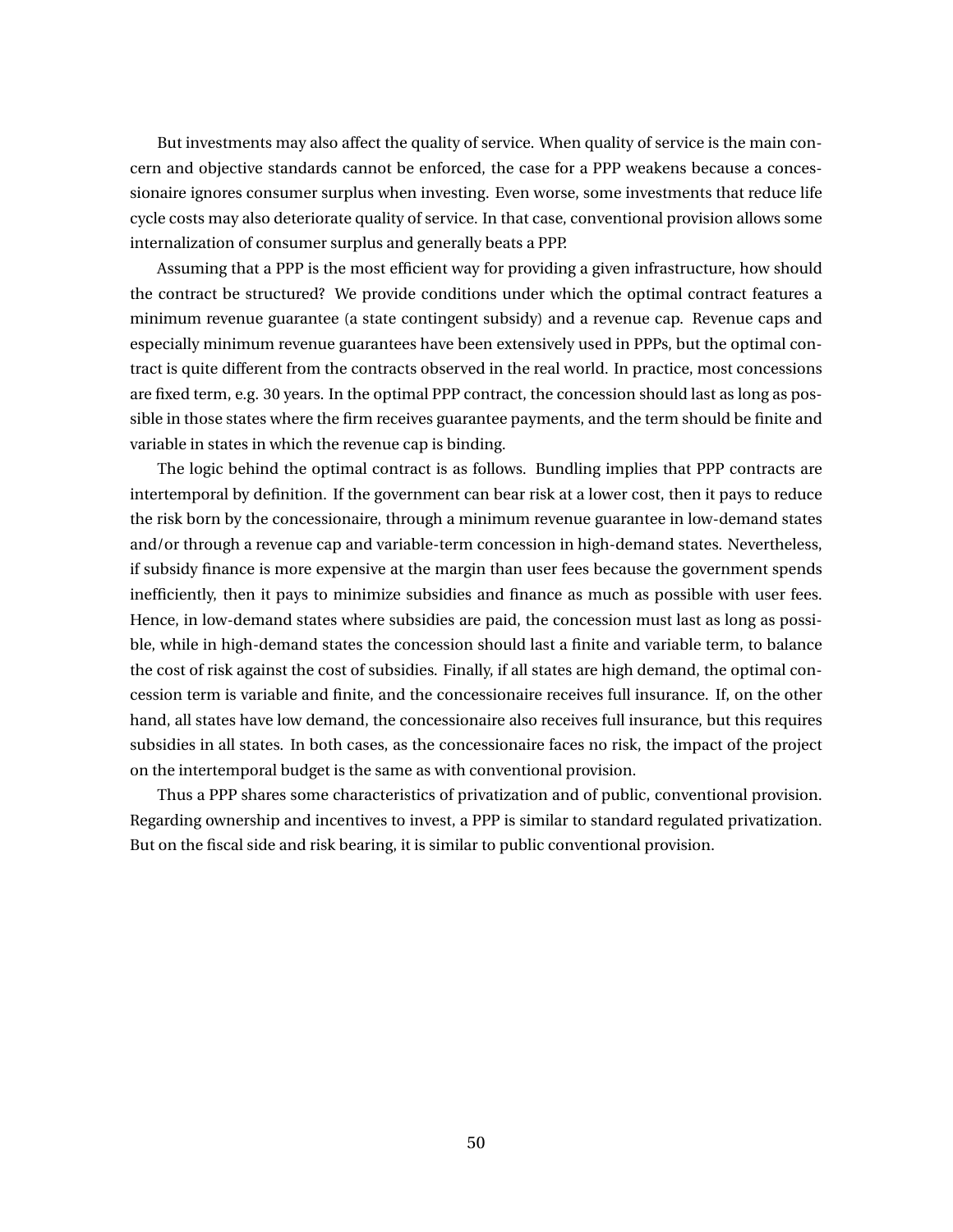But investments may also affect the quality of service. When quality of service is the main concern and objective standards cannot be enforced, the case for a PPP weakens because a concessionaire ignores consumer surplus when investing. Even worse, some investments that reduce life cycle costs may also deteriorate quality of service. In that case, conventional provision allows some internalization of consumer surplus and generally beats a PPP.

Assuming that a PPP is the most efficient way for providing a given infrastructure, how should the contract be structured? We provide conditions under which the optimal contract features a minimum revenue guarantee (a state contingent subsidy) and a revenue cap. Revenue caps and especially minimum revenue guarantees have been extensively used in PPPs, but the optimal contract is quite different from the contracts observed in the real world. In practice, most concessions are fixed term, e.g. 30 years. In the optimal PPP contract, the concession should last as long as possible in those states where the firm receives guarantee payments, and the term should be finite and variable in states in which the revenue cap is binding.

The logic behind the optimal contract is as follows. Bundling implies that PPP contracts are intertemporal by definition. If the government can bear risk at a lower cost, then it pays to reduce the risk born by the concessionaire, through a minimum revenue guarantee in low-demand states and/or through a revenue cap and variable-term concession in high-demand states. Nevertheless, if subsidy finance is more expensive at the margin than user fees because the government spends inefficiently, then it pays to minimize subsidies and finance as much as possible with user fees. Hence, in low-demand states where subsidies are paid, the concession must last as long as possible, while in high-demand states the concession should last a finite and variable term, to balance the cost of risk against the cost of subsidies. Finally, if all states are high demand, the optimal concession term is variable and finite, and the concessionaire receives full insurance. If, on the other hand, all states have low demand, the concessionaire also receives full insurance, but this requires subsidies in all states. In both cases, as the concessionaire faces no risk, the impact of the project on the intertemporal budget is the same as with conventional provision.

Thus a PPP shares some characteristics of privatization and of public, conventional provision. Regarding ownership and incentives to invest, a PPP is similar to standard regulated privatization. But on the fiscal side and risk bearing, it is similar to public conventional provision.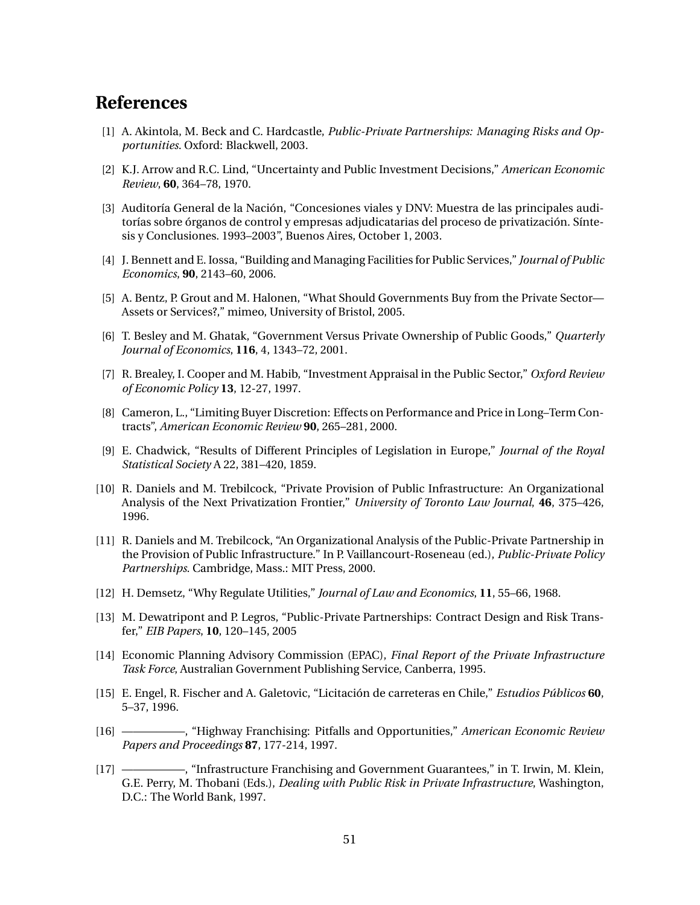# References

[1] A. Akintola, M. Beck and C. Hardcastle, *Public-Private Partnerships: Managing Risks and Opportunities*. Oxford: Blackwell, 2003.

[2] K.J. Arrow and R.C. Lind, "Uncertainty and Public Investment Decisions," *American Economic Review*, **60**, 364–78, 1970.

[3] Auditoría General de la Nación, "Concesiones viales y DNV: Muestra de las principales auditorías sobre órganos de control y empresas adjudicatarias del proceso de privatización. Síntesis y Conclusiones. 1993–2003", Buenos Aires, October 1, 2003.

[4] J. Bennett and E. Iossa, "Building and Managing Facilities for Public Services," *Journal of Public Economics*, **90**, 2143–60, 2006.

[5] A. Bentz, P. Grout and M. Halonen, "What Should Governments Buy from the Private Sector—Assets or Services?," mimeo, University of Bristol, 2005.

[6] T. Besley and M. Ghatak, "Government Versus Private Ownership of Public Goods," *Quarterly Journal of Economics*, **116**, 4, 1343–72, 2001.

[7] R. Brealey, I. Cooper and M. Habib, "Investment Appraisal in the Public Sector," *Oxford Review of Economic Policy* **13**, 12-27, 1997.

[8] Cameron, L., "Limiting Buyer Discretion: Effects on Performance and Price in Long–Term Contracts", *American Economic Review* **90**, 265–281, 2000.

[9] E. Chadwick, "Results of Different Principles of Legislation in Europe," *Journal of the Royal Statistical Society* A 22, 381–420, 1859.

[10] R. Daniels and M. Trebilcock, "Private Provision of Public Infrastructure: An Organizational Analysis of the Next Privatization Frontier," *University of Toronto Law Journal*, **46**, 375–426, 1996.

[11] R. Daniels and M. Trebilcock, "An Organizational Analysis of the Public-Private Partnership in the Provision of Public Infrastructure." In P. Vaillancourt-Roseneau (ed.), *Public-Private Policy Partnerships*. Cambridge, Mass.: MIT Press, 2000.

[12] H. Demsetz, "Why Regulate Utilities," *Journal of Law and Economics*, **11**, 55–66, 1968.

[13] M. Dewatripont and P. Legros, "Public-Private Partnerships: Contract Design and Risk Transfer," *EIB Papers*, **10**, 120–145, 2005

[14] Economic Planning Advisory Commission (EPAC), *Final Report of the Private Infrastructure Task Force*, Australian Government Publishing Service, Canberra, 1995.

[15] E. Engel, R. Fischer and A. Galetovic, "Licitación de carreteras en Chile," *Estudios Públicos* **60**, 5–37, 1996.

[16] ——————, "Highway Franchising: Pitfalls and Opportunities," *American Economic Review Papers and Proceedings* **87**, 177-214, 1997.

[17] ——————, "Infrastructure Franchising and Government Guarantees," in T. Irwin, M. Klein, G.E. Perry, M. Thobani (Eds.), *Dealing with Public Risk in Private Infrastructure*, Washington, D.C.: The World Bank, 1997.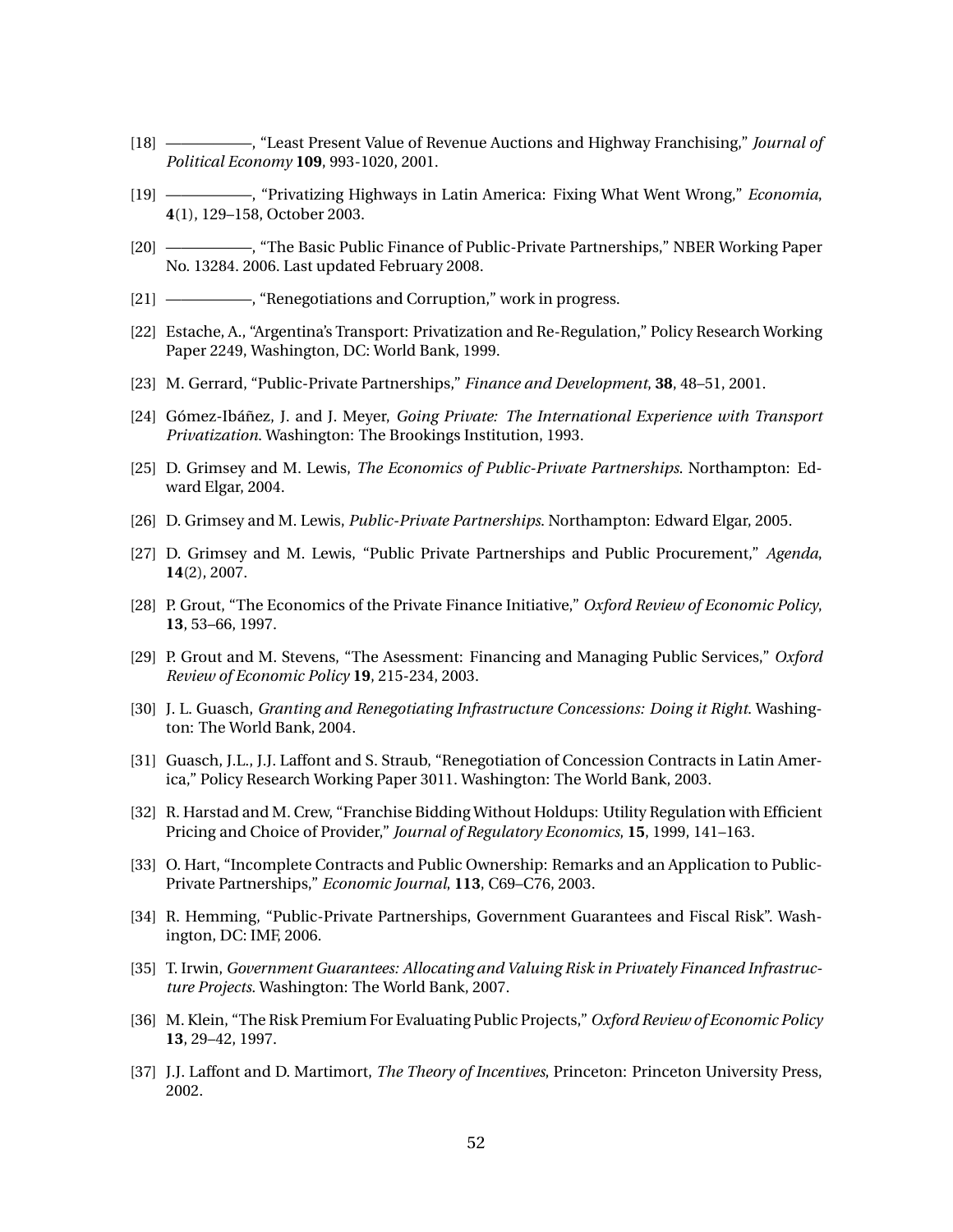[18] ——————, "Least Present Value of Revenue Auctions and Highway Franchising," *Journal of Political Economy* **109**, 993-1020, 2001.

[19] ——————, "Privatizing Highways in Latin America: Fixing What Went Wrong," *Economia*, **4**(1), 129–158, October 2003.

[20] ——————, "The Basic Public Finance of Public-Private Partnerships," NBER Working Paper No. 13284. 2006. Last updated February 2008.

[21] ——————, "Renegotiations and Corruption," work in progress.

[22] Estache, A., "Argentina's Transport: Privatization and Re-Regulation," Policy Research Working Paper 2249, Washington, DC: World Bank, 1999.

[23] M. Gerrard, "Public-Private Partnerships," *Finance and Development*, **38**, 48–51, 2001.

[24] Gómez-Ibáñez, J. and J. Meyer, *Going Private: The International Experience with Transport Privatization*. Washington: The Brookings Institution, 1993.

[25] D. Grimsey and M. Lewis, *The Economics of Public-Private Partnerships*. Northampton: Edward Elgar, 2004.

[26] D. Grimsey and M. Lewis, *Public-Private Partnerships*. Northampton: Edward Elgar, 2005.

[27] D. Grimsey and M. Lewis, "Public Private Partnerships and Public Procurement," *Agenda*, **14**(2), 2007.

[28] P. Grout, "The Economics of the Private Finance Initiative," *Oxford Review of Economic Policy*, **13**, 53–66, 1997.

[29] P. Grout and M. Stevens, "The Asessment: Financing and Managing Public Services," *Oxford Review of Economic Policy* **19**, 215-234, 2003.

[30] J. L. Guasch, *Granting and Renegotiating Infrastructure Concessions: Doing it Right*. Washington: The World Bank, 2004.

[31] Guasch, J.L., J.J. Laffont and S. Straub, "Renegotiation of Concession Contracts in Latin America," Policy Research Working Paper 3011. Washington: The World Bank, 2003.

[32] R. Harstad and M. Crew, "Franchise Bidding Without Holdups: Utility Regulation with Efficient Pricing and Choice of Provider," *Journal of Regulatory Economics*, **15**, 1999, 141–163.

[33] O. Hart, "Incomplete Contracts and Public Ownership: Remarks and an Application to Public-Private Partnerships," *Economic Journal*, **113**, C69–C76, 2003.

[34] R. Hemming, "Public-Private Partnerships, Government Guarantees and Fiscal Risk". Washington, DC: IMF, 2006.

[35] T. Irwin, *Government Guarantees: Allocating and Valuing Risk in Privately Financed Infrastructure Projects*. Washington: The World Bank, 2007.

[36] M. Klein, "The Risk Premium For Evaluating Public Projects," *Oxford Review of Economic Policy* **13**, 29–42, 1997.

[37] J.J. Laffont and D. Martimort, *The Theory of Incentives*, Princeton: Princeton University Press, 2002.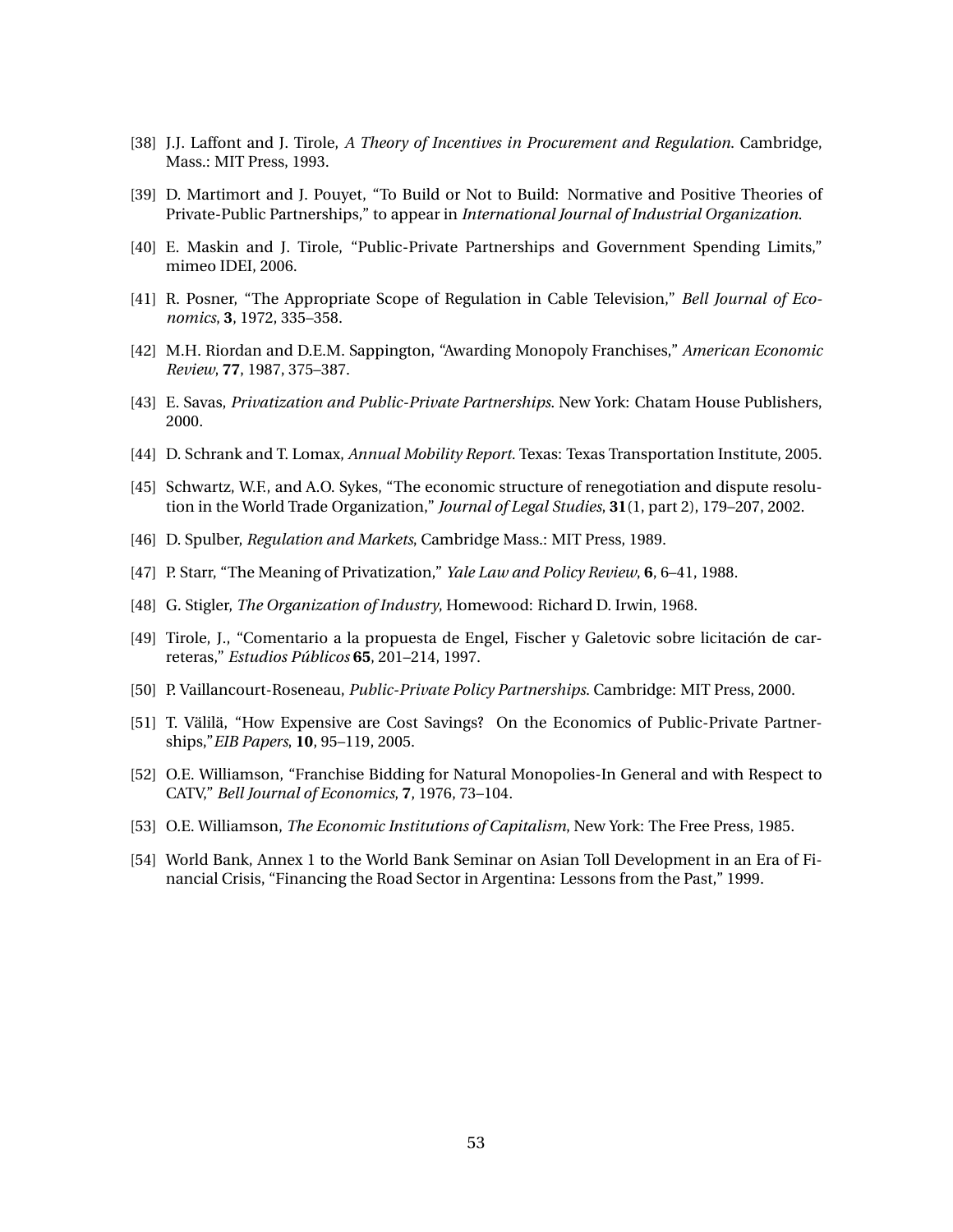[38] J.J. Laffont and J. Tirole, *A Theory of Incentives in Procurement and Regulation.* Cambridge, Mass.: MIT Press, 1993.

[39] D. Martimort and J. Pouyet, "To Build or Not to Build: Normative and Positive Theories of Private-Public Partnerships," to appear in *International Journal of Industrial Organization.*

[40] E. Maskin and J. Tirole, "Public-Private Partnerships and Government Spending Limits," mimeo IDEI, 2006.

[41] R. Posner, "The Appropriate Scope of Regulation in Cable Television," *Bell Journal of Economics*, **3**, 1972, 335–358.

[42] M.H. Riordan and D.E.M. Sappington, "Awarding Monopoly Franchises," *American Economic Review*, **77**, 1987, 375–387.

[43] E. Savas, *Privatization and Public-Private Partnerships.* New York: Chatam House Publishers, 2000.

[44] D. Schrank and T. Lomax, *Annual Mobility Report.* Texas: Texas Transportation Institute, 2005.

[45] Schwartz, W.F., and A.O. Sykes, "The economic structure of renegotiation and dispute resolution in the World Trade Organization," *Journal of Legal Studies*, **31**(1, part 2), 179–207, 2002.

[46] D. Spulber, *Regulation and Markets*, Cambridge Mass.: MIT Press, 1989.

[47] P. Starr, "The Meaning of Privatization," *Yale Law and Policy Review*, **6**, 6–41, 1988.

[48] G. Stigler, *The Organization of Industry*, Homewood: Richard D. Irwin, 1968.

[49] Tirole, J., "Comentario a la propuesta de Engel, Fischer y Galetovic sobre licitación de carreteras," *Estudios Públicos* **65**, 201–214, 1997.

[50] P. Vaillancourt-Roseneau, *Public-Private Policy Partnerships.* Cambridge: MIT Press, 2000.

[51] T. Välilä, "How Expensive are Cost Savings? On the Economics of Public-Private Partnerships,"*EIB Papers*, **10**, 95–119, 2005.

[52] O.E. Williamson, "Franchise Bidding for Natural Monopolies-In General and with Respect to CATV," *Bell Journal of Economics*, **7**, 1976, 73–104.

[53] O.E. Williamson, *The Economic Institutions of Capitalism*, New York: The Free Press, 1985.

[54] World Bank, Annex 1 to the World Bank Seminar on Asian Toll Development in an Era of Financial Crisis, "Financing the Road Sector in Argentina: Lessons from the Past," 1999.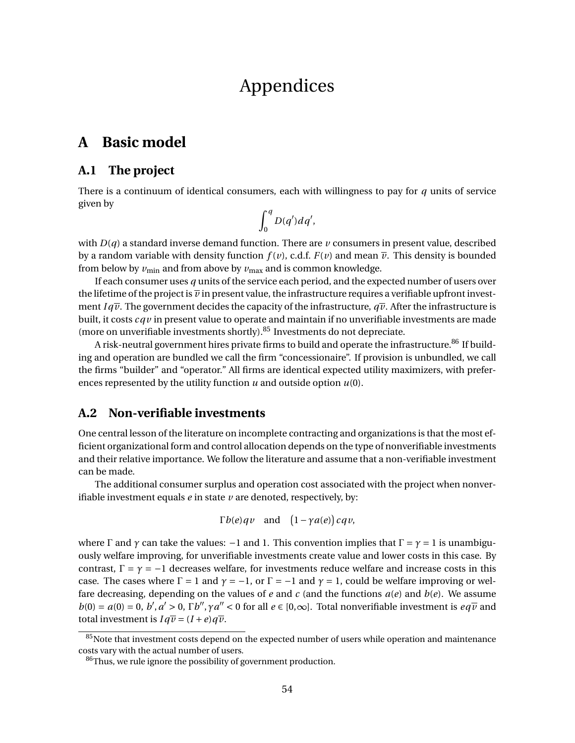# Appendices

## A Basic model

### A.1 The project

There is a continuum of identical consumers, each with willingness to pay for $q$ units of service given by

$$\int_0^q D(q')dq',$$

with $D(q)$ a standard inverse demand function. There are $v$ consumers in present value, described by a random variable with density function $f(v)$, c.d.f. $F(v)$ and mean $\overline{v}$. This density is bounded from below by $v_{\min}$ and from above by $v_{\max}$ and is common knowledge.

If each consumer uses $q$ units of the service each period, and the expected number of users over the lifetime of the project is $\overline{v}$ in present value, the infrastructure requires a verifiable upfront investment $Iq\overline{v}$. The government decides the capacity of the infrastructure, $q\overline{v}$. After the infrastructure is built, it costs $cqv$ in present value to operate and maintain if no unverifiable investments are made (more on unverifiable investments shortly).[85] Investments do not depreciate.

A risk-neutral government hires private firms to build and operate the infrastructure.[86] If building and operation are bundled we call the firm "concessionaire". If provision is unbundled, we call the firms "builder" and "operator." All firms are identical expected utility maximizers, with preferences represented by the utility function $u$ and outside option $u(0)$.

### A.2 Non-verifiable investments

One central lesson of the literature on incomplete contracting and organizations is that the most efficient organizational form and control allocation depends on the type of nonverifiable investments and their relative importance. We follow the literature and assume that a non-verifiable investment can be made.

The additional consumer surplus and operation cost associated with the project when nonverifiable investment equals $e$ in state $v$ are denoted, respectively, by:

$$\Gamma b(e)qv \quad \text{and} \quad \left(1-\gamma a(e)\right)cqv,$$

where $\Gamma$ and $\gamma$ can take the values: $-1$ and 1. This convention implies that $\Gamma = \gamma = 1$ is unambiguously welfare improving, for unverifiable investments create value and lower costs in this case. By contrast, $\Gamma = \gamma = -1$ decreases welfare, for investments reduce welfare and increase costs in this case. The cases where $\Gamma = 1$ and $\gamma = -1$, or $\Gamma = -1$ and $\gamma = 1$, could be welfare improving or welfare decreasing, depending on the values of $e$ and $c$ (and the functions $a(e)$ and $b(e)$. We assume $b(0) = a(0) = 0$, $b', a' > 0$, $\Gamma b'', \gamma a'' < 0$ for all $e \in [0,\infty]$. Total nonverifiable investment is $eq\overline{v}$ and total investment is $Iq\overline{v} = (I+e)q\overline{v}$.

---

[85] Note that investment costs depend on the expected number of users while operation and maintenance costs vary with the actual number of users.

[86] Thus, we rule ignore the possibility of government production.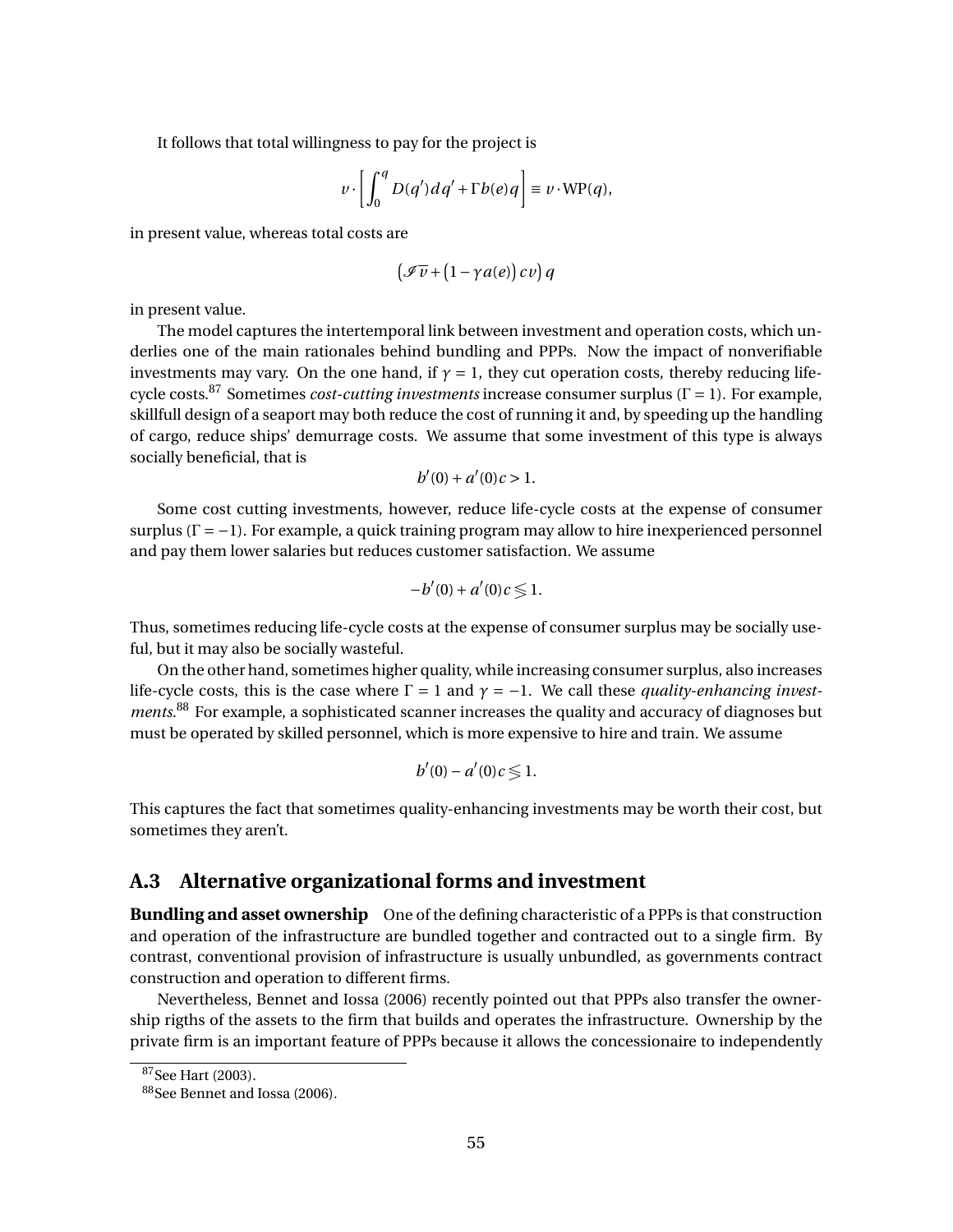It follows that total willingness to pay for the project is

$$v \cdot \left[ \int_0^q D(q')dq' + \Gamma b(e) q \right] \equiv v \cdot \text{WP}(q),$$

in present value, whereas total costs are

$$\left(\mathscr{I}\,\overline{v} + \left(1 - \gamma a(e)\right) c v\right) q$$

in present value.

The model captures the intertemporal link between investment and operation costs, which underlies one of the main rationales behind bundling and PPPs. Now the impact of nonverifiable investments may vary. On the one hand, if $\gamma = 1$, they cut operation costs, thereby reducing life-cycle costs.[87] Sometimes *cost-cutting investments* increase consumer surplus ($\Gamma = 1$). For example, skillfull design of a seaport may both reduce the cost of running it and, by speeding up the handling of cargo, reduce ships' demurrage costs. We assume that some investment of this type is always socially beneficial, that is

$$b'(0) + a'(0)c > 1.$$

Some cost cutting investments, however, reduce life-cycle costs at the expense of consumer surplus ($\Gamma = -1$). For example, a quick training program may allow to hire inexperienced personnel and pay them lower salaries but reduces customer satisfaction. We assume

$$-b'(0) + a'(0)c \lesseqgtr 1.$$

Thus, sometimes reducing life-cycle costs at the expense of consumer surplus may be socially useful, but it may also be socially wasteful.

On the other hand, sometimes higher quality, while increasing consumer surplus, also increases life-cycle costs, this is the case where $\Gamma = 1$ and $\gamma = -1$. We call these *quality-enhancing investments*.[88] For example, a sophisticated scanner increases the quality and accuracy of diagnoses but must be operated by skilled personnel, which is more expensive to hire and train. We assume

$$b'(0) - a'(0)c \lesseqgtr 1.$$

This captures the fact that sometimes quality-enhancing investments may be worth their cost, but sometimes they aren't.

## A.3 Alternative organizational forms and investment

**Bundling and asset ownership** One of the defining characteristic of a PPPs is that construction and operation of the infrastructure are bundled together and contracted out to a single firm. By contrast, conventional provision of infrastructure is usually unbundled, as governments contract construction and operation to different firms.

Nevertheless, Bennet and Iossa (2006) recently pointed out that PPPs also transfer the ownership rigths of the assets to the firm that builds and operates the infrastructure. Ownership by the private firm is an important feature of PPPs because it allows the concessionaire to independently

[87] See Hart (2003).

[88] See Bennet and Iossa (2006).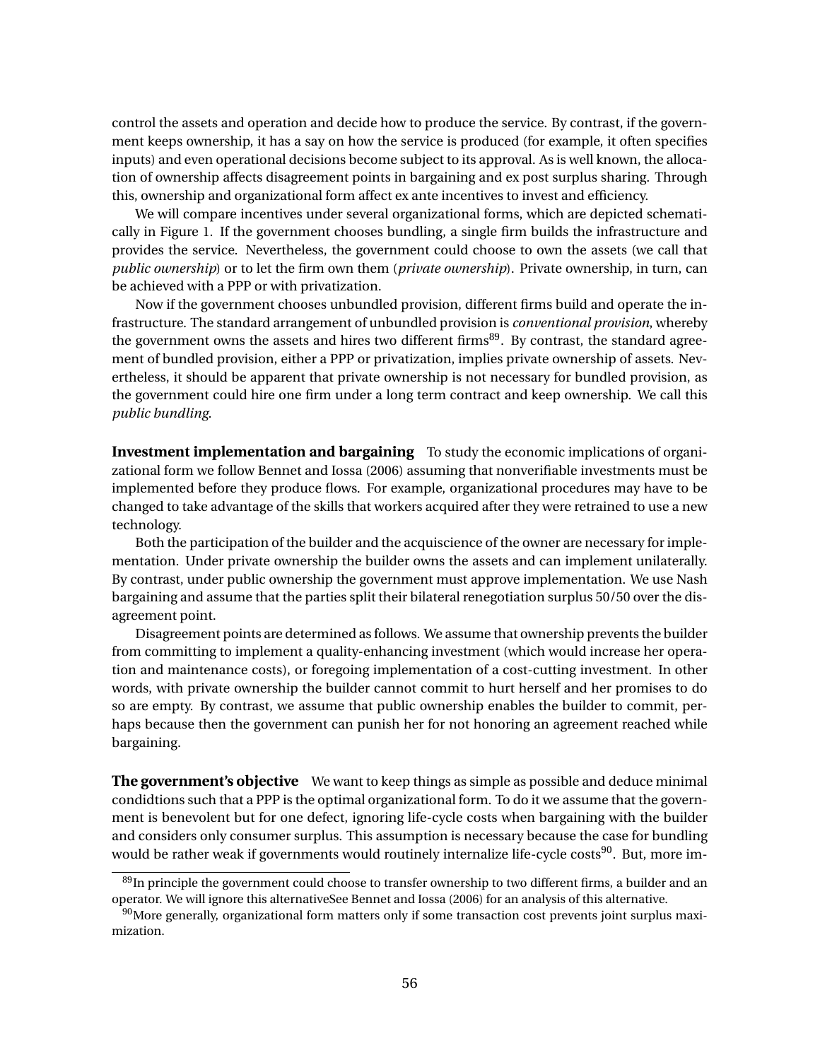control the assets and operation and decide how to produce the service. By contrast, if the government keeps ownership, it has a say on how the service is produced (for example, it often specifies inputs) and even operational decisions become subject to its approval. As is well known, the allocation of ownership affects disagreement points in bargaining and ex post surplus sharing. Through this, ownership and organizational form affect ex ante incentives to invest and efficiency.

We will compare incentives under several organizational forms, which are depicted schematically in Figure 1. If the government chooses bundling, a single firm builds the infrastructure and provides the service. Nevertheless, the government could choose to own the assets (we call that *public ownership*) or to let the firm own them (*private ownership*). Private ownership, in turn, can be achieved with a PPP or with privatization.

Now if the government chooses unbundled provision, different firms build and operate the infrastructure. The standard arrangement of unbundled provision is *conventional provision*, whereby the government owns the assets and hires two different firms[89]. By contrast, the standard agreement of bundled provision, either a PPP or privatization, implies private ownership of assets. Nevertheless, it should be apparent that private ownership is not necessary for bundled provision, as the government could hire one firm under a long term contract and keep ownership. We call this *public bundling*.

**Investment implementation and bargaining** To study the economic implications of organizational form we follow Bennet and Iossa (2006) assuming that nonverifiable investments must be implemented before they produce flows. For example, organizational procedures may have to be changed to take advantage of the skills that workers acquired after they were retrained to use a new technology.

Both the participation of the builder and the acquiscience of the owner are necessary for implementation. Under private ownership the builder owns the assets and can implement unilaterally. By contrast, under public ownership the government must approve implementation. We use Nash bargaining and assume that the parties split their bilateral renegotiation surplus 50/50 over the disagreement point.

Disagreement points are determined as follows. We assume that ownership prevents the builder from committing to implement a quality-enhancing investment (which would increase her operation and maintenance costs), or foregoing implementation of a cost-cutting investment. In other words, with private ownership the builder cannot commit to hurt herself and her promises to do so are empty. By contrast, we assume that public ownership enables the builder to commit, perhaps because then the government can punish her for not honoring an agreement reached while bargaining.

**The government's objective** We want to keep things as simple as possible and deduce minimal condidtions such that a PPP is the optimal organizational form. To do it we assume that the government is benevolent but for one defect, ignoring life-cycle costs when bargaining with the builder and considers only consumer surplus. This assumption is necessary because the case for bundling would be rather weak if governments would routinely internalize life-cycle costs[90]. But, more im-

[89] In principle the government could choose to transfer ownership to two different firms, a builder and an operator. We will ignore this alternativeSee Bennet and Iossa (2006) for an analysis of this alternative.

[90] More generally, organizational form matters only if some transaction cost prevents joint surplus maximization.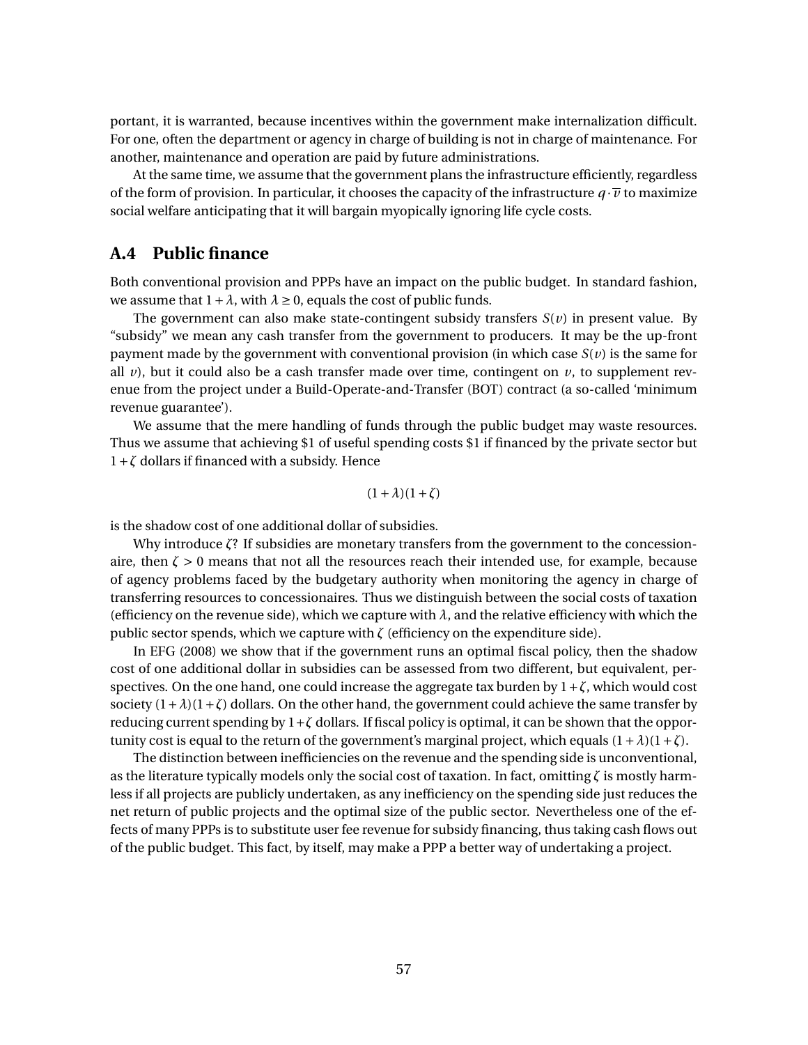portant, it is warranted, because incentives within the government make internalization difficult. For one, often the department or agency in charge of building is not in charge of maintenance. For another, maintenance and operation are paid by future administrations.

At the same time, we assume that the government plans the infrastructure efficiently, regardless of the form of provision. In particular, it chooses the capacity of the infrastructure $q \cdot \overline{v}$ to maximize social welfare anticipating that it will bargain myopically ignoring life cycle costs.

## A.4 Public finance

Both conventional provision and PPPs have an impact on the public budget. In standard fashion, we assume that $1+\lambda$, with $\lambda \geq 0$, equals the cost of public funds.

The government can also make state-contingent subsidy transfers $S(v)$ in present value. By "subsidy" we mean any cash transfer from the government to producers. It may be the up-front payment made by the government with conventional provision (in which case $S(v)$ is the same for all $v$), but it could also be a cash transfer made over time, contingent on $v$, to supplement revenue from the project under a Build-Operate-and-Transfer (BOT) contract (a so-called 'minimum revenue guarantee').

We assume that the mere handling of funds through the public budget may waste resources. Thus we assume that achieving \$1 of useful spending costs \$1 if financed by the private sector but $1+\zeta$ dollars if financed with a subsidy. Hence

$$(1+\lambda)(1+\zeta)$$

is the shadow cost of one additional dollar of subsidies.

Why introduce $\zeta$? If subsidies are monetary transfers from the government to the concessionaire, then $\zeta > 0$ means that not all the resources reach their intended use, for example, because of agency problems faced by the budgetary authority when monitoring the agency in charge of transferring resources to concessionaires. Thus we distinguish between the social costs of taxation (efficiency on the revenue side), which we capture with $\lambda$, and the relative efficiency with which the public sector spends, which we capture with $\zeta$ (efficiency on the expenditure side).

In EFG (2008) we show that if the government runs an optimal fiscal policy, then the shadow cost of one additional dollar in subsidies can be assessed from two different, but equivalent, perspectives. On the one hand, one could increase the aggregate tax burden by $1+\zeta$, which would cost society $(1+\lambda)(1+\zeta)$ dollars. On the other hand, the government could achieve the same transfer by reducing current spending by $1+\zeta$ dollars. If fiscal policy is optimal, it can be shown that the opportunity cost is equal to the return of the government's marginal project, which equals $(1+\lambda)(1+\zeta)$.

The distinction between inefficiencies on the revenue and the spending side is unconventional, as the literature typically models only the social cost of taxation. In fact, omitting $\zeta$ is mostly harmless if all projects are publicly undertaken, as any inefficiency on the spending side just reduces the net return of public projects and the optimal size of the public sector. Nevertheless one of the effects of many PPPs is to substitute user fee revenue for subsidy financing, thus taking cash flows out of the public budget. This fact, by itself, may make a PPP a better way of undertaking a project.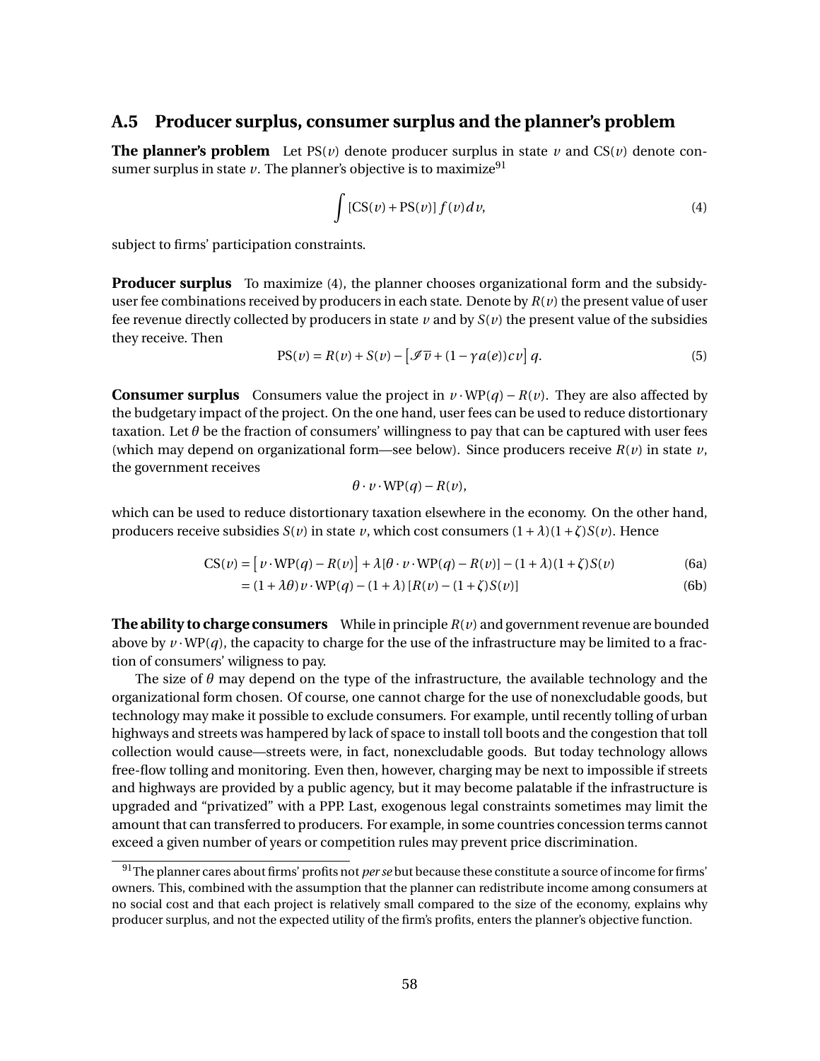## A.5 Producer surplus, consumer surplus and the planner's problem

**The planner's problem** Let $\text{PS}(v)$ denote producer surplus in state $v$ and $\text{CS}(v)$ denote consumer surplus in state $v$. The planner's objective is to maximize[91]

$$\int [\text{CS}(v) + \text{PS}(v)] f(v) dv, \tag{4}$$

subject to firms' participation constraints.

**Producer surplus** To maximize (4), the planner chooses organizational form and the subsidy-user fee combinations received by producers in each state. Denote by $R(v)$ the present value of user fee revenue directly collected by producers in state $v$ and by $S(v)$ the present value of the subsidies they receive. Then

$$\text{PS}(v) = R(v) + S(v) - \left[\mathscr{I}\,\overline{v} + (1 - \gamma a(e))cv\right] q. \tag{5}$$

**Consumer surplus** Consumers value the project in $v \cdot \text{WP}(q) - R(v)$. They are also affected by the budgetary impact of the project. On the one hand, user fees can be used to reduce distortionary taxation. Let $\theta$ be the fraction of consumers' willingness to pay that can be captured with user fees (which may depend on organizational form—see below). Since producers receive $R(v)$ in state $v$, the government receives

$$\theta \cdot v \cdot \text{WP}(q) - R(v),$$

which can be used to reduce distortionary taxation elsewhere in the economy. On the other hand, producers receive subsidies $S(v)$ in state $v$, which cost consumers $(1+\lambda)(1+\zeta)S(v)$. Hence

$$\text{CS}(v) = \left[v \cdot \text{WP}(q) - R(v)\right] + \lambda[\theta \cdot v \cdot \text{WP}(q) - R(v)] - (1+\lambda)(1+\zeta)S(v) \tag{6a}$$

$$= (1+\lambda\theta)\, v \cdot \text{WP}(q) - (1+\lambda)\left[R(v) - (1+\zeta)S(v)\right] \tag{6b}$$

**The ability to charge consumers** While in principle $R(v)$ and government revenue are bounded above by $v \cdot \text{WP}(q)$, the capacity to charge for the use of the infrastructure may be limited to a fraction of consumers' wiligness to pay.

The size of $\theta$ may depend on the type of the infrastructure, the available technology and the organizational form chosen. Of course, one cannot charge for the use of nonexcludable goods, but technology may make it possible to exclude consumers. For example, until recently tolling of urban highways and streets was hampered by lack of space to install toll boots and the congestion that toll collection would cause—streets were, in fact, nonexcludable goods. But today technology allows free-flow tolling and monitoring. Even then, however, charging may be next to impossible if streets and highways are provided by a public agency, but it may become palatable if the infrastructure is upgraded and "privatized" with a PPP. Last, exogenous legal constraints sometimes may limit the amount that can transferred to producers. For example, in some countries concession terms cannot exceed a given number of years or competition rules may prevent price discrimination.

---

[91] The planner cares about firms' profits not *per se* but because these constitute a source of income for firms' owners. This, combined with the assumption that the planner can redistribute income among consumers at no social cost and that each project is relatively small compared to the size of the economy, explains why producer surplus, and not the expected utility of the firm's profits, enters the planner's objective function.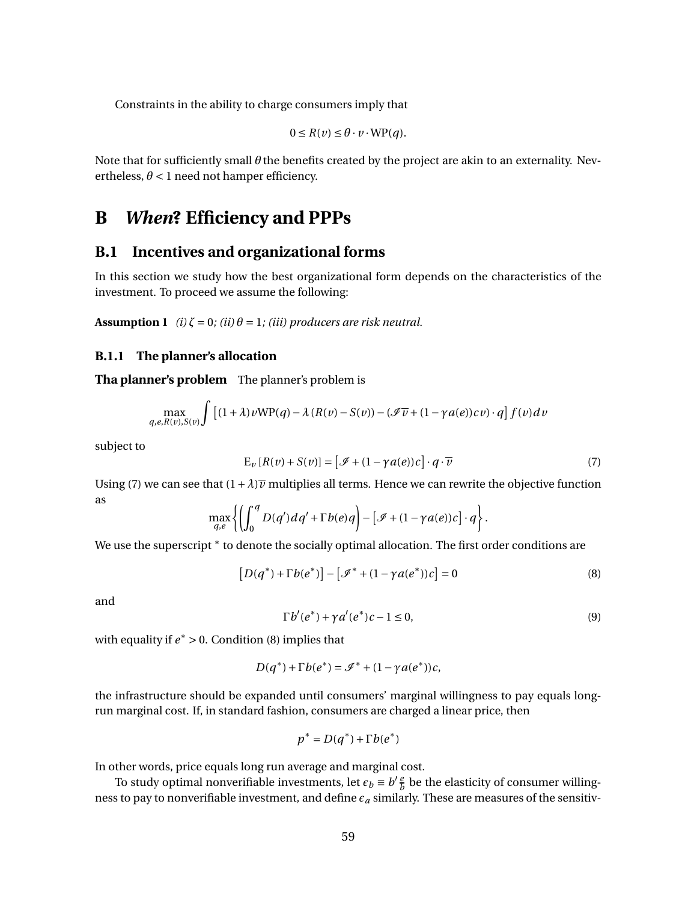Constraints in the ability to charge consumers imply that

$$0 \leq R(v) \leq \theta \cdot v \cdot \mathrm{WP}(q).$$

Note that for sufficiently small $\theta$ the benefits created by the project are akin to an externality. Nevertheless, $\theta < 1$ need not hamper efficiency.

# B *When*? Efficiency and PPPs

## B.1 Incentives and organizational forms

In this section we study how the best organizational form depends on the characteristics of the investment. To proceed we assume the following:

**Assumption 1** *(i) $\zeta = 0$; (ii) $\theta = 1$; (iii) producers are risk neutral.*

### B.1.1 The planner's allocation

**Tha planner's problem** The planner's problem is

$$\max_{q,e,R(v),S(v)} \int \left[ (1+\lambda) v \mathrm{WP}(q) - \lambda \left( R(v) - S(v) \right) - \left( \mathscr{I} \overline{v} + (1 - \gamma a(e)) c v \right) \cdot q \right] f(v) dv$$

subject to

$$\mathrm{E}_v \left[ R(v) + S(v) \right] = \left[ \mathscr{I} + (1 - \gamma a(e)) c \right] \cdot q \cdot \overline{v} \tag{7}$$

Using (7) we can see that $(1+\lambda)\overline{v}$ multiplies all terms. Hence we can rewrite the objective function as

$$\max_{q,e} \left\{ \left( \int_0^q D(q') dq' + \Gamma b(e) q \right) - \left[ \mathscr{I} + (1 - \gamma a(e)) c \right] \cdot q \right\}.$$

We use the superscript $^*$ to denote the socially optimal allocation. The first order conditions are

$$\left[ D(q^*) + \Gamma b(e^*) \right] - \left[ \mathscr{I}^* + (1 - \gamma a(e^*)) c \right] = 0 \tag{8}$$

and

$$\Gamma b'(e^*) + \gamma a'(e^*) c - 1 \leq 0, \tag{9}$$

with equality if $e^* > 0$. Condition (8) implies that

$$D(q^*) + \Gamma b(e^*) = \mathscr{I}^* + (1 - \gamma a(e^*)) c,$$

the infrastructure should be expanded until consumers' marginal willingness to pay equals long-run marginal cost. If, in standard fashion, consumers are charged a linear price, then

$$p^* = D(q^*) + \Gamma b(e^*)$$

In other words, price equals long run average and marginal cost.

To study optimal nonverifiable investments, let $\epsilon_b \equiv b' \frac{e}{b}$ be the elasticity of consumer willingness to pay to nonverifiable investment, and define $\epsilon_a$ similarly. These are measures of the sensitiv-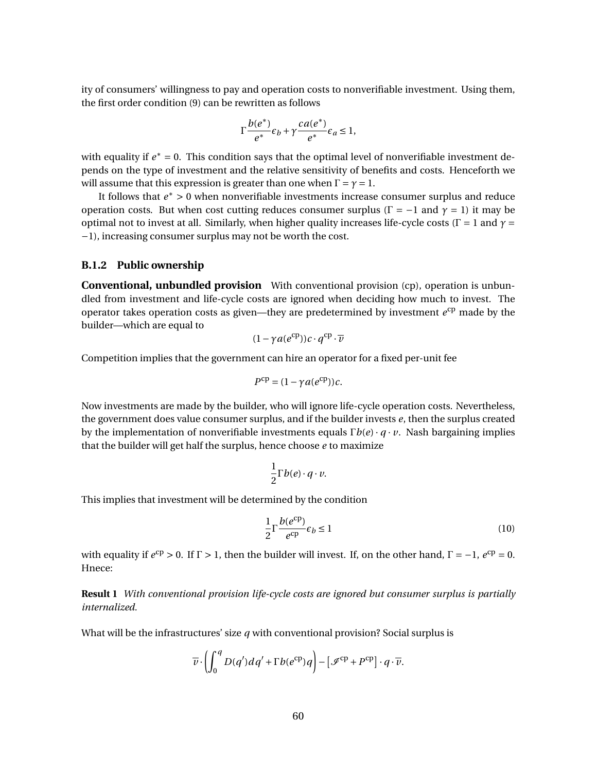ity of consumers' willingness to pay and operation costs to nonverifiable investment. Using them, the first order condition (9) can be rewritten as follows

$$\Gamma \frac{b(e^*)}{e^*}\epsilon_b + \gamma \frac{ca(e^*)}{e^*}\epsilon_a \leq 1,$$

with equality if $e^* = 0$. This condition says that the optimal level of nonverifiable investment depends on the type of investment and the relative sensitivity of benefits and costs. Henceforth we will assume that this expression is greater than one when $\Gamma = \gamma = 1$.

It follows that $e^* > 0$ when nonverifiable investments increase consumer surplus and reduce operation costs. But when cost cutting reduces consumer surplus ($\Gamma = -1$ and $\gamma = 1$) it may be optimal not to invest at all. Similarly, when higher quality increases life-cycle costs ($\Gamma = 1$ and $\gamma = -1$), increasing consumer surplus may not be worth the cost.

### B.1.2 Public ownership

**Conventional, unbundled provision** With conventional provision (cp), operation is unbundled from investment and life-cycle costs are ignored when deciding how much to invest. The operator takes operation costs as given—they are predetermined by investment $e^{\text{cp}}$ made by the builder—which are equal to

$$(1-\gamma a(e^{\text{cp}}))c \cdot q^{\text{cp}} \cdot \overline{v}$$

Competition implies that the government can hire an operator for a fixed per-unit fee

$$P^{\text{cp}} = (1-\gamma a(e^{\text{cp}}))c.$$

Now investments are made by the builder, who will ignore life-cycle operation costs. Nevertheless, the government does value consumer surplus, and if the builder invests $e$, then the surplus created by the implementation of nonverifiable investments equals $\Gamma b(e) \cdot q \cdot v$. Nash bargaining implies that the builder will get half the surplus, hence choose $e$ to maximize

$$\frac{1}{2}\Gamma b(e) \cdot q \cdot v.$$

This implies that investment will be determined by the condition

$$\frac{1}{2}\Gamma \frac{b(e^{\text{cp}})}{e^{\text{cp}}}\epsilon_b \leq 1 \tag{10}$$

with equality if $e^{\text{cp}} > 0$. If $\Gamma > 1$, then the builder will invest. If, on the other hand, $\Gamma = -1$, $e^{\text{cp}} = 0$. Hnece:

**Result 1** *With conventional provision life-cycle costs are ignored but consumer surplus is partially internalized.*

What will be the infrastructures' size $q$ with conventional provision? Social surplus is

$$\overline{v} \cdot \left( \int_0^q D(q')dq' + \Gamma b(e^{\text{cp}})q \right) - \left[ \mathscr{I}^{\text{cp}} + P^{\text{cp}} \right] \cdot q \cdot \overline{v}.$$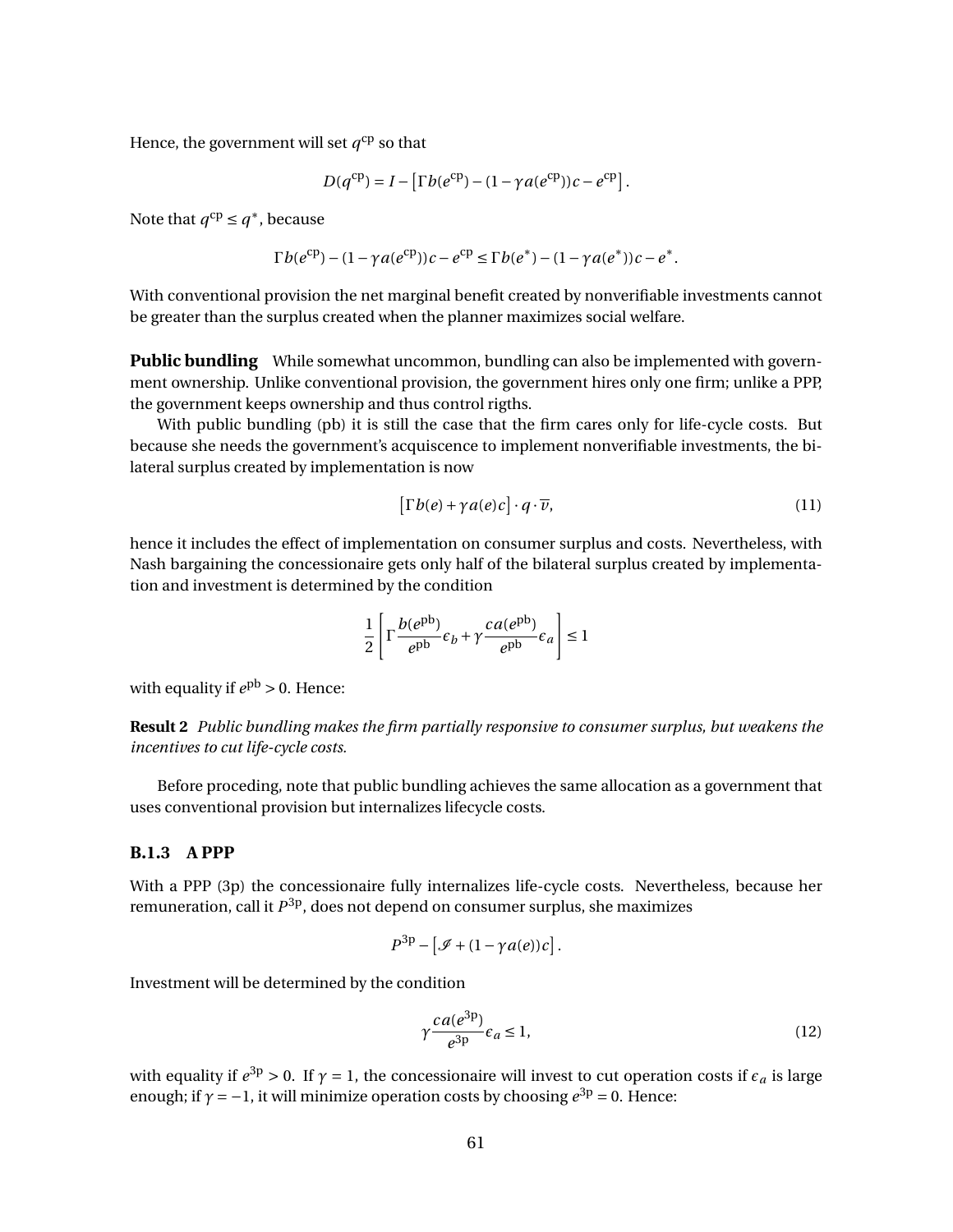Hence, the government will set $q^{\text{cp}}$ so that

$$D(q^{\text{cp}}) = I - \left[\Gamma b(e^{\text{cp}}) - (1 - \gamma a(e^{\text{cp}}))c - e^{\text{cp}}\right].$$

Note that $q^{\text{cp}} \leq q^*$, because

$$\Gamma b(e^{\text{cp}}) - (1 - \gamma a(e^{\text{cp}}))c - e^{\text{cp}} \leq \Gamma b(e^*) - (1 - \gamma a(e^*))c - e^*.$$

With conventional provision the net marginal benefit created by nonverifiable investments cannot be greater than the surplus created when the planner maximizes social welfare.

**Public bundling** While somewhat uncommon, bundling can also be implemented with government ownership. Unlike conventional provision, the government hires only one firm; unlike a PPP, the government keeps ownership and thus control rigths.

With public bundling (pb) it is still the case that the firm cares only for life-cycle costs. But because she needs the government's acquiscence to implement nonverifiable investments, the bilateral surplus created by implementation is now

$$\left[\Gamma b(e) + \gamma a(e) c\right] \cdot q \cdot \overline{v}, \tag{11}$$

hence it includes the effect of implementation on consumer surplus and costs. Nevertheless, with Nash bargaining the concessionaire gets only half of the bilateral surplus created by implementation and investment is determined by the condition

$$\frac{1}{2}\left[\Gamma \frac{b(e^{\text{pb}})}{e^{\text{pb}}} \epsilon_b + \gamma \frac{c a(e^{\text{pb}})}{e^{\text{pb}}} \epsilon_a\right] \leq 1$$

with equality if $e^{\text{pb}} > 0$. Hence:

**Result 2** *Public bundling makes the firm partially responsive to consumer surplus, but weakens the incentives to cut life-cycle costs.*

Before proceding, note that public bundling achieves the same allocation as a government that uses conventional provision but internalizes lifecycle costs.

### B.1.3 A PPP

With a PPP (3p) the concessionaire fully internalizes life-cycle costs. Nevertheless, because her remuneration, call it $P^{3\text{p}}$, does not depend on consumer surplus, she maximizes

$$P^{3\text{p}} - \left[\mathscr{I} + (1 - \gamma a(e))c\right].$$

Investment will be determined by the condition

$$\gamma \frac{c a(e^{3\text{p}})}{e^{3\text{p}}} \epsilon_a \leq 1, \tag{12}$$

with equality if $e^{3\text{p}} > 0$. If $\gamma = 1$, the concessionaire will invest to cut operation costs if $\epsilon_a$ is large enough; if $\gamma = -1$, it will minimize operation costs by choosing $e^{3\text{p}} = 0$. Hence: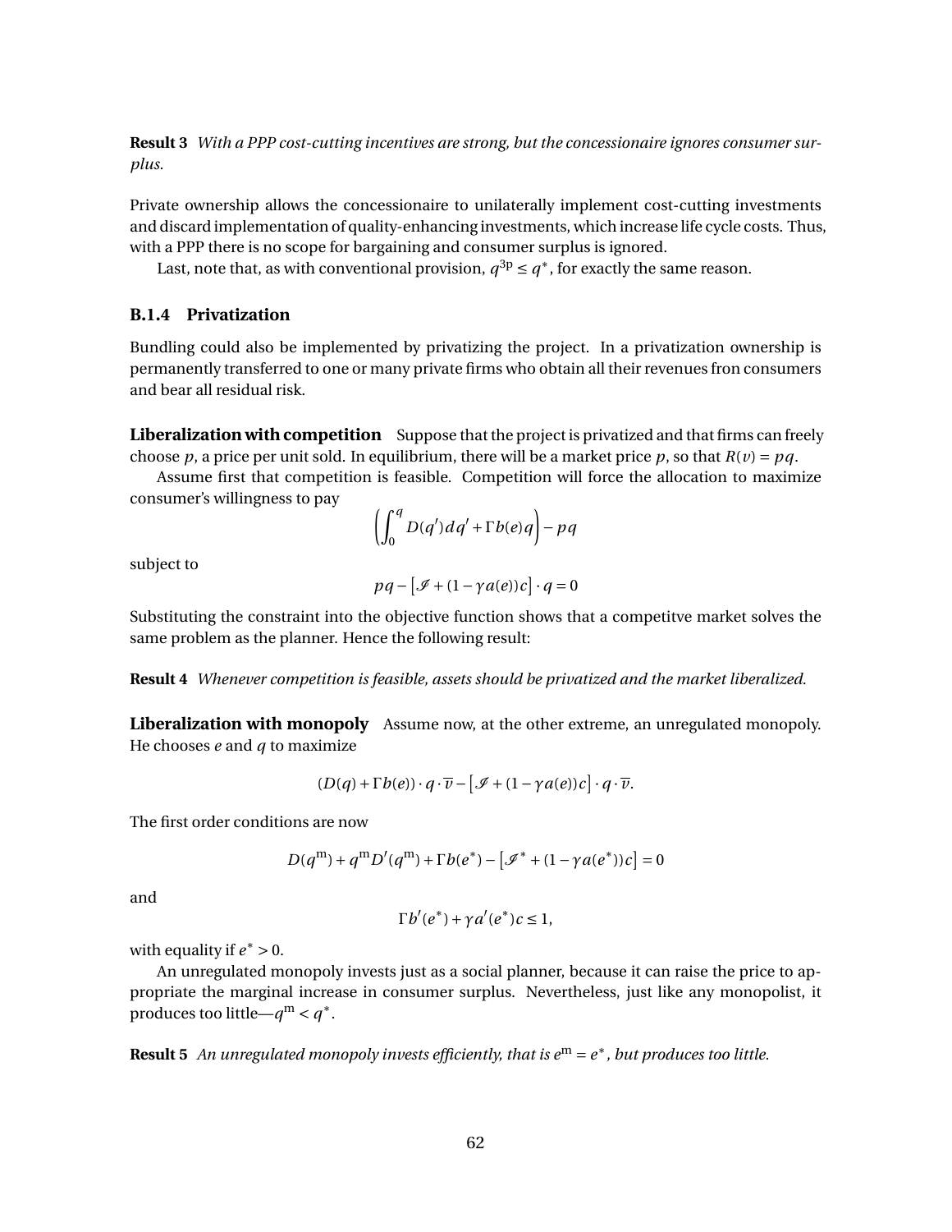**Result 3** *With a PPP cost-cutting incentives are strong, but the concessionaire ignores consumer surplus.*

Private ownership allows the concessionaire to unilaterally implement cost-cutting investments and discard implementation of quality-enhancing investments, which increase life cycle costs. Thus, with a PPP there is no scope for bargaining and consumer surplus is ignored.

Last, note that, as with conventional provision, $q^{3p} \leq q^*$, for exactly the same reason.

### B.1.4 Privatization

Bundling could also be implemented by privatizing the project. In a privatization ownership is permanently transferred to one or many private firms who obtain all their revenues fron consumers and bear all residual risk.

**Liberalization with competition** Suppose that the project is privatized and that firms can freely choose $p$, a price per unit sold. In equilibrium, there will be a market price $p$, so that $R(v) = pq$.

Assume first that competition is feasible. Competition will force the allocation to maximize consumer's willingness to pay

$$\left(\int_0^q D(q')dq' + \Gamma b(e)q\right) - pq$$

subject to

$$pq - \left[\mathscr{I} + (1-\gamma a(e))c\right] \cdot q = 0$$

Substituting the constraint into the objective function shows that a competitve market solves the same problem as the planner. Hence the following result:

**Result 4** *Whenever competition is feasible, assets should be privatized and the market liberalized.*

**Liberalization with monopoly** Assume now, at the other extreme, an unregulated monopoly. He chooses $e$ and $q$ to maximize

$$(D(q) + \Gamma b(e)) \cdot q \cdot \overline{v} - \left[\mathscr{I} + (1-\gamma a(e))c\right] \cdot q \cdot \overline{v}.$$

The first order conditions are now

$$D(q^{\text{m}}) + q^{\text{m}} D'(q^{\text{m}}) + \Gamma b(e^*) - \left[\mathscr{I}^* + (1-\gamma a(e^*))c\right] = 0$$

and

$$\Gamma b'(e^*) + \gamma a'(e^*)c \leq 1,$$

with equality if $e^* > 0$.

An unregulated monopoly invests just as a social planner, because it can raise the price to appropriate the marginal increase in consumer surplus. Nevertheless, just like any monopolist, it produces too little—$q^{\text{m}} < q^*$.

**Result 5** *An unregulated monopoly invests efficiently, that is $e^{\text{m}} = e^*$, but produces too little.*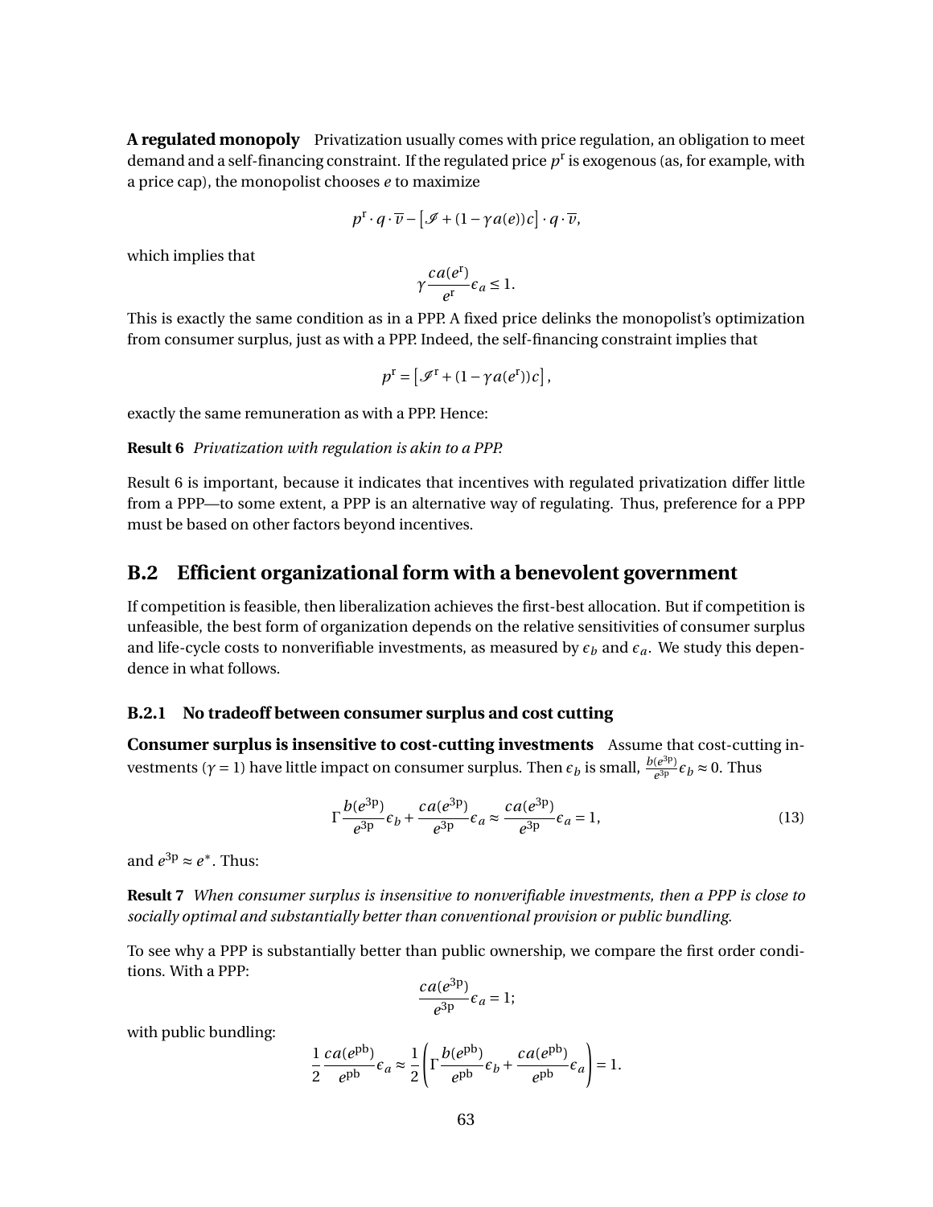**A regulated monopoly** Privatization usually comes with price regulation, an obligation to meet demand and a self-financing constraint. If the regulated price $p^{\mathrm{r}}$ is exogenous (as, for example, with a price cap), the monopolist chooses $e$ to maximize

$$p^{\mathrm{r}} \cdot q \cdot \overline{v} - \left[\mathscr{I} + (1-\gamma a(e))c\right] \cdot q \cdot \overline{v},$$

which implies that

$$\gamma \frac{ca(e^{\mathrm{r}})}{e^{\mathrm{r}}} \epsilon_a \leq 1.$$

This is exactly the same condition as in a PPP. A fixed price delinks the monopolist's optimization from consumer surplus, just as with a PPP. Indeed, the self-financing constraint implies that

$$p^{\mathrm{r}} = \left[\mathscr{I}^{\mathrm{r}} + (1-\gamma a(e^{\mathrm{r}}))c\right],$$

exactly the same remuneration as with a PPP. Hence:

**Result 6** *Privatization with regulation is akin to a PPP.*

Result 6 is important, because it indicates that incentives with regulated privatization differ little from a PPP—to some extent, a PPP is an alternative way of regulating. Thus, preference for a PPP must be based on other factors beyond incentives.

## B.2 Efficient organizational form with a benevolent government

If competition is feasible, then liberalization achieves the first-best allocation. But if competition is unfeasible, the best form of organization depends on the relative sensitivities of consumer surplus and life-cycle costs to nonverifiable investments, as measured by $\epsilon_b$ and $\epsilon_a$. We study this dependence in what follows.

### B.2.1 No tradeoff between consumer surplus and cost cutting

**Consumer surplus is insensitive to cost-cutting investments** Assume that cost-cutting investments ($\gamma = 1$) have little impact on consumer surplus. Then $\epsilon_b$ is small, $\frac{b(e^{3\mathrm{p}})}{e^{3\mathrm{p}}}\epsilon_b \approx 0$. Thus

$$\Gamma \frac{b(e^{3\mathrm{p}})}{e^{3\mathrm{p}}}\epsilon_b + \frac{ca(e^{3\mathrm{p}})}{e^{3\mathrm{p}}}\epsilon_a \approx \frac{ca(e^{3\mathrm{p}})}{e^{3\mathrm{p}}}\epsilon_a = 1, \tag{13}$$

and $e^{3\mathrm{p}} \approx e^*$. Thus:

**Result 7** *When consumer surplus is insensitive to nonverifiable investments, then a PPP is close to socially optimal and substantially better than conventional provision or public bundling.*

To see why a PPP is substantially better than public ownership, we compare the first order conditions. With a PPP:

$$\frac{ca(e^{3\mathrm{p}})}{e^{3\mathrm{p}}}\epsilon_a = 1;$$

with public bundling:

$$\frac{1}{2}\frac{ca(e^{\mathrm{pb}})}{e^{\mathrm{pb}}}\epsilon_a \approx \frac{1}{2}\left(\Gamma \frac{b(e^{\mathrm{pb}})}{e^{\mathrm{pb}}}\epsilon_b + \frac{ca(e^{\mathrm{pb}})}{e^{\mathrm{pb}}}\epsilon_a\right) = 1.$$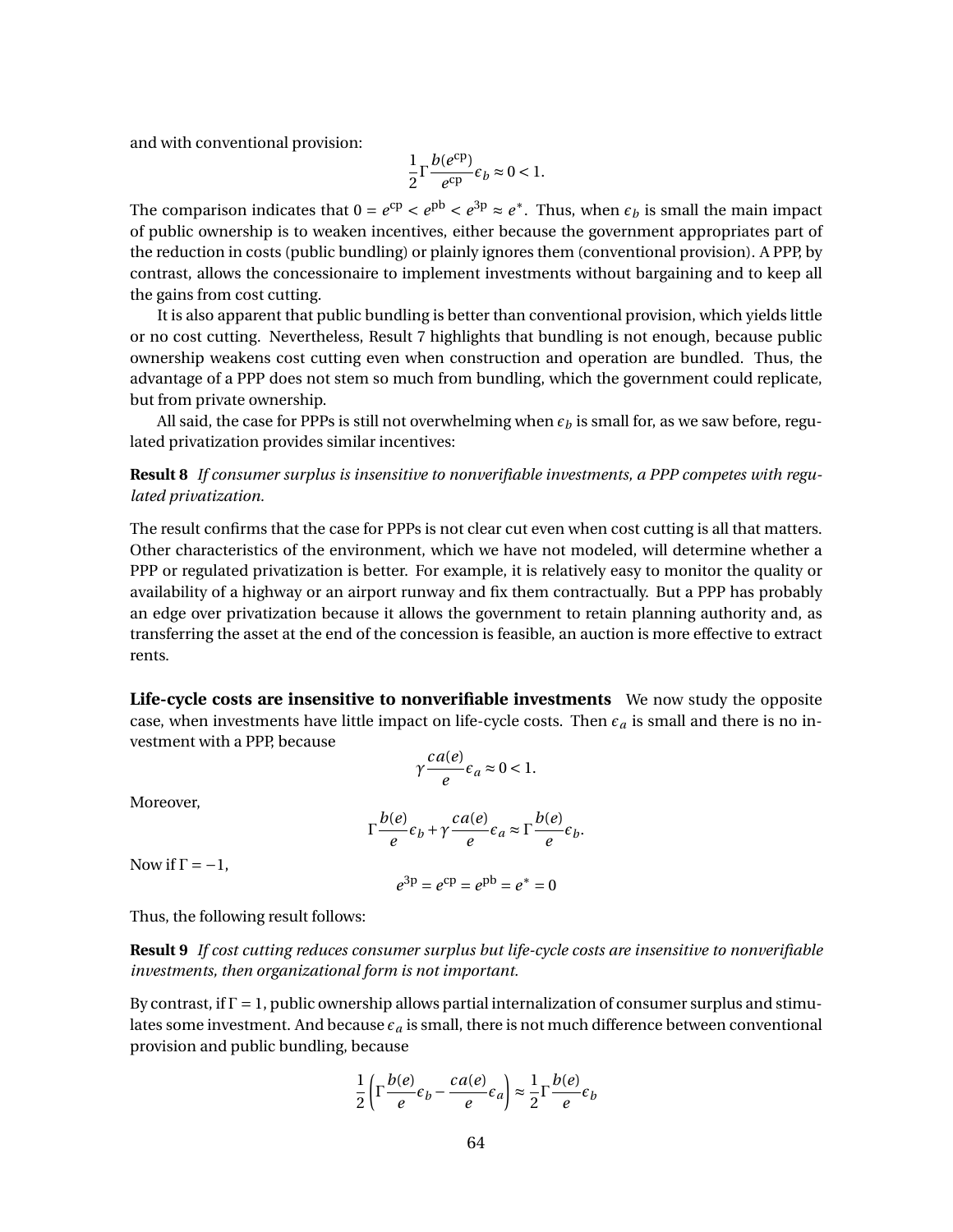and with conventional provision:

$$\frac{1}{2}\Gamma\frac{b(e^{\text{cp}})}{e^{\text{cp}}}\epsilon_b \approx 0 < 1.$$

The comparison indicates that $0 = e^{\text{cp}} < e^{\text{pb}} < e^{3\text{p}} \approx e^*$. Thus, when $\epsilon_b$ is small the main impact of public ownership is to weaken incentives, either because the government appropriates part of the reduction in costs (public bundling) or plainly ignores them (conventional provision). A PPP, by contrast, allows the concessionaire to implement investments without bargaining and to keep all the gains from cost cutting.

It is also apparent that public bundling is better than conventional provision, which yields little or no cost cutting. Nevertheless, Result 7 highlights that bundling is not enough, because public ownership weakens cost cutting even when construction and operation are bundled. Thus, the advantage of a PPP does not stem so much from bundling, which the government could replicate, but from private ownership.

All said, the case for PPPs is still not overwhelming when $\epsilon_b$ is small for, as we saw before, regulated privatization provides similar incentives:

**Result 8** *If consumer surplus is insensitive to nonverifiable investments, a PPP competes with regulated privatization.*

The result confirms that the case for PPPs is not clear cut even when cost cutting is all that matters. Other characteristics of the environment, which we have not modeled, will determine whether a PPP or regulated privatization is better. For example, it is relatively easy to monitor the quality or availability of a highway or an airport runway and fix them contractually. But a PPP has probably an edge over privatization because it allows the government to retain planning authority and, as transferring the asset at the end of the concession is feasible, an auction is more effective to extract rents.

**Life-cycle costs are insensitive to nonverifiable investments** We now study the opposite case, when investments have little impact on life-cycle costs. Then $\epsilon_a$ is small and there is no investment with a PPP, because

$$\gamma\frac{ca(e)}{e}\epsilon_a \approx 0 < 1.$$

Moreover,

$$\Gamma\frac{b(e)}{e}\epsilon_b + \gamma\frac{ca(e)}{e}\epsilon_a \approx \Gamma\frac{b(e)}{e}\epsilon_b.$$

Now if $\Gamma = -1$,

$$e^{3\text{p}} = e^{\text{cp}} = e^{\text{pb}} = e^* = 0$$

Thus, the following result follows:

**Result 9** *If cost cutting reduces consumer surplus but life-cycle costs are insensitive to nonverifiable investments, then organizational form is not important.*

By contrast, if $\Gamma = 1$, public ownership allows partial internalization of consumer surplus and stimulates some investment. And because $\epsilon_a$ is small, there is not much difference between conventional provision and public bundling, because

$$\frac{1}{2}\left(\Gamma\frac{b(e)}{e}\epsilon_b - \frac{ca(e)}{e}\epsilon_a\right) \approx \frac{1}{2}\Gamma\frac{b(e)}{e}\epsilon_b$$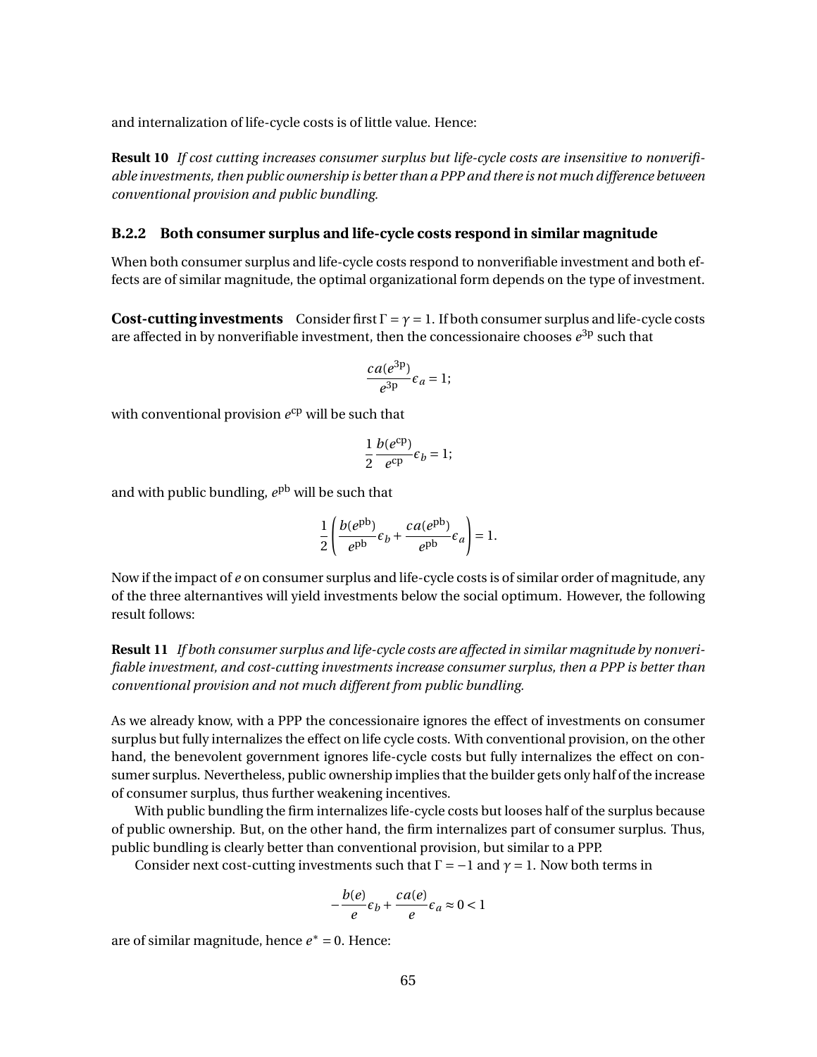and internalization of life-cycle costs is of little value. Hence:

**Result 10** *If cost cutting increases consumer surplus but life-cycle costs are insensitive to nonverifiable investments, then public ownership is better than a PPP and there is not much difference between conventional provision and public bundling.*

### B.2.2 Both consumer surplus and life-cycle costs respond in similar magnitude

When both consumer surplus and life-cycle costs respond to nonverifiable investment and both effects are of similar magnitude, the optimal organizational form depends on the type of investment.

**Cost-cutting investments** Consider first $\Gamma = \gamma = 1$. If both consumer surplus and life-cycle costs are affected in by nonverifiable investment, then the concessionaire chooses $e^{3p}$ such that

$$\frac{ca(e^{3p})}{e^{3p}}\epsilon_a = 1;$$

with conventional provision $e^{cp}$ will be such that

$$\frac{1}{2}\frac{b(e^{cp})}{e^{cp}}\epsilon_b = 1;$$

and with public bundling, $e^{pb}$ will be such that

$$\frac{1}{2}\left(\frac{b(e^{pb})}{e^{pb}}\epsilon_b + \frac{ca(e^{pb})}{e^{pb}}\epsilon_a\right) = 1.$$

Now if the impact of $e$ on consumer surplus and life-cycle costs is of similar order of magnitude, any of the three alternanntives will yield investments below the social optimum. However, the following result follows:

**Result 11** *If both consumer surplus and life-cycle costs are affected in similar magnitude by nonverifiable investment, and cost-cutting investments increase consumer surplus, then a PPP is better than conventional provision and not much different from public bundling.*

As we already know, with a PPP the concessionaire ignores the effect of investments on consumer surplus but fully internalizes the effect on life cycle costs. With conventional provision, on the other hand, the benevolent government ignores life-cycle costs but fully internalizes the effect on consumer surplus. Nevertheless, public ownership implies that the builder gets only half of the increase of consumer surplus, thus further weakening incentives.

With public bundling the firm internalizes life-cycle costs but looses half of the surplus because of public ownership. But, on the other hand, the firm internalizes part of consumer surplus. Thus, public bundling is clearly better than conventional provision, but similar to a PPP.

Consider next cost-cutting investments such that $\Gamma = -1$ and $\gamma = 1$. Now both terms in

$$-\frac{b(e)}{e}\epsilon_b + \frac{ca(e)}{e}\epsilon_a \approx 0 < 1$$

are of similar magnitude, hence $e^* = 0$. Hence: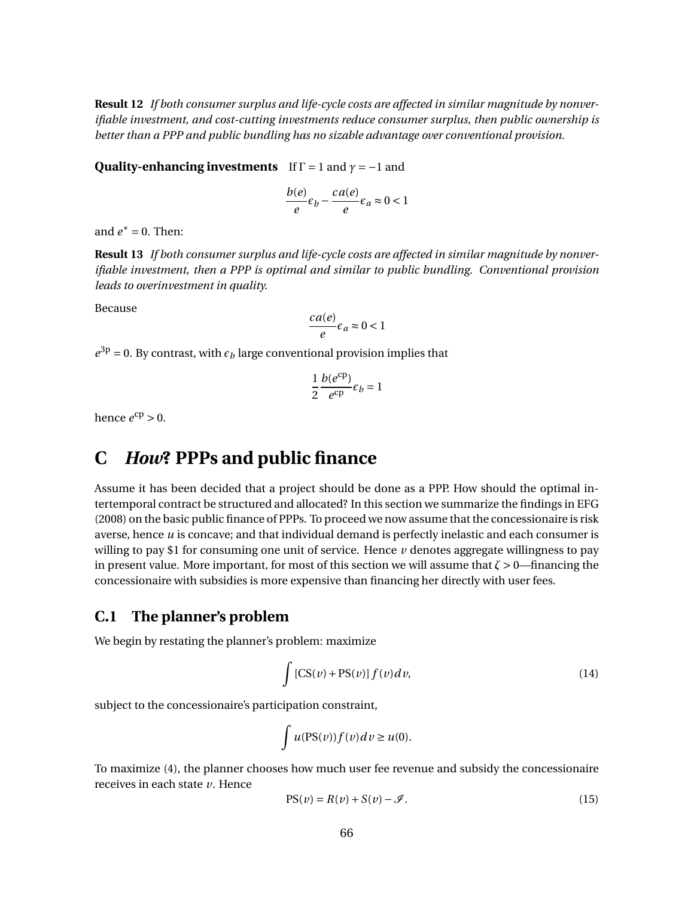**Result 12** *If both consumer surplus and life-cycle costs are affected in similar magnitude by nonverifiable investment, and cost-cutting investments reduce consumer surplus, then public ownership is better than a PPP and public bundling has no sizable advantage over conventional provision.*

**Quality-enhancing investments** If $\Gamma = 1$ and $\gamma = -1$ and

$$\frac{b(e)}{e}\epsilon_b - \frac{ca(e)}{e}\epsilon_a \approx 0 < 1$$

and $e^* = 0$. Then:

**Result 13** *If both consumer surplus and life-cycle costs are affected in similar magnitude by nonverifiable investment, then a PPP is optimal and similar to public bundling. Conventional provision leads to overinvestment in quality.*

Because

$$\frac{ca(e)}{e}\epsilon_a \approx 0 < 1$$

$e^{3\text{p}} = 0$. By contrast, with $\epsilon_b$ large conventional provision implies that

$$\frac{1}{2}\frac{b(e^{\text{cp}})}{e^{\text{cp}}}\epsilon_b = 1$$

hence $e^{\text{cp}} > 0$.

# C *How*? PPPs and public finance

Assume it has been decided that a project should be done as a PPP. How should the optimal intertemporal contract be structured and allocated? In this section we summarize the findings in EFG (2008) on the basic public finance of PPPs. To proceed we now assume that the concessionaire is risk averse, hence $u$ is concave; and that individual demand is perfectly inelastic and each consumer is willing to pay \$1 for consuming one unit of service. Hence $v$ denotes aggregate willingness to pay in present value. More important, for most of this section we will assume that $\zeta > 0$—financing the concessionaire with subsidies is more expensive than financing her directly with user fees.

## C.1 The planner's problem

We begin by restating the planner's problem: maximize

$$\int [\text{CS}(v) + \text{PS}(v)]\, f(v)\, dv, \tag{14}$$

subject to the concessionaire's participation constraint,

$$\int u(\text{PS}(v)) f(v)\, dv \geq u(0).$$

To maximize (4), the planner chooses how much user fee revenue and subsidy the concessionaire receives in each state $v$. Hence

$$\text{PS}(v) = R(v) + S(v) - \mathscr{I}. \tag{15}$$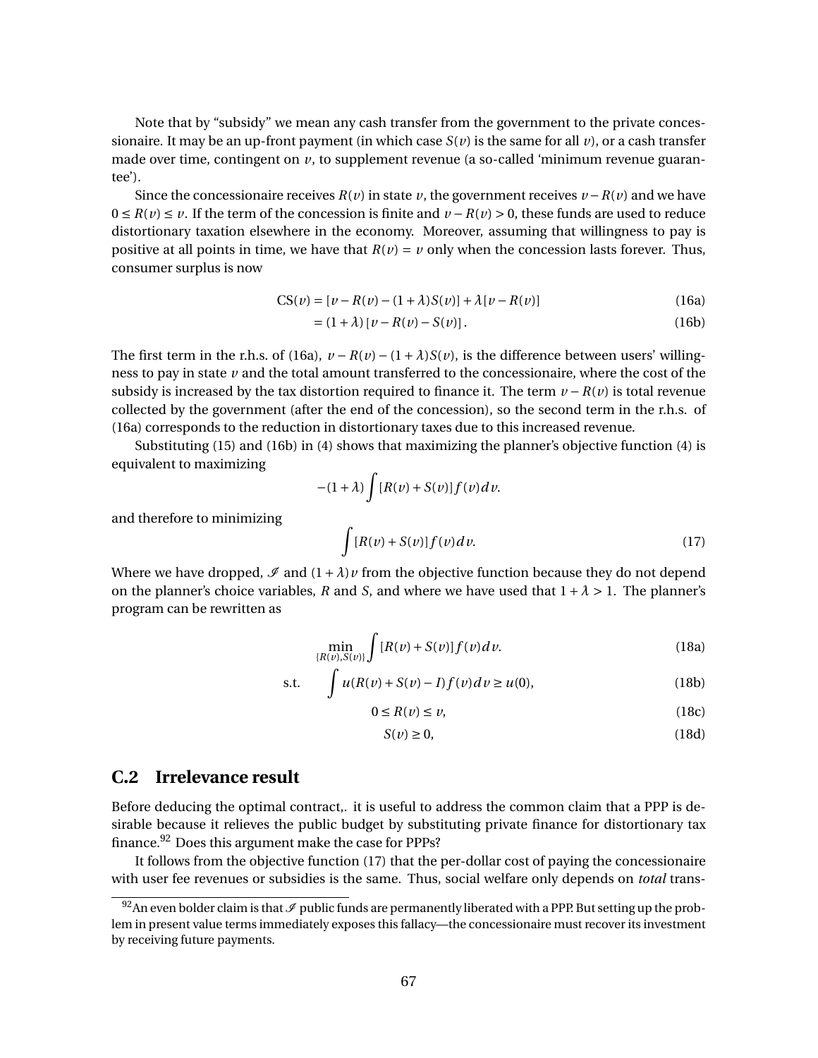Note that by "subsidy" we mean any cash transfer from the government to the private concessionaire. It may be an up-front payment (in which case $S(v)$ is the same for all $v$), or a cash transfer made over time, contingent on $v$, to supplement revenue (a so-called 'minimum revenue guarantee').

Since the concessionaire receives $R(v)$ in state $v$, the government receives $v - R(v)$ and we have $0 \leq R(v) \leq v$. If the term of the concession is finite and $v - R(v) > 0$, these funds are used to reduce distortionary taxation elsewhere in the economy. Moreover, assuming that willingness to pay is positive at all points in time, we have that $R(v) = v$ only when the concession lasts forever. Thus, consumer surplus is now

$$\text{CS}(v) = [v - R(v) - (1+\lambda)S(v)] + \lambda[v - R(v)] \tag{16a}$$

$$= (1+\lambda)[v - R(v) - S(v)]. \tag{16b}$$

The first term in the r.h.s. of (16a), $v - R(v) - (1+\lambda)S(v)$, is the difference between users' willingness to pay in state $v$ and the total amount transferred to the concessionaire, where the cost of the subsidy is increased by the tax distortion required to finance it. The term $v - R(v)$ is total revenue collected by the government (after the end of the concession), so the second term in the r.h.s. of (16a) corresponds to the reduction in distortionary taxes due to this increased revenue.

Substituting (15) and (16b) in (4) shows that maximizing the planner's objective function (4) is equivalent to maximizing

$$-(1+\lambda)\int [R(v) + S(v)] f(v) dv.$$

and therefore to minimizing

$$\int [R(v) + S(v)] f(v) dv. \tag{17}$$

Where we have dropped, $\mathscr{I}$ and $(1+\lambda)v$ from the objective function because they do not depend on the planner's choice variables, $R$ and $S$, and where we have used that $1+\lambda > 1$. The planner's program can be rewritten as

$$\min_{\{R(v),S(v)\}} \int [R(v) + S(v)] f(v) dv. \tag{18a}$$

$$\text{s.t.} \quad \int u(R(v) + S(v) - I) f(v) dv \geq u(0), \tag{18b}$$

$$0 \leq R(v) \leq v, \tag{18c}$$

$$S(v) \geq 0, \tag{18d}$$

## C.2 Irrelevance result

Before deducing the optimal contract,. it is useful to address the common claim that a PPP is desirable because it relieves the public budget by substituting private finance for distortionary tax finance.[92] Does this argument make the case for PPPs?

It follows from the objective function (17) that the per-dollar cost of paying the concessionaire with user fee revenues or subsidies is the same. Thus, social welfare only depends on *total* trans-

[92] An even bolder claim is that $\mathscr{I}$ public funds are permanently liberated with a PPP. But setting up the problem in present value terms immediately exposes this fallacy—the concessionaire must recover its investment by receiving future payments.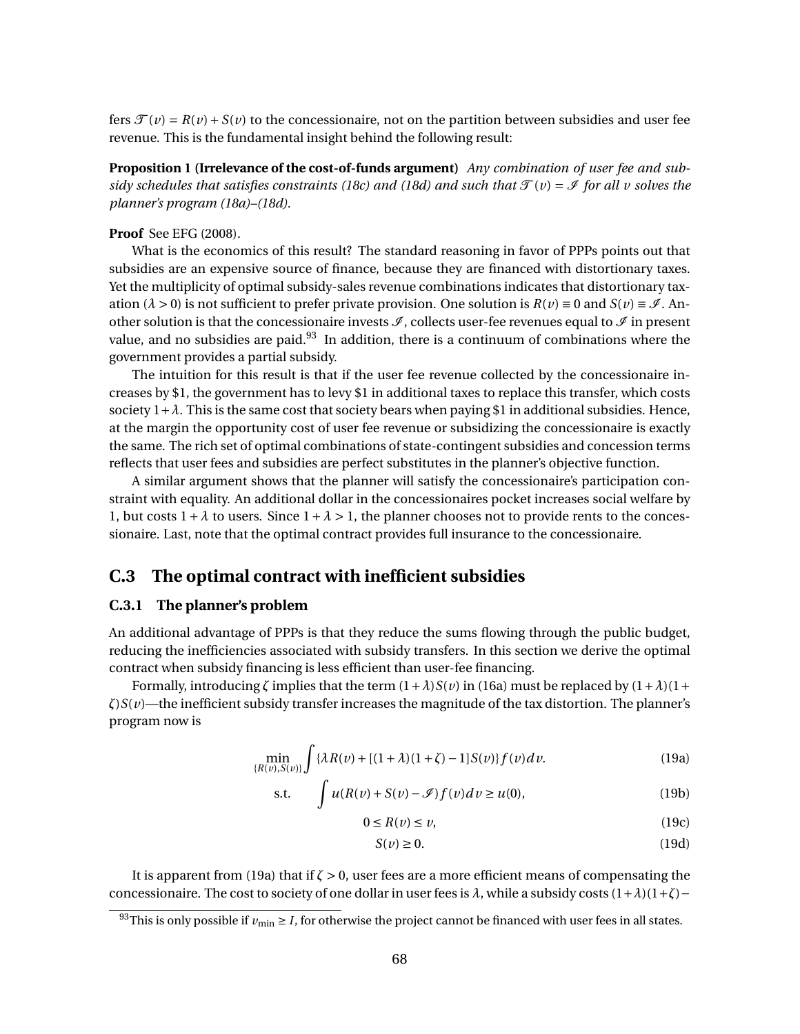fers $\mathcal{T}(v) = R(v) + S(v)$ to the concessionaire, not on the partition between subsidies and user fee revenue. This is the fundamental insight behind the following result:

**Proposition 1 (Irrelevance of the cost-of-funds argument)** *Any combination of user fee and subsidy schedules that satisfies constraints (18c) and (18d) and such that $\mathcal{T}(v) = \mathcal{I}$ for all $v$ solves the planner's program (18a)–(18d).*

**Proof** See EFG (2008).

What is the economics of this result? The standard reasoning in favor of PPPs points out that subsidies are an expensive source of finance, because they are financed with distortionary taxes. Yet the multiplicity of optimal subsidy-sales revenue combinations indicates that distortionary taxation ($\lambda > 0$) is not sufficient to prefer private provision. One solution is $R(v) \equiv 0$ and $S(v) \equiv \mathcal{I}$. Another solution is that the concessionaire invests $\mathcal{I}$, collects user-fee revenues equal to $\mathcal{I}$ in present value, and no subsidies are paid.[93] In addition, there is a continuum of combinations where the government provides a partial subsidy.

The intuition for this result is that if the user fee revenue collected by the concessionaire increases by \$1, the government has to levy \$1 in additional taxes to replace this transfer, which costs society $1+\lambda$. This is the same cost that society bears when paying \$1 in additional subsidies. Hence, at the margin the opportunity cost of user fee revenue or subsidizing the concessionaire is exactly the same. The rich set of optimal combinations of state-contingent subsidies and concession terms reflects that user fees and subsidies are perfect substitutes in the planner's objective function.

A similar argument shows that the planner will satisfy the concessionaire's participation constraint with equality. An additional dollar in the concessionaires pocket increases social welfare by 1, but costs $1+\lambda$ to users. Since $1+\lambda > 1$, the planner chooses not to provide rents to the concessionaire. Last, note that the optimal contract provides full insurance to the concessionaire.

## C.3 The optimal contract with inefficient subsidies

### C.3.1 The planner's problem

An additional advantage of PPPs is that they reduce the sums flowing through the public budget, reducing the inefficiencies associated with subsidy transfers. In this section we derive the optimal contract when subsidy financing is less efficient than user-fee financing.

Formally, introducing $\zeta$ implies that the term $(1+\lambda)S(v)$ in (16a) must be replaced by $(1+\lambda)(1+\zeta)S(v)$—the inefficient subsidy transfer increases the magnitude of the tax distortion. The planner's program now is

$$\min_{\{R(v),S(v)\}} \int \{\lambda R(v) + [(1+\lambda)(1+\zeta) - 1]S(v)\} f(v)\,dv. \tag{19a}$$

$$\text{s.t.} \qquad \int u(R(v) + S(v) - \mathcal{I}) f(v)\,dv \geq u(0), \tag{19b}$$

$$0 \leq R(v) \leq v, \tag{19c}$$

$$S(v) \geq 0. \tag{19d}$$

It is apparent from (19a) that if $\zeta > 0$, user fees are a more efficient means of compensating the concessionaire. The cost to society of one dollar in user fees is $\lambda$, while a subsidy costs $(1+\lambda)(1+\zeta)-$

[93] This is only possible if $v_{\min} \geq I$, for otherwise the project cannot be financed with user fees in all states.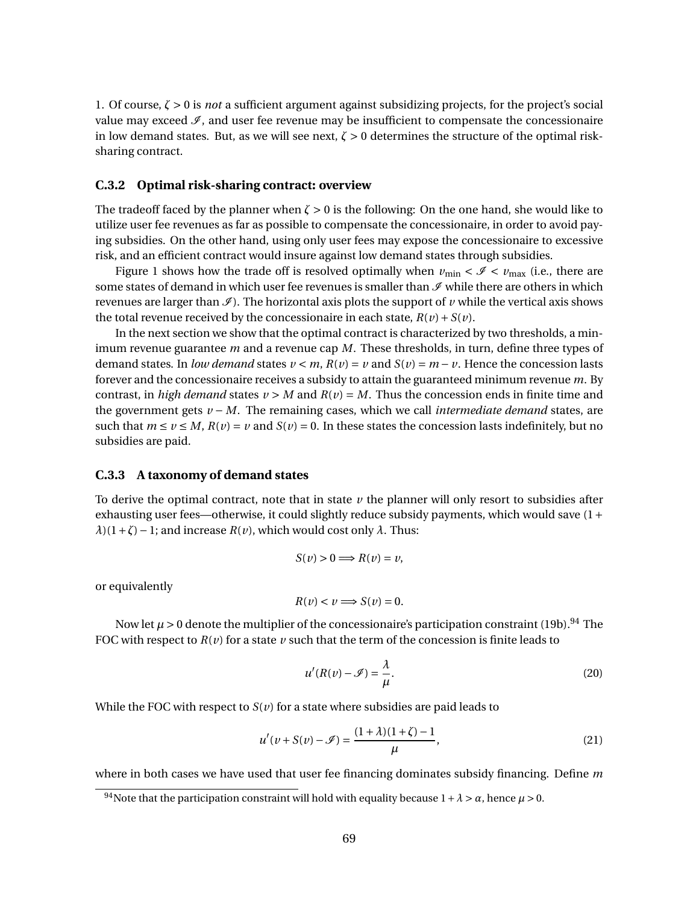1. Of course, $\zeta > 0$ is *not* a sufficient argument against subsidizing projects, for the project's social value may exceed $\mathscr{I}$, and user fee revenue may be insufficient to compensate the concessionaire in low demand states. But, as we will see next, $\zeta > 0$ determines the structure of the optimal risk-sharing contract.

### C.3.2 Optimal risk-sharing contract: overview

The tradeoff faced by the planner when $\zeta > 0$ is the following: On the one hand, she would like to utilize user fee revenues as far as possible to compensate the concessionaire, in order to avoid paying subsidies. On the other hand, using only user fees may expose the concessionaire to excessive risk, and an efficient contract would insure against low demand states through subsidies.

Figure 1 shows how the trade off is resolved optimally when $v_{\min} < \mathscr{I} < v_{\max}$ (i.e., there are some states of demand in which user fee revenues is smaller than $\mathscr{I}$ while there are others in which revenues are larger than $\mathscr{I}$). The horizontal axis plots the support of $v$ while the vertical axis shows the total revenue received by the concessionaire in each state, $R(v) + S(v)$.

In the next section we show that the optimal contract is characterized by two thresholds, a minimum revenue guarantee $m$ and a revenue cap $M$. These thresholds, in turn, define three types of demand states. In *low demand* states $v < m$, $R(v) = v$ and $S(v) = m - v$. Hence the concession lasts forever and the concessionaire receives a subsidy to attain the guaranteed minimum revenue $m$. By contrast, in *high demand* states $v > M$ and $R(v) = M$. Thus the concession ends in finite time and the government gets $v - M$. The remaining cases, which we call *intermediate demand* states, are such that $m \leq v \leq M$, $R(v) = v$ and $S(v) = 0$. In these states the concession lasts indefinitely, but no subsidies are paid.

### C.3.3 A taxonomy of demand states

To derive the optimal contract, note that in state $v$ the planner will only resort to subsidies after exhausting user fees—otherwise, it could slightly reduce subsidy payments, which would save $(1 + \lambda)(1 + \zeta) - 1$; and increase $R(v)$, which would cost only $\lambda$. Thus:

$$S(v) > 0 \Longrightarrow R(v) = v,$$

or equivalently

$$R(v) < v \Longrightarrow S(v) = 0.$$

Now let $\mu > 0$ denote the multiplier of the concessionaire's participation constraint (19b).[94] The FOC with respect to $R(v)$ for a state $v$ such that the term of the concession is finite leads to

$$u'(R(v) - \mathscr{I}) = \frac{\lambda}{\mu}. \tag{20}$$

While the FOC with respect to $S(v)$ for a state where subsidies are paid leads to

$$u'(v + S(v) - \mathscr{I}) = \frac{(1+\lambda)(1+\zeta) - 1}{\mu}, \tag{21}$$

where in both cases we have used that user fee financing dominates subsidy financing. Define $m$

[94] Note that the participation constraint will hold with equality because $1 + \lambda > \alpha$, hence $\mu > 0$.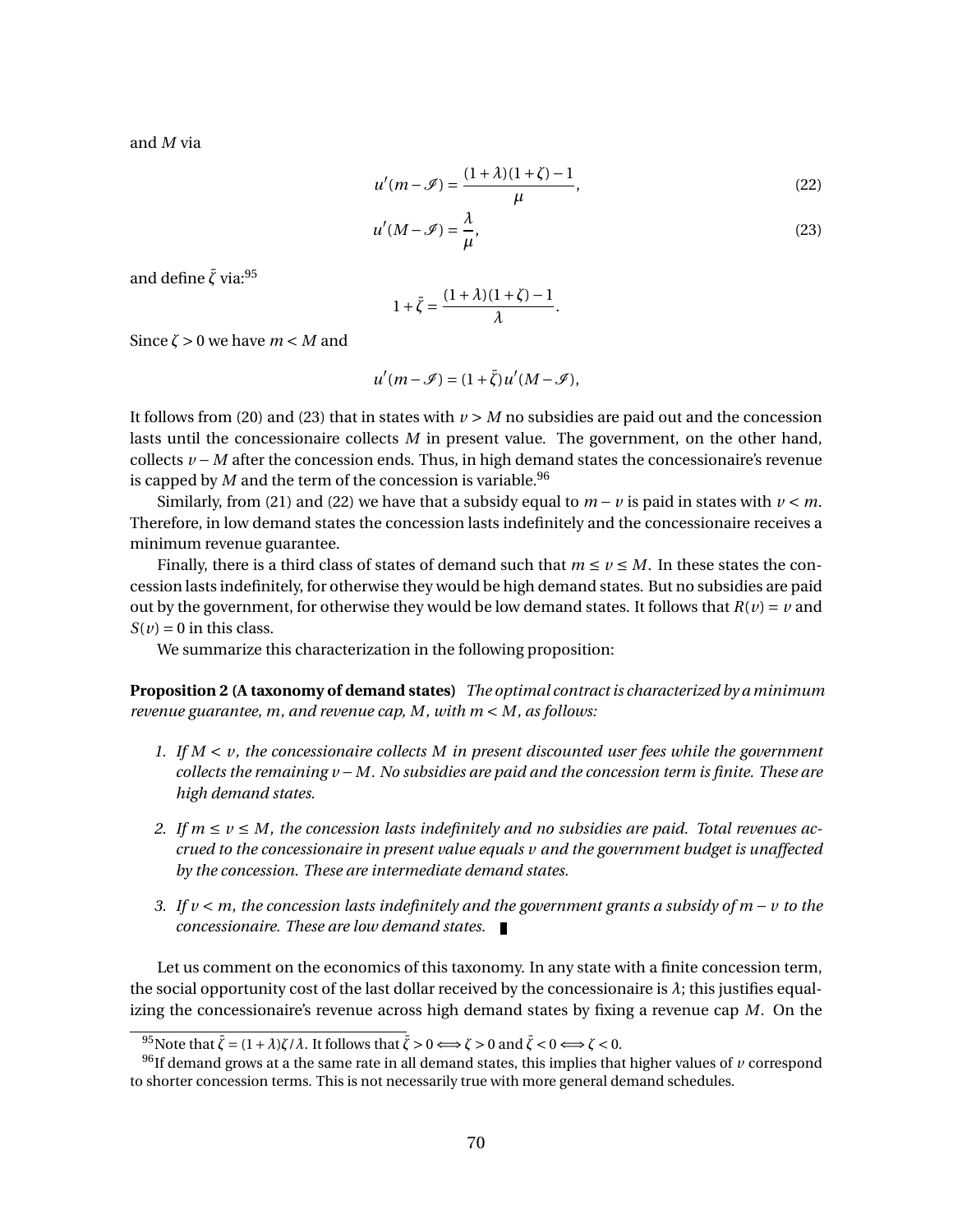and $M$ via

$$u'(m - \mathscr{I}) = \frac{(1+\lambda)(1+\zeta) - 1}{\mu}, \tag{22}$$

$$u'(M - \mathscr{I}) = \frac{\lambda}{\mu}, \tag{23}$$

and define $\bar{\zeta}$ via:[95]

$$1 + \bar{\zeta} = \frac{(1+\lambda)(1+\zeta) - 1}{\lambda}.$$

Since $\zeta > 0$ we have $m < M$ and

$$u'(m - \mathscr{I}) = (1 + \bar{\zeta}) u'(M - \mathscr{I}),$$

It follows from (20) and (23) that in states with $v > M$ no subsidies are paid out and the concession lasts until the concessionaire collects $M$ in present value. The government, on the other hand, collects $v - M$ after the concession ends. Thus, in high demand states the concessionaire's revenue is capped by $M$ and the term of the concession is variable.[96]

Similarly, from (21) and (22) we have that a subsidy equal to $m - v$ is paid in states with $v < m$. Therefore, in low demand states the concession lasts indefinitely and the concessionaire receives a minimum revenue guarantee.

Finally, there is a third class of states of demand such that $m \leq v \leq M$. In these states the concession lasts indefinitely, for otherwise they would be high demand states. But no subsidies are paid out by the government, for otherwise they would be low demand states. It follows that $R(v) = v$ and $S(v) = 0$ in this class.

We summarize this characterization in the following proposition:

**Proposition 2 (A taxonomy of demand states)** *The optimal contract is characterized by a minimum revenue guarantee, $m$, and revenue cap, $M$, with $m < M$, as follows:*

1. *If $M < v$, the concessionaire collects $M$ in present discounted user fees while the government collects the remaining $v - M$. No subsidies are paid and the concession term is finite. These are high demand states.*

2. *If $m \leq v \leq M$, the concession lasts indefinitely and no subsidies are paid. Total revenues accrued to the concessionaire in present value equals $v$ and the government budget is unaffected by the concession. These are intermediate demand states.*

3. *If $v < m$, the concession lasts indefinitely and the government grants a subsidy of $m - v$ to the concessionaire. These are low demand states.* ∎

Let us comment on the economics of this taxonomy. In any state with a finite concession term, the social opportunity cost of the last dollar received by the concessionaire is $\lambda$; this justifies equalizing the concessionaire's revenue across high demand states by fixing a revenue cap $M$. On the

[95] Note that $\bar{\zeta} = (1+\lambda)\zeta/\lambda$. It follows that $\bar{\zeta} > 0 \iff \zeta > 0$ and $\bar{\zeta} < 0 \iff \zeta < 0$.

[96] If demand grows at a the same rate in all demand states, this implies that higher values of $v$ correspond to shorter concession terms. This is not necessarily true with more general demand schedules.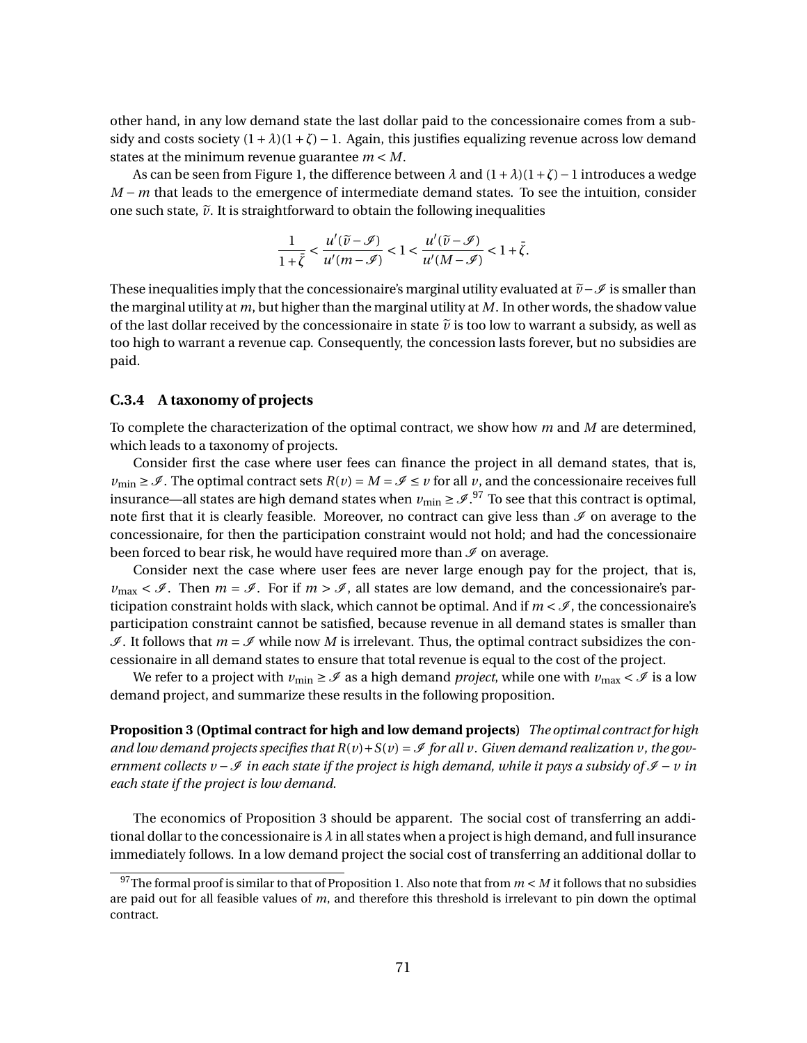other hand, in any low demand state the last dollar paid to the concessionaire comes from a subsidy and costs society $(1+\lambda)(1+\zeta)-1$. Again, this justifies equalizing revenue across low demand states at the minimum revenue guarantee $m < M$.

As can be seen from Figure 1, the difference between $\lambda$ and $(1+\lambda)(1+\zeta)-1$ introduces a wedge $M-m$ that leads to the emergence of intermediate demand states. To see the intuition, consider one such state, $\tilde{v}$. It is straightforward to obtain the following inequalities

$$\frac{1}{1+\bar{\zeta}} < \frac{u'(\tilde{v}-\mathscr{I})}{u'(m-\mathscr{I})} < 1 < \frac{u'(\tilde{v}-\mathscr{I})}{u'(M-\mathscr{I})} < 1+\bar{\zeta}.$$

These inequalities imply that the concessionaire's marginal utility evaluated at $\tilde{v}-\mathscr{I}$ is smaller than the marginal utility at $m$, but higher than the marginal utility at $M$. In other words, the shadow value of the last dollar received by the concessionaire in state $\tilde{v}$ is too low to warrant a subsidy, as well as too high to warrant a revenue cap. Consequently, the concession lasts forever, but no subsidies are paid.

### C.3.4 A taxonomy of projects

To complete the characterization of the optimal contract, we show how $m$ and $M$ are determined, which leads to a taxonomy of projects.

Consider first the case where user fees can finance the project in all demand states, that is, $v_{\min} \geq \mathscr{I}$. The optimal contract sets $R(v) = M = \mathscr{I} \leq v$ for all $v$, and the concessionaire receives full insurance—all states are high demand states when $v_{\min} \geq \mathscr{I}$.[97] To see that this contract is optimal, note first that it is clearly feasible. Moreover, no contract can give less than $\mathscr{I}$ on average to the concessionaire, for then the participation constraint would not hold; and had the concessionaire been forced to bear risk, he would have required more than $\mathscr{I}$ on average.

Consider next the case where user fees are never large enough pay for the project, that is, $v_{\max} < \mathscr{I}$. Then $m = \mathscr{I}$. For if $m > \mathscr{I}$, all states are low demand, and the concessionaire's participation constraint holds with slack, which cannot be optimal. And if $m < \mathscr{I}$, the concessionaire's participation constraint cannot be satisfied, because revenue in all demand states is smaller than $\mathscr{I}$. It follows that $m = \mathscr{I}$ while now $M$ is irrelevant. Thus, the optimal contract subsidizes the concessionaire in all demand states to ensure that total revenue is equal to the cost of the project.

We refer to a project with $v_{\min} \geq \mathscr{I}$ as a high demand *project*, while one with $v_{\max} < \mathscr{I}$ is a low demand project, and summarize these results in the following proposition.

**Proposition 3 (Optimal contract for high and low demand projects)** *The optimal contract for high and low demand projects specifies that $R(v)+S(v) = \mathscr{I}$ for all $v$. Given demand realization $v$, the government collects $v-\mathscr{I}$ in each state if the project is high demand, while it pays a subsidy of $\mathscr{I}-v$ in each state if the project is low demand.*

The economics of Proposition 3 should be apparent. The social cost of transferring an additional dollar to the concessionaire is $\lambda$ in all states when a project is high demand, and full insurance immediately follows. In a low demand project the social cost of transferring an additional dollar to

[97] The formal proof is similar to that of Proposition 1. Also note that from $m < M$ it follows that no subsidies are paid out for all feasible values of $m$, and therefore this threshold is irrelevant to pin down the optimal contract.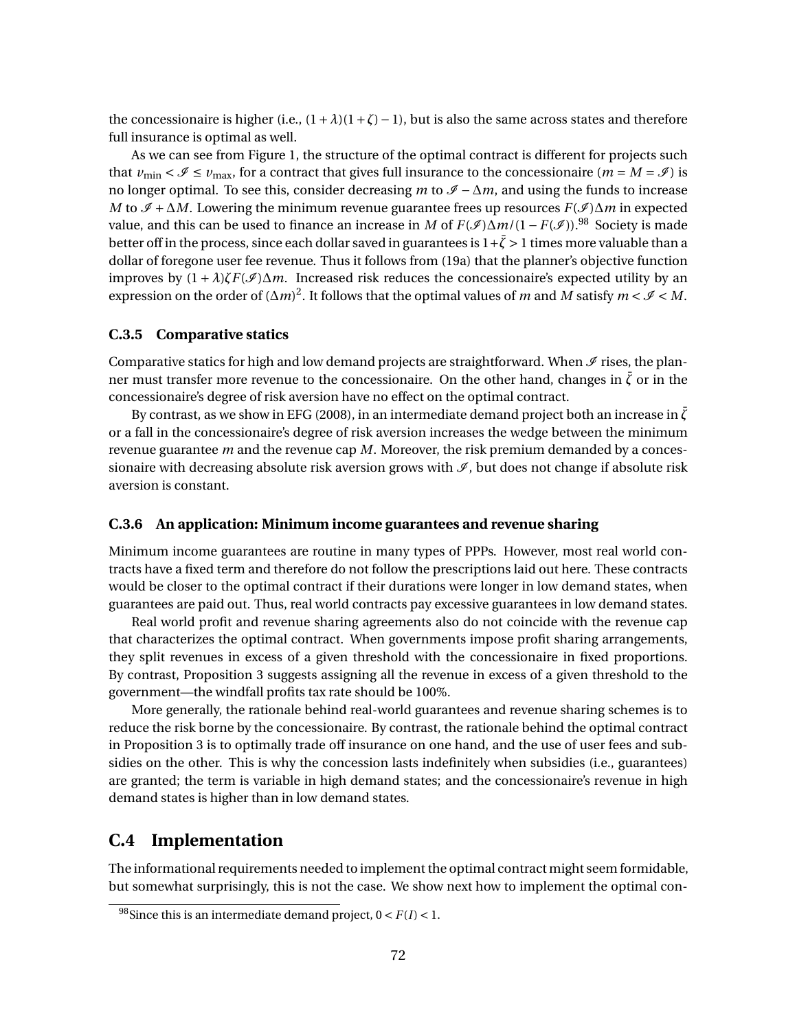the concessionaire is higher (i.e., $(1+\lambda)(1+\zeta)-1$), but is also the same across states and therefore full insurance is optimal as well.

As we can see from Figure 1, the structure of the optimal contract is different for projects such that $v_{\min} < \mathscr{I} \leq v_{\max}$, for a contract that gives full insurance to the concessionaire ($m = M = \mathscr{I}$) is no longer optimal. To see this, consider decreasing $m$ to $\mathscr{I} - \Delta m$, and using the funds to increase $M$ to $\mathscr{I} + \Delta M$. Lowering the minimum revenue guarantee frees up resources $F(\mathscr{I})\Delta m$ in expected value, and this can be used to finance an increase in $M$ of $F(\mathscr{I})\Delta m/(1-F(\mathscr{I}))$.[98] Society is made better off in the process, since each dollar saved in guarantees is $1+\bar{\zeta} > 1$ times more valuable than a dollar of foregone user fee revenue. Thus it follows from (19a) that the planner's objective function improves by $(1+\lambda)\zeta F(\mathscr{I})\Delta m$. Increased risk reduces the concessionaire's expected utility by an expression on the order of $(\Delta m)^2$. It follows that the optimal values of $m$ and $M$ satisfy $m < \mathscr{I} < M$.

### C.3.5 Comparative statics

Comparative statics for high and low demand projects are straightforward. When $\mathscr{I}$ rises, the planner must transfer more revenue to the concessionaire. On the other hand, changes in $\bar{\zeta}$ or in the concessionaire's degree of risk aversion have no effect on the optimal contract.

By contrast, as we show in EFG (2008), in an intermediate demand project both an increase in $\bar{\zeta}$ or a fall in the concessionaire's degree of risk aversion increases the wedge between the minimum revenue guarantee $m$ and the revenue cap $M$. Moreover, the risk premium demanded by a concessionaire with decreasing absolute risk aversion grows with $\mathscr{I}$, but does not change if absolute risk aversion is constant.

### C.3.6 An application: Minimum income guarantees and revenue sharing

Minimum income guarantees are routine in many types of PPPs. However, most real world contracts have a fixed term and therefore do not follow the prescriptions laid out here. These contracts would be closer to the optimal contract if their durations were longer in low demand states, when guarantees are paid out. Thus, real world contracts pay excessive guarantees in low demand states.

Real world profit and revenue sharing agreements also do not coincide with the revenue cap that characterizes the optimal contract. When governments impose profit sharing arrangements, they split revenues in excess of a given threshold with the concessionaire in fixed proportions. By contrast, Proposition 3 suggests assigning all the revenue in excess of a given threshold to the government—the windfall profits tax rate should be 100%.

More generally, the rationale behind real-world guarantees and revenue sharing schemes is to reduce the risk borne by the concessionaire. By contrast, the rationale behind the optimal contract in Proposition 3 is to optimally trade off insurance on one hand, and the use of user fees and subsidies on the other. This is why the concession lasts indefinitely when subsidies (i.e., guarantees) are granted; the term is variable in high demand states; and the concessionaire's revenue in high demand states is higher than in low demand states.

## C.4 Implementation

The informational requirements needed to implement the optimal contract might seem formidable, but somewhat surprisingly, this is not the case. We show next how to implement the optimal con-

[98] Since this is an intermediate demand project, $0 < F(I) < 1$.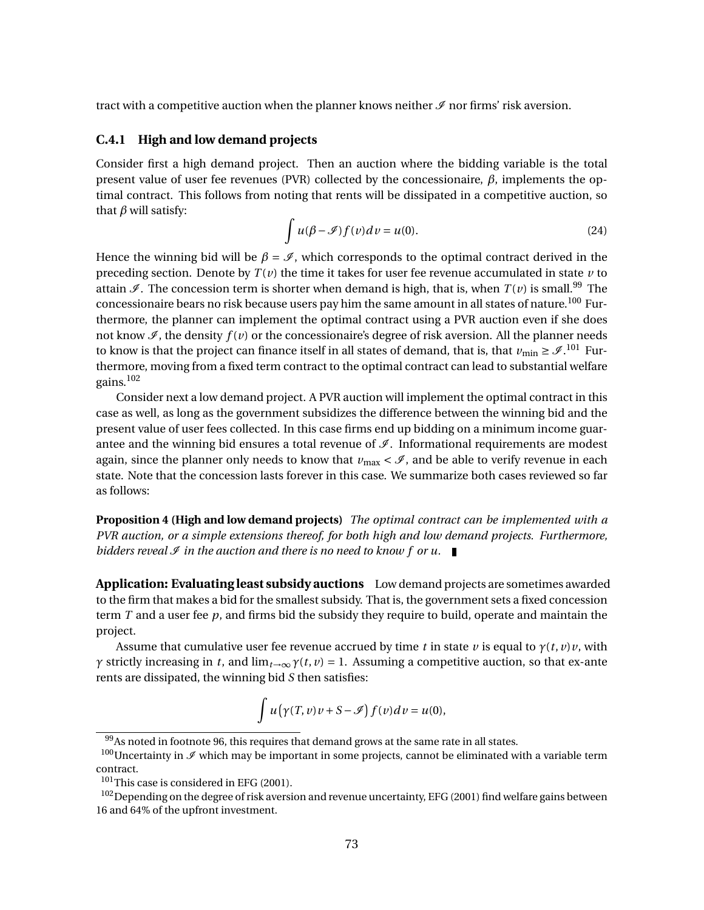tract with a competitive auction when the planner knows neither $\mathscr{I}$ nor firms' risk aversion.

### C.4.1 High and low demand projects

Consider first a high demand project. Then an auction where the bidding variable is the total present value of user fee revenues (PVR) collected by the concessionaire, $\beta$, implements the optimal contract. This follows from noting that rents will be dissipated in a competitive auction, so that $\beta$ will satisfy:

$$\int u(\beta - \mathscr{I}) f(v) dv = u(0). \tag{24}$$

Hence the winning bid will be $\beta = \mathscr{I}$, which corresponds to the optimal contract derived in the preceding section. Denote by $T(v)$ the time it takes for user fee revenue accumulated in state $v$ to attain $\mathscr{I}$. The concession term is shorter when demand is high, that is, when $T(v)$ is small.[99] The concessionaire bears no risk because users pay him the same amount in all states of nature.[100] Furthermore, the planner can implement the optimal contract using a PVR auction even if she does not know $\mathscr{I}$, the density $f(v)$ or the concessionaire's degree of risk aversion. All the planner needs to know is that the project can finance itself in all states of demand, that is, that $v_{\min} \geq \mathscr{I}$.[101] Furthermore, moving from a fixed term contract to the optimal contract can lead to substantial welfare gains.[102]

Consider next a low demand project. A PVR auction will implement the optimal contract in this case as well, as long as the government subsidizes the difference between the winning bid and the present value of user fees collected. In this case firms end up bidding on a minimum income guarantee and the winning bid ensures a total revenue of $\mathscr{I}$. Informational requirements are modest again, since the planner only needs to know that $v_{\max} < \mathscr{I}$, and be able to verify revenue in each state. Note that the concession lasts forever in this case. We summarize both cases reviewed so far as follows:

**Proposition 4 (High and low demand projects)** *The optimal contract can be implemented with a PVR auction, or a simple extensions thereof, for both high and low demand projects. Furthermore, bidders reveal $\mathscr{I}$ in the auction and there is no need to know $f$ or $u$.* ∎

**Application: Evaluating least subsidy auctions** Low demand projects are sometimes awarded to the firm that makes a bid for the smallest subsidy. That is, the government sets a fixed concession term $T$ and a user fee $p$, and firms bid the subsidy they require to build, operate and maintain the project.

Assume that cumulative user fee revenue accrued by time $t$ in state $v$ is equal to $\gamma(t, v)v$, with $\gamma$ strictly increasing in $t$, and $\lim_{t\to\infty} \gamma(t, v) = 1$. Assuming a competitive auction, so that ex-ante rents are dissipated, the winning bid $S$ then satisfies:

$$\int u\big(\gamma(T, v)v + S - \mathscr{I}\big) f(v) dv = u(0),$$

[99] As noted in footnote 96, this requires that demand grows at the same rate in all states.

[100] Uncertainty in $\mathscr{I}$ which may be important in some projects, cannot be eliminated with a variable term contract.

[101] This case is considered in EFG (2001).

[102] Depending on the degree of risk aversion and revenue uncertainty, EFG (2001) find welfare gains between 16 and 64% of the upfront investment.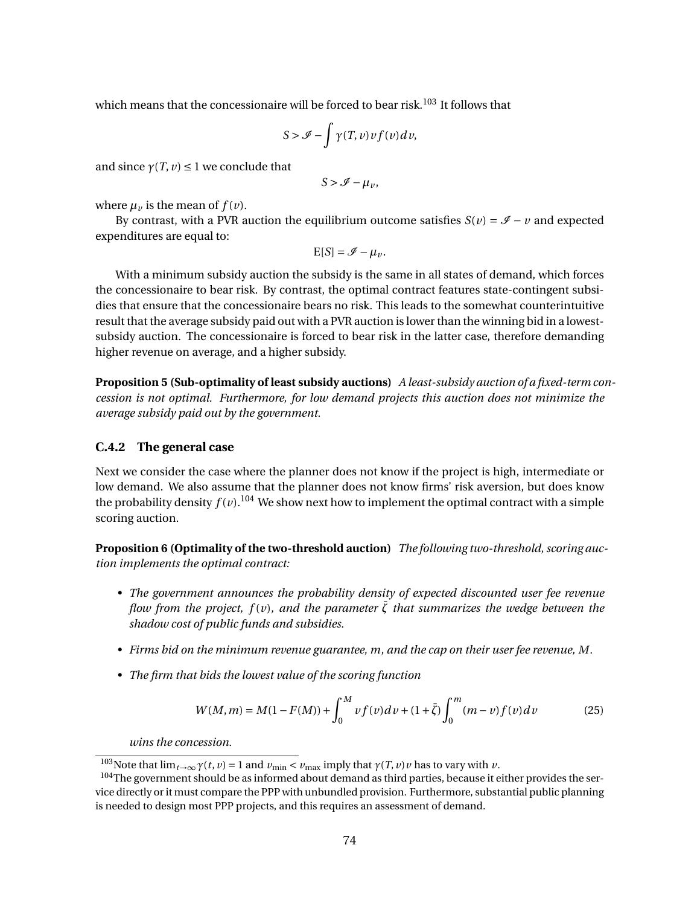which means that the concessionaire will be forced to bear risk.[103] It follows that

$$S > \mathscr{I} - \int \gamma(T, v) v f(v) dv,$$

and since $\gamma(T, v) \leq 1$ we conclude that

$$S > \mathscr{I} - \mu_v,$$

where $\mu_v$ is the mean of $f(v)$.

By contrast, with a PVR auction the equilibrium outcome satisfies $S(v) = \mathscr{I} - v$ and expected expenditures are equal to:

$$\mathrm{E}[S] = \mathscr{I} - \mu_v.$$

With a minimum subsidy auction the subsidy is the same in all states of demand, which forces the concessionaire to bear risk. By contrast, the optimal contract features state-contingent subsidies that ensure that the concessionaire bears no risk. This leads to the somewhat counterintuitive result that the average subsidy paid out with a PVR auction is lower than the winning bid in a lowest-subsidy auction. The concessionaire is forced to bear risk in the latter case, therefore demanding higher revenue on average, and a higher subsidy.

**Proposition 5 (Sub-optimality of least subsidy auctions)** *A least-subsidy auction of a fixed-term concession is not optimal. Furthermore, for low demand projects this auction does not minimize the average subsidy paid out by the government.*

### C.4.2 The general case

Next we consider the case where the planner does not know if the project is high, intermediate or low demand. We also assume that the planner does not know firms' risk aversion, but does know the probability density $f(v)$.[104] We show next how to implement the optimal contract with a simple scoring auction.

**Proposition 6 (Optimality of the two-threshold auction)** *The following two-threshold, scoring auction implements the optimal contract:*

- *The government announces the probability density of expected discounted user fee revenue flow from the project, $f(v)$, and the parameter $\bar{\zeta}$ that summarizes the wedge between the shadow cost of public funds and subsidies.*
- *Firms bid on the minimum revenue guarantee, $m$, and the cap on their user fee revenue, $M$.*
- *The firm that bids the lowest value of the scoring function*

$$W(M, m) = M(1 - F(M)) + \int_0^M v f(v) dv + (1 + \bar{\zeta}) \int_0^m (m - v) f(v) dv \tag{25}$$

*wins the concession.*

---

[103] Note that $\lim_{t\to\infty} \gamma(t, v) = 1$ and $v_{\min} < v_{\max}$ imply that $\gamma(T, v)v$ has to vary with $v$.

[104] The government should be as informed about demand as third parties, because it either provides the service directly or it must compare the PPP with unbundled provision. Furthermore, substantial public planning is needed to design most PPP projects, and this requires an assessment of demand.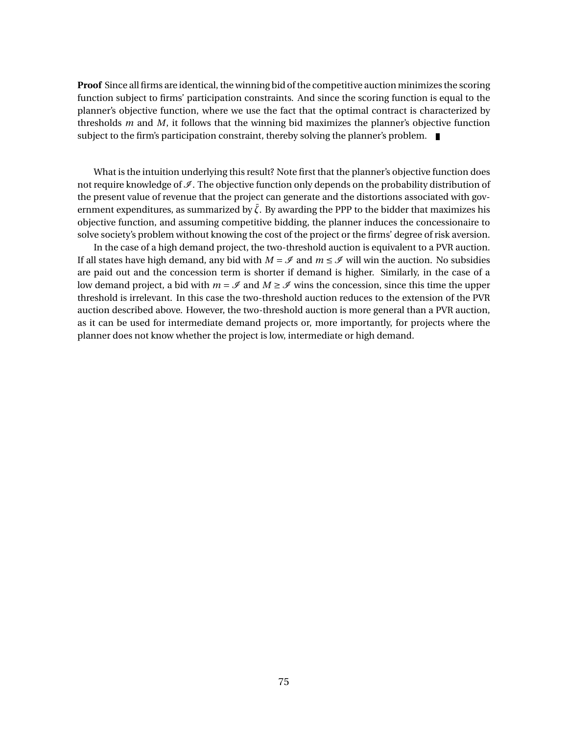**Proof** Since all firms are identical, the winning bid of the competitive auction minimizes the scoring function subject to firms' participation constraints. And since the scoring function is equal to the planner's objective function, where we use the fact that the optimal contract is characterized by thresholds $m$ and $M$, it follows that the winning bid maximizes the planner's objective function subject to the firm's participation constraint, thereby solving the planner's problem. ∎

What is the intuition underlying this result? Note first that the planner's objective function does not require knowledge of $\mathscr{I}$. The objective function only depends on the probability distribution of the present value of revenue that the project can generate and the distortions associated with government expenditures, as summarized by $\bar{\zeta}$. By awarding the PPP to the bidder that maximizes his objective function, and assuming competitive bidding, the planner induces the concessionaire to solve society's problem without knowing the cost of the project or the firms' degree of risk aversion.

In the case of a high demand project, the two-threshold auction is equivalent to a PVR auction. If all states have high demand, any bid with $M = \mathscr{I}$ and $m \leq \mathscr{I}$ will win the auction. No subsidies are paid out and the concession term is shorter if demand is higher. Similarly, in the case of a low demand project, a bid with $m = \mathscr{I}$ and $M \geq \mathscr{I}$ wins the concession, since this time the upper threshold is irrelevant. In this case the two-threshold auction reduces to the extension of the PVR auction described above. However, the two-threshold auction is more general than a PVR auction, as it can be used for intermediate demand projects or, more importantly, for projects where the planner does not know whether the project is low, intermediate or high demand.